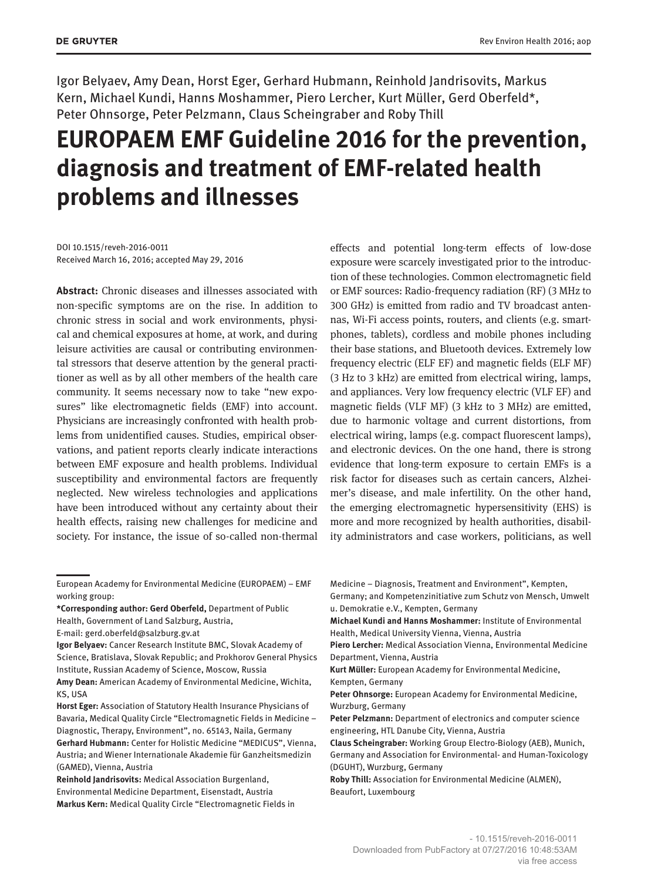Igor Belyaev, Amy Dean, Horst Eger, Gerhard Hubmann, Reinhold Jandrisovits, Markus Kern, Michael Kundi, Hanns Moshammer, Piero Lercher, Kurt Müller, Gerd Oberfeld*, Peter Ohnsorge, Peter Pelzmann, Claus Scheingraber and Roby Thill

# EUROPAEM EMF Guideline 2016 for the prevention, diagnosis and treatment of EMF-related health problems and illnesses

DOI 10.1515/reveh-2016-0011
Received March 16, 2016; accepted May 29, 2016

**Abstract:** Chronic diseases and illnesses associated with non-specific symptoms are on the rise. In addition to chronic stress in social and work environments, physical and chemical exposures at home, at work, and during leisure activities are causal or contributing environmental stressors that deserve attention by the general practitioner as well as by all other members of the health care community. It seems necessary now to take "new exposures" like electromagnetic fields (EMF) into account. Physicians are increasingly confronted with health problems from unidentified causes. Studies, empirical observations, and patient reports clearly indicate interactions between EMF exposure and health problems. Individual susceptibility and environmental factors are frequently neglected. New wireless technologies and applications have been introduced without any certainty about their health effects, raising new challenges for medicine and society. For instance, the issue of so-called non-thermal effects and potential long-term effects of low-dose exposure were scarcely investigated prior to the introduction of these technologies. Common electromagnetic field or EMF sources: Radio-frequency radiation (RF) (3 MHz to 300 GHz) is emitted from radio and TV broadcast antennas, Wi-Fi access points, routers, and clients (e.g. smartphones, tablets), cordless and mobile phones including their base stations, and Bluetooth devices. Extremely low frequency electric (ELF EF) and magnetic fields (ELF MF) (3 Hz to 3 kHz) are emitted from electrical wiring, lamps, and appliances. Very low frequency electric (VLF EF) and magnetic fields (VLF MF) (3 kHz to 3 MHz) are emitted, due to harmonic voltage and current distortions, from electrical wiring, lamps (e.g. compact fluorescent lamps), and electronic devices. On the one hand, there is strong evidence that long-term exposure to certain EMFs is a risk factor for diseases such as certain cancers, Alzheimer's disease, and male infertility. On the other hand, the emerging electromagnetic hypersensitivity (EHS) is more and more recognized by health authorities, disability administrators and case workers, politicians, as well

---

European Academy for Environmental Medicine (EUROPAEM) – EMF working group:

***Corresponding author: Gerd Oberfeld,** Department of Public Health, Government of Land Salzburg, Austria, E-mail: gerd.oberfeld@salzburg.gv.at

**Igor Belyaev:** Cancer Research Institute BMC, Slovak Academy of Science, Bratislava, Slovak Republic; and Prokhorov General Physics Institute, Russian Academy of Science, Moscow, Russia

**Amy Dean:** American Academy of Environmental Medicine, Wichita, KS, USA

**Horst Eger:** Association of Statutory Health Insurance Physicians of Bavaria, Medical Quality Circle "Electromagnetic Fields in Medicine – Diagnostic, Therapy, Environment", no. 65143, Naila, Germany

**Gerhard Hubmann:** Center for Holistic Medicine "MEDICUS", Vienna, Austria; and Wiener Internationale Akademie für Ganzheitsmedizin (GAMED), Vienna, Austria

**Reinhold Jandrisovits:** Medical Association Burgenland, Environmental Medicine Department, Eisenstadt, Austria

**Markus Kern:** Medical Quality Circle "Electromagnetic Fields in Medicine – Diagnosis, Treatment and Environment", Kempten, Germany; and Kompetenzinitiative zum Schutz von Mensch, Umwelt u. Demokratie e.V., Kempten, Germany

**Michael Kundi and Hanns Moshammer:** Institute of Environmental Health, Medical University Vienna, Vienna, Austria

**Piero Lercher:** Medical Association Vienna, Environmental Medicine Department, Vienna, Austria

**Kurt Müller:** European Academy for Environmental Medicine, Kempten, Germany

**Peter Ohnsorge:** European Academy for Environmental Medicine, Wurzburg, Germany

**Peter Pelzmann:** Department of electronics and computer science engineering, HTL Danube City, Vienna, Austria

**Claus Scheingraber:** Working Group Electro-Biology (AEB), Munich, Germany and Association for Environmental- and Human-Toxicology (DGUHT), Wurzburg, Germany

**Roby Thill:** Association for Environmental Medicine (ALMEN), Beaufort, Luxembourg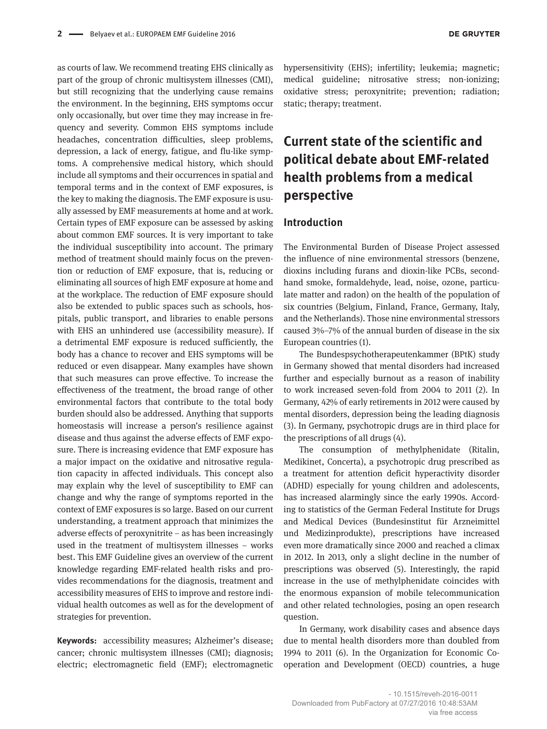as courts of law. We recommend treating EHS clinically as part of the group of chronic multisystem illnesses (CMI), but still recognizing that the underlying cause remains the environment. In the beginning, EHS symptoms occur only occasionally, but over time they may increase in frequency and severity. Common EHS symptoms include headaches, concentration difficulties, sleep problems, depression, a lack of energy, fatigue, and flu-like symptoms. A comprehensive medical history, which should include all symptoms and their occurrences in spatial and temporal terms and in the context of EMF exposures, is the key to making the diagnosis. The EMF exposure is usually assessed by EMF measurements at home and at work. Certain types of EMF exposure can be assessed by asking about common EMF sources. It is very important to take the individual susceptibility into account. The primary method of treatment should mainly focus on the prevention or reduction of EMF exposure, that is, reducing or eliminating all sources of high EMF exposure at home and at the workplace. The reduction of EMF exposure should also be extended to public spaces such as schools, hospitals, public transport, and libraries to enable persons with EHS an unhindered use (accessibility measure). If a detrimental EMF exposure is reduced sufficiently, the body has a chance to recover and EHS symptoms will be reduced or even disappear. Many examples have shown that such measures can prove effective. To increase the effectiveness of the treatment, the broad range of other environmental factors that contribute to the total body burden should also be addressed. Anything that supports homeostasis will increase a person's resilience against disease and thus against the adverse effects of EMF exposure. There is increasing evidence that EMF exposure has a major impact on the oxidative and nitrosative regulation capacity in affected individuals. This concept also may explain why the level of susceptibility to EMF can change and why the range of symptoms reported in the context of EMF exposures is so large. Based on our current understanding, a treatment approach that minimizes the adverse effects of peroxynitrite – as has been increasingly used in the treatment of multisystem illnesses – works best. This EMF Guideline gives an overview of the current knowledge regarding EMF-related health risks and provides recommendations for the diagnosis, treatment and accessibility measures of EHS to improve and restore individual health outcomes as well as for the development of strategies for prevention.

**Keywords:** accessibility measures; Alzheimer's disease; cancer; chronic multisystem illnesses (CMI); diagnosis; electric; electromagnetic field (EMF); electromagnetic hypersensitivity (EHS); infertility; leukemia; magnetic; medical guideline; nitrosative stress; non-ionizing; oxidative stress; peroxynitrite; prevention; radiation; static; therapy; treatment.

# Current state of the scientific and political debate about EMF-related health problems from a medical perspective

## Introduction

The Environmental Burden of Disease Project assessed the influence of nine environmental stressors (benzene, dioxins including furans and dioxin-like PCBs, secondhand smoke, formaldehyde, lead, noise, ozone, particulate matter and radon) on the health of the population of six countries (Belgium, Finland, France, Germany, Italy, and the Netherlands). Those nine environmental stressors caused 3%–7% of the annual burden of disease in the six European countries (1).

The Bundespsychotherapeutenkammer (BPtK) study in Germany showed that mental disorders had increased further and especially burnout as a reason of inability to work increased seven-fold from 2004 to 2011 (2). In Germany, 42% of early retirements in 2012 were caused by mental disorders, depression being the leading diagnosis (3). In Germany, psychotropic drugs are in third place for the prescriptions of all drugs (4).

The consumption of methylphenidate (Ritalin, Medikinet, Concerta), a psychotropic drug prescribed as a treatment for attention deficit hyperactivity disorder (ADHD) especially for young children and adolescents, has increased alarmingly since the early 1990s. According to statistics of the German Federal Institute for Drugs and Medical Devices (Bundesinstitut für Arzneimittel und Medizinprodukte), prescriptions have increased even more dramatically since 2000 and reached a climax in 2012. In 2013, only a slight decline in the number of prescriptions was observed (5). Interestingly, the rapid increase in the use of methylphenidate coincides with the enormous expansion of mobile telecommunication and other related technologies, posing an open research question.

In Germany, work disability cases and absence days due to mental health disorders more than doubled from 1994 to 2011 (6). In the Organization for Economic Co-operation and Development (OECD) countries, a huge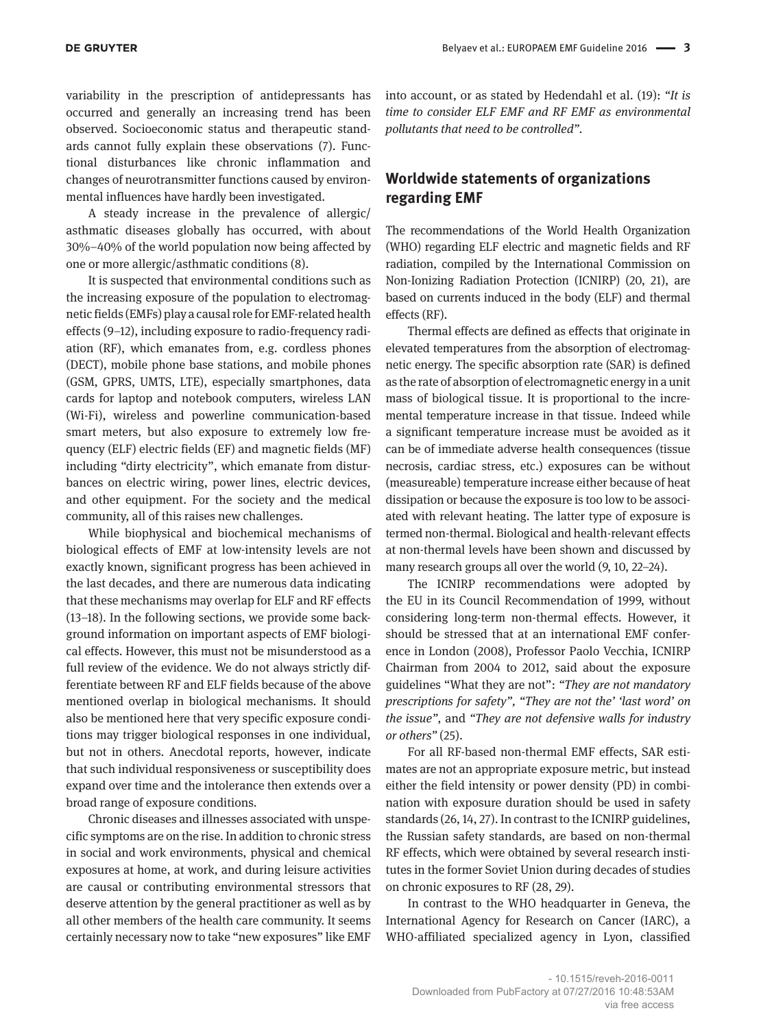variability in the prescription of antidepressants has occurred and generally an increasing trend has been observed. Socioeconomic status and therapeutic standards cannot fully explain these observations (7). Functional disturbances like chronic inflammation and changes of neurotransmitter functions caused by environmental influences have hardly been investigated.

A steady increase in the prevalence of allergic/asthmatic diseases globally has occurred, with about 30%–40% of the world population now being affected by one or more allergic/asthmatic conditions (8).

It is suspected that environmental conditions such as the increasing exposure of the population to electromagnetic fields (EMFs) play a causal role for EMF-related health effects (9–12), including exposure to radio-frequency radiation (RF), which emanates from, e.g. cordless phones (DECT), mobile phone base stations, and mobile phones (GSM, GPRS, UMTS, LTE), especially smartphones, data cards for laptop and notebook computers, wireless LAN (Wi-Fi), wireless and powerline communication-based smart meters, but also exposure to extremely low frequency (ELF) electric fields (EF) and magnetic fields (MF) including "dirty electricity", which emanate from disturbances on electric wiring, power lines, electric devices, and other equipment. For the society and the medical community, all of this raises new challenges.

While biophysical and biochemical mechanisms of biological effects of EMF at low-intensity levels are not exactly known, significant progress has been achieved in the last decades, and there are numerous data indicating that these mechanisms may overlap for ELF and RF effects (13–18). In the following sections, we provide some background information on important aspects of EMF biological effects. However, this must not be misunderstood as a full review of the evidence. We do not always strictly differentiate between RF and ELF fields because of the above mentioned overlap in biological mechanisms. It should also be mentioned here that very specific exposure conditions may trigger biological responses in one individual, but not in others. Anecdotal reports, however, indicate that such individual responsiveness or susceptibility does expand over time and the intolerance then extends over a broad range of exposure conditions.

Chronic diseases and illnesses associated with unspecific symptoms are on the rise. In addition to chronic stress in social and work environments, physical and chemical exposures at home, at work, and during leisure activities are causal or contributing environmental stressors that deserve attention by the general practitioner as well as by all other members of the health care community. It seems certainly necessary now to take "new exposures" like EMF into account, or as stated by Hedendahl et al. (19): *"It is time to consider ELF EMF and RF EMF as environmental pollutants that need to be controlled"*.

## Worldwide statements of organizations regarding EMF

The recommendations of the World Health Organization (WHO) regarding ELF electric and magnetic fields and RF radiation, compiled by the International Commission on Non-Ionizing Radiation Protection (ICNIRP) (20, 21), are based on currents induced in the body (ELF) and thermal effects (RF).

Thermal effects are defined as effects that originate in elevated temperatures from the absorption of electromagnetic energy. The specific absorption rate (SAR) is defined as the rate of absorption of electromagnetic energy in a unit mass of biological tissue. It is proportional to the incremental temperature increase in that tissue. Indeed while a significant temperature increase must be avoided as it can be of immediate adverse health consequences (tissue necrosis, cardiac stress, etc.) exposures can be without (measureable) temperature increase either because of heat dissipation or because the exposure is too low to be associated with relevant heating. The latter type of exposure is termed non-thermal. Biological and health-relevant effects at non-thermal levels have been shown and discussed by many research groups all over the world (9, 10, 22–24).

The ICNIRP recommendations were adopted by the EU in its Council Recommendation of 1999, without considering long-term non-thermal effects. However, it should be stressed that at an international EMF conference in London (2008), Professor Paolo Vecchia, ICNIRP Chairman from 2004 to 2012, said about the exposure guidelines "What they are not": *"They are not mandatory prescriptions for safety"*, *"They are not the' 'last word' on the issue"*, and *"They are not defensive walls for industry or others"* (25).

For all RF-based non-thermal EMF effects, SAR estimates are not an appropriate exposure metric, but instead either the field intensity or power density (PD) in combination with exposure duration should be used in safety standards (26, 14, 27). In contrast to the ICNIRP guidelines, the Russian safety standards, are based on non-thermal RF effects, which were obtained by several research institutes in the former Soviet Union during decades of studies on chronic exposures to RF (28, 29).

In contrast to the WHO headquarter in Geneva, the International Agency for Research on Cancer (IARC), a WHO-affiliated specialized agency in Lyon, classified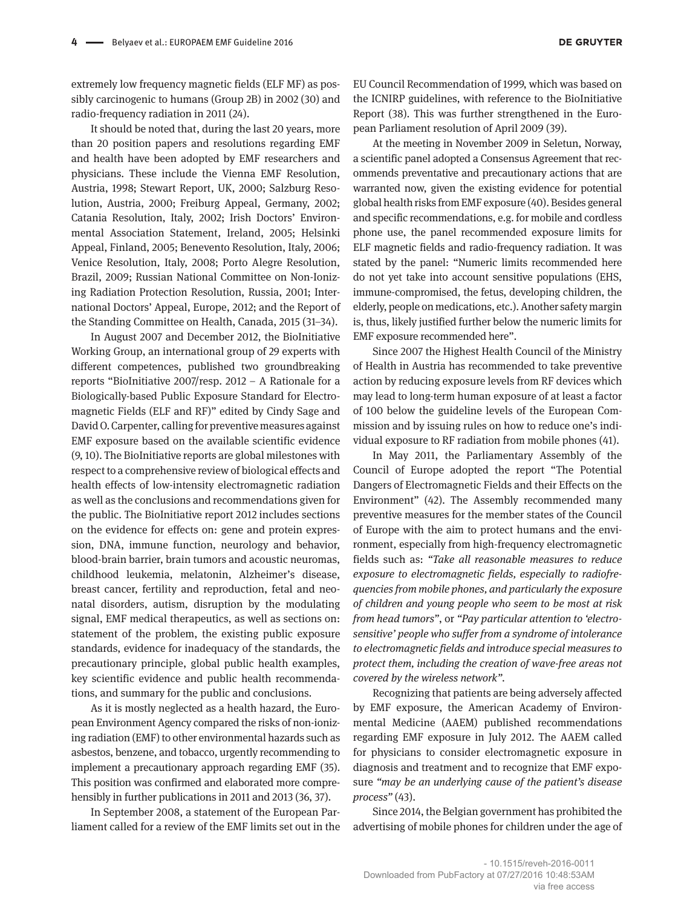extremely low frequency magnetic fields (ELF MF) as possibly carcinogenic to humans (Group 2B) in 2002 (30) and radio-frequency radiation in 2011 (24).

It should be noted that, during the last 20 years, more than 20 position papers and resolutions regarding EMF and health have been adopted by EMF researchers and physicians. These include the Vienna EMF Resolution, Austria, 1998; Stewart Report, UK, 2000; Salzburg Resolution, Austria, 2000; Freiburg Appeal, Germany, 2002; Catania Resolution, Italy, 2002; Irish Doctors' Environmental Association Statement, Ireland, 2005; Helsinki Appeal, Finland, 2005; Benevento Resolution, Italy, 2006; Venice Resolution, Italy, 2008; Porto Alegre Resolution, Brazil, 2009; Russian National Committee on Non-Ionizing Radiation Protection Resolution, Russia, 2001; International Doctors' Appeal, Europe, 2012; and the Report of the Standing Committee on Health, Canada, 2015 (31–34).

In August 2007 and December 2012, the BioInitiative Working Group, an international group of 29 experts with different competences, published two groundbreaking reports "BioInitiative 2007/resp. 2012 – A Rationale for a Biologically-based Public Exposure Standard for Electromagnetic Fields (ELF and RF)" edited by Cindy Sage and David O. Carpenter, calling for preventive measures against EMF exposure based on the available scientific evidence (9, 10). The BioInitiative reports are global milestones with respect to a comprehensive review of biological effects and health effects of low-intensity electromagnetic radiation as well as the conclusions and recommendations given for the public. The BioInitiative report 2012 includes sections on the evidence for effects on: gene and protein expression, DNA, immune function, neurology and behavior, blood-brain barrier, brain tumors and acoustic neuromas, childhood leukemia, melatonin, Alzheimer's disease, breast cancer, fertility and reproduction, fetal and neonatal disorders, autism, disruption by the modulating signal, EMF medical therapeutics, as well as sections on: statement of the problem, the existing public exposure standards, evidence for inadequacy of the standards, the precautionary principle, global public health examples, key scientific evidence and public health recommendations, and summary for the public and conclusions.

As it is mostly neglected as a health hazard, the European Environment Agency compared the risks of non-ionizing radiation (EMF) to other environmental hazards such as asbestos, benzene, and tobacco, urgently recommending to implement a precautionary approach regarding EMF (35). This position was confirmed and elaborated more comprehensibly in further publications in 2011 and 2013 (36, 37).

In September 2008, a statement of the European Parliament called for a review of the EMF limits set out in the EU Council Recommendation of 1999, which was based on the ICNIRP guidelines, with reference to the BioInitiative Report (38). This was further strengthened in the European Parliament resolution of April 2009 (39).

At the meeting in November 2009 in Seletun, Norway, a scientific panel adopted a Consensus Agreement that recommends preventative and precautionary actions that are warranted now, given the existing evidence for potential global health risks from EMF exposure (40). Besides general and specific recommendations, e.g. for mobile and cordless phone use, the panel recommended exposure limits for ELF magnetic fields and radio-frequency radiation. It was stated by the panel: "Numeric limits recommended here do not yet take into account sensitive populations (EHS, immune-compromised, the fetus, developing children, the elderly, people on medications, etc.). Another safety margin is, thus, likely justified further below the numeric limits for EMF exposure recommended here".

Since 2007 the Highest Health Council of the Ministry of Health in Austria has recommended to take preventive action by reducing exposure levels from RF devices which may lead to long-term human exposure of at least a factor of 100 below the guideline levels of the European Commission and by issuing rules on how to reduce one's individual exposure to RF radiation from mobile phones (41).

In May 2011, the Parliamentary Assembly of the Council of Europe adopted the report "The Potential Dangers of Electromagnetic Fields and their Effects on the Environment" (42). The Assembly recommended many preventive measures for the member states of the Council of Europe with the aim to protect humans and the environment, especially from high-frequency electromagnetic fields such as: *"Take all reasonable measures to reduce exposure to electromagnetic fields, especially to radiofrequencies from mobile phones, and particularly the exposure of children and young people who seem to be most at risk from head tumors"*, or *"Pay particular attention to 'electrosensitive' people who suffer from a syndrome of intolerance to electromagnetic fields and introduce special measures to protect them, including the creation of wave-free areas not covered by the wireless network"*.

Recognizing that patients are being adversely affected by EMF exposure, the American Academy of Environmental Medicine (AAEM) published recommendations regarding EMF exposure in July 2012. The AAEM called for physicians to consider electromagnetic exposure in diagnosis and treatment and to recognize that EMF exposure *"may be an underlying cause of the patient's disease process"* (43).

Since 2014, the Belgian government has prohibited the advertising of mobile phones for children under the age of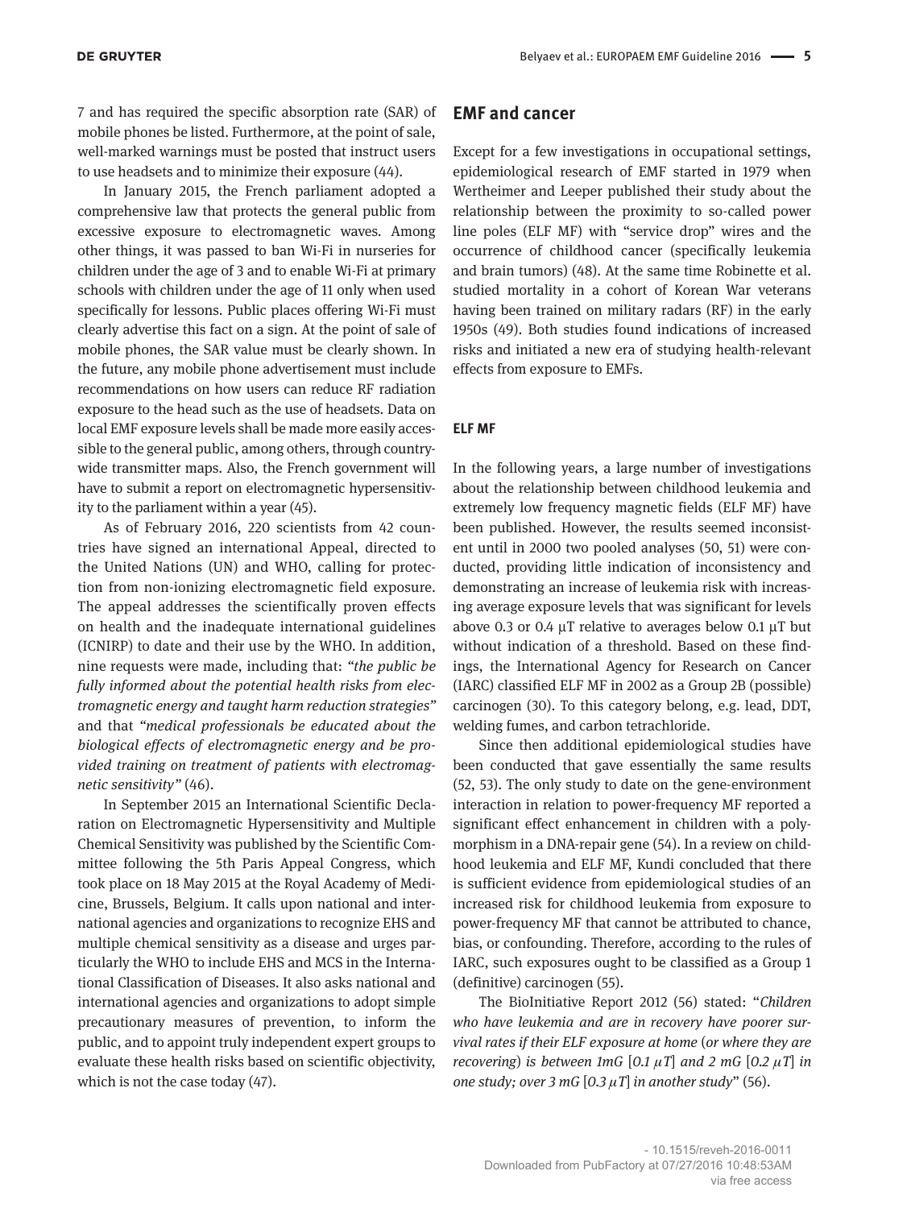7 and has required the specific absorption rate (SAR) of mobile phones be listed. Furthermore, at the point of sale, well-marked warnings must be posted that instruct users to use headsets and to minimize their exposure (44).

In January 2015, the French parliament adopted a comprehensive law that protects the general public from excessive exposure to electromagnetic waves. Among other things, it was passed to ban Wi-Fi in nurseries for children under the age of 3 and to enable Wi-Fi at primary schools with children under the age of 11 only when used specifically for lessons. Public places offering Wi-Fi must clearly advertise this fact on a sign. At the point of sale of mobile phones, the SAR value must be clearly shown. In the future, any mobile phone advertisement must include recommendations on how users can reduce RF radiation exposure to the head such as the use of headsets. Data on local EMF exposure levels shall be made more easily accessible to the general public, among others, through countrywide transmitter maps. Also, the French government will have to submit a report on electromagnetic hypersensitivity to the parliament within a year (45).

As of February 2016, 220 scientists from 42 countries have signed an international Appeal, directed to the United Nations (UN) and WHO, calling for protection from non-ionizing electromagnetic field exposure. The appeal addresses the scientifically proven effects on health and the inadequate international guidelines (ICNIRP) to date and their use by the WHO. In addition, nine requests were made, including that: "*the public be fully informed about the potential health risks from electromagnetic energy and taught harm reduction strategies*" and that "*medical professionals be educated about the biological effects of electromagnetic energy and be provided training on treatment of patients with electromagnetic sensitivity*" (46).

In September 2015 an International Scientific Declaration on Electromagnetic Hypersensitivity and Multiple Chemical Sensitivity was published by the Scientific Committee following the 5th Paris Appeal Congress, which took place on 18 May 2015 at the Royal Academy of Medicine, Brussels, Belgium. It calls upon national and international agencies and organizations to recognize EHS and multiple chemical sensitivity as a disease and urges particularly the WHO to include EHS and MCS in the International Classification of Diseases. It also asks national and international agencies and organizations to adopt simple precautionary measures of prevention, to inform the public, and to appoint truly independent expert groups to evaluate these health risks based on scientific objectivity, which is not the case today (47).

## EMF and cancer

Except for a few investigations in occupational settings, epidemiological research of EMF started in 1979 when Wertheimer and Leeper published their study about the relationship between the proximity to so-called power line poles (ELF MF) with "service drop" wires and the occurrence of childhood cancer (specifically leukemia and brain tumors) (48). At the same time Robinette et al. studied mortality in a cohort of Korean War veterans having been trained on military radars (RF) in the early 1950s (49). Both studies found indications of increased risks and initiated a new era of studying health-relevant effects from exposure to EMFs.

### ELF MF

In the following years, a large number of investigations about the relationship between childhood leukemia and extremely low frequency magnetic fields (ELF MF) have been published. However, the results seemed inconsistent until in 2000 two pooled analyses (50, 51) were conducted, providing little indication of inconsistency and demonstrating an increase of leukemia risk with increasing average exposure levels that was significant for levels above 0.3 or 0.4 μT relative to averages below 0.1 μT but without indication of a threshold. Based on these findings, the International Agency for Research on Cancer (IARC) classified ELF MF in 2002 as a Group 2B (possible) carcinogen (30). To this category belong, e.g. lead, DDT, welding fumes, and carbon tetrachloride.

Since then additional epidemiological studies have been conducted that gave essentially the same results (52, 53). The only study to date on the gene-environment interaction in relation to power-frequency MF reported a significant effect enhancement in children with a polymorphism in a DNA-repair gene (54). In a review on childhood leukemia and ELF MF, Kundi concluded that there is sufficient evidence from epidemiological studies of an increased risk for childhood leukemia from exposure to power-frequency MF that cannot be attributed to chance, bias, or confounding. Therefore, according to the rules of IARC, such exposures ought to be classified as a Group 1 (definitive) carcinogen (55).

The BioInitiative Report 2012 (56) stated: "*Children who have leukemia and are in recovery have poorer survival rates if their ELF exposure at home (or where they are recovering) is between 1mG [0.1 μT] and 2 mG [0.2 μT] in one study; over 3 mG [0.3 μT] in another study*" (56).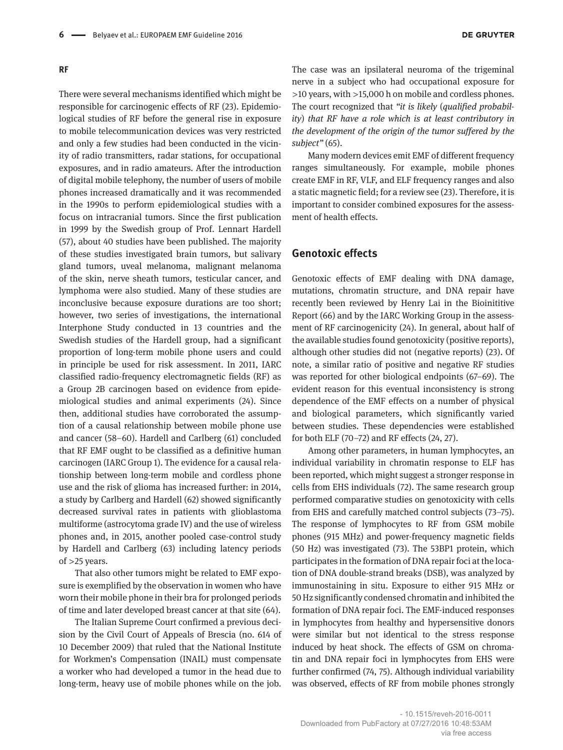**RF**

There were several mechanisms identified which might be responsible for carcinogenic effects of RF (23). Epidemiological studies of RF before the general rise in exposure to mobile telecommunication devices was very restricted and only a few studies had been conducted in the vicinity of radio transmitters, radar stations, for occupational exposures, and in radio amateurs. After the introduction of digital mobile telephony, the number of users of mobile phones increased dramatically and it was recommended in the 1990s to perform epidemiological studies with a focus on intracranial tumors. Since the first publication in 1999 by the Swedish group of Prof. Lennart Hardell (57), about 40 studies have been published. The majority of these studies investigated brain tumors, but salivary gland tumors, uveal melanoma, malignant melanoma of the skin, nerve sheath tumors, testicular cancer, and lymphoma were also studied. Many of these studies are inconclusive because exposure durations are too short; however, two series of investigations, the international Interphone Study conducted in 13 countries and the Swedish studies of the Hardell group, had a significant proportion of long-term mobile phone users and could in principle be used for risk assessment. In 2011, IARC classified radio-frequency electromagnetic fields (RF) as a Group 2B carcinogen based on evidence from epidemiological studies and animal experiments (24). Since then, additional studies have corroborated the assumption of a causal relationship between mobile phone use and cancer (58–60). Hardell and Carlberg (61) concluded that RF EMF ought to be classified as a definitive human carcinogen (IARC Group 1). The evidence for a causal relationship between long-term mobile and cordless phone use and the risk of glioma has increased further: in 2014, a study by Carlberg and Hardell (62) showed significantly decreased survival rates in patients with glioblastoma multiforme (astrocytoma grade IV) and the use of wireless phones and, in 2015, another pooled case-control study by Hardell and Carlberg (63) including latency periods of >25 years.

That also other tumors might be related to EMF exposure is exemplified by the observation in women who have worn their mobile phone in their bra for prolonged periods of time and later developed breast cancer at that site (64).

The Italian Supreme Court confirmed a previous decision by the Civil Court of Appeals of Brescia (no. 614 of 10 December 2009) that ruled that the National Institute for Workmen's Compensation (INAIL) must compensate a worker who had developed a tumor in the head due to long-term, heavy use of mobile phones while on the job. The case was an ipsilateral neuroma of the trigeminal nerve in a subject who had occupational exposure for >10 years, with >15,000 h on mobile and cordless phones. The court recognized that *"it is likely (qualified probability) that RF have a role which is at least contributory in the development of the origin of the tumor suffered by the subject"* (65).

Many modern devices emit EMF of different frequency ranges simultaneously. For example, mobile phones create EMF in RF, VLF, and ELF frequency ranges and also a static magnetic field; for a review see (23). Therefore, it is important to consider combined exposures for the assessment of health effects.

## Genotoxic effects

Genotoxic effects of EMF dealing with DNA damage, mutations, chromatin structure, and DNA repair have recently been reviewed by Henry Lai in the Bioinititive Report (66) and by the IARC Working Group in the assessment of RF carcinogenicity (24). In general, about half of the available studies found genotoxicity (positive reports), although other studies did not (negative reports) (23). Of note, a similar ratio of positive and negative RF studies was reported for other biological endpoints (67–69). The evident reason for this eventual inconsistency is strong dependence of the EMF effects on a number of physical and biological parameters, which significantly varied between studies. These dependencies were established for both ELF (70–72) and RF effects (24, 27).

Among other parameters, in human lymphocytes, an individual variability in chromatin response to ELF has been reported, which might suggest a stronger response in cells from EHS individuals (72). The same research group performed comparative studies on genotoxicity with cells from EHS and carefully matched control subjects (73–75). The response of lymphocytes to RF from GSM mobile phones (915 MHz) and power-frequency magnetic fields (50 Hz) was investigated (73). The 53BP1 protein, which participates in the formation of DNA repair foci at the location of DNA double-strand breaks (DSB), was analyzed by immunostaining in situ. Exposure to either 915 MHz or 50 Hz significantly condensed chromatin and inhibited the formation of DNA repair foci. The EMF-induced responses in lymphocytes from healthy and hypersensitive donors were similar but not identical to the stress response induced by heat shock. The effects of GSM on chromatin and DNA repair foci in lymphocytes from EHS were further confirmed (74, 75). Although individual variability was observed, effects of RF from mobile phones strongly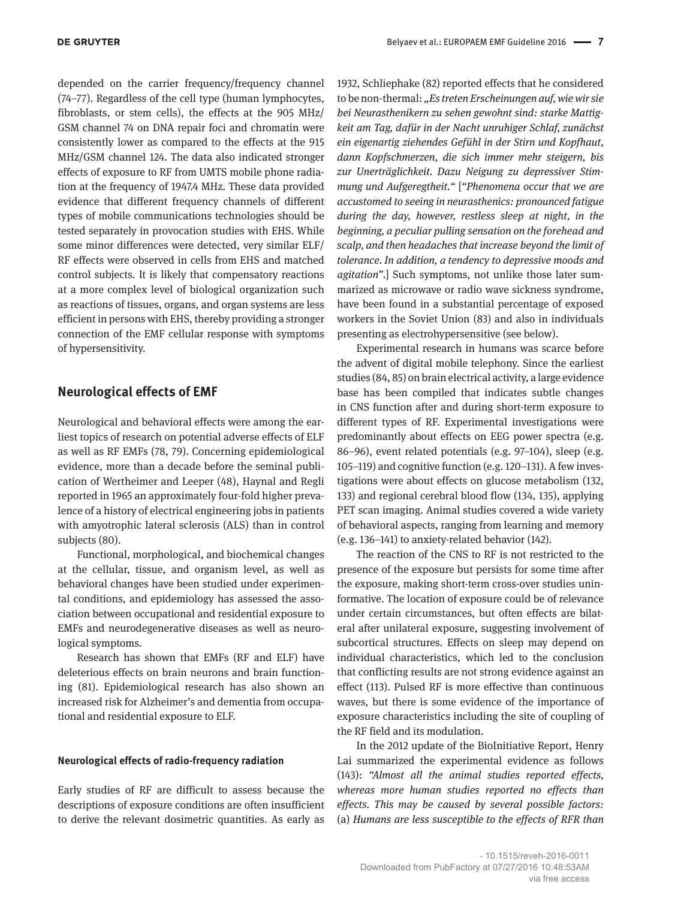depended on the carrier frequency/frequency channel (74–77). Regardless of the cell type (human lymphocytes, fibroblasts, or stem cells), the effects at the 905 MHz/GSM channel 74 on DNA repair foci and chromatin were consistently lower as compared to the effects at the 915 MHz/GSM channel 124. The data also indicated stronger effects of exposure to RF from UMTS mobile phone radiation at the frequency of 1947.4 MHz. These data provided evidence that different frequency channels of different types of mobile communications technologies should be tested separately in provocation studies with EHS. While some minor differences were detected, very similar ELF/RF effects were observed in cells from EHS and matched control subjects. It is likely that compensatory reactions at a more complex level of biological organization such as reactions of tissues, organs, and organ systems are less efficient in persons with EHS, thereby providing a stronger connection of the EMF cellular response with symptoms of hypersensitivity.

## Neurological effects of EMF

Neurological and behavioral effects were among the earliest topics of research on potential adverse effects of ELF as well as RF EMFs (78, 79). Concerning epidemiological evidence, more than a decade before the seminal publication of Wertheimer and Leeper (48), Haynal and Regli reported in 1965 an approximately four-fold higher prevalence of a history of electrical engineering jobs in patients with amyotrophic lateral sclerosis (ALS) than in control subjects (80).

Functional, morphological, and biochemical changes at the cellular, tissue, and organism level, as well as behavioral changes have been studied under experimental conditions, and epidemiology has assessed the association between occupational and residential exposure to EMFs and neurodegenerative diseases as well as neurological symptoms.

Research has shown that EMFs (RF and ELF) have deleterious effects on brain neurons and brain functioning (81). Epidemiological research has also shown an increased risk for Alzheimer's and dementia from occupational and residential exposure to ELF.

### Neurological effects of radio-frequency radiation

Early studies of RF are difficult to assess because the descriptions of exposure conditions are often insufficient to derive the relevant dosimetric quantities. As early as 1932, Schliephake (82) reported effects that he considered to be non-thermal: *„Es treten Erscheinungen auf, wie wir sie bei Neurasthenikern zu sehen gewohnt sind: starke Mattigkeit am Tag, dafür in der Nacht unruhiger Schlaf, zunächst ein eigenartig ziehendes Gefühl in der Stirn und Kopfhaut, dann Kopfschmerzen, die sich immer mehr steigern, bis zur Unerträglichkeit. Dazu Neigung zu depressiver Stimmung und Aufgeregtheit."* [*"Phenomena occur that we are accustomed to seeing in neurasthenics: pronounced fatigue during the day, however, restless sleep at night, in the beginning, a peculiar pulling sensation on the forehead and scalp, and then headaches that increase beyond the limit of tolerance. In addition, a tendency to depressive moods and agitation"*.] Such symptoms, not unlike those later summarized as microwave or radio wave sickness syndrome, have been found in a substantial percentage of exposed workers in the Soviet Union (83) and also in individuals presenting as electrohypersensitive (see below).

Experimental research in humans was scarce before the advent of digital mobile telephony. Since the earliest studies (84, 85) on brain electrical activity, a large evidence base has been compiled that indicates subtle changes in CNS function after and during short-term exposure to different types of RF. Experimental investigations were predominantly about effects on EEG power spectra (e.g. 86–96), event related potentials (e.g. 97–104), sleep (e.g. 105–119) and cognitive function (e.g. 120–131). A few investigations were about effects on glucose metabolism (132, 133) and regional cerebral blood flow (134, 135), applying PET scan imaging. Animal studies covered a wide variety of behavioral aspects, ranging from learning and memory (e.g. 136–141) to anxiety-related behavior (142).

The reaction of the CNS to RF is not restricted to the presence of the exposure but persists for some time after the exposure, making short-term cross-over studies uninformative. The location of exposure could be of relevance under certain circumstances, but often effects are bilateral after unilateral exposure, suggesting involvement of subcortical structures. Effects on sleep may depend on individual characteristics, which led to the conclusion that conflicting results are not strong evidence against an effect (113). Pulsed RF is more effective than continuous waves, but there is some evidence of the importance of exposure characteristics including the site of coupling of the RF field and its modulation.

In the 2012 update of the BioInitiative Report, Henry Lai summarized the experimental evidence as follows (143): *"Almost all the animal studies reported effects, whereas more human studies reported no effects than effects. This may be caused by several possible factors: (a) Humans are less susceptible to the effects of RFR than*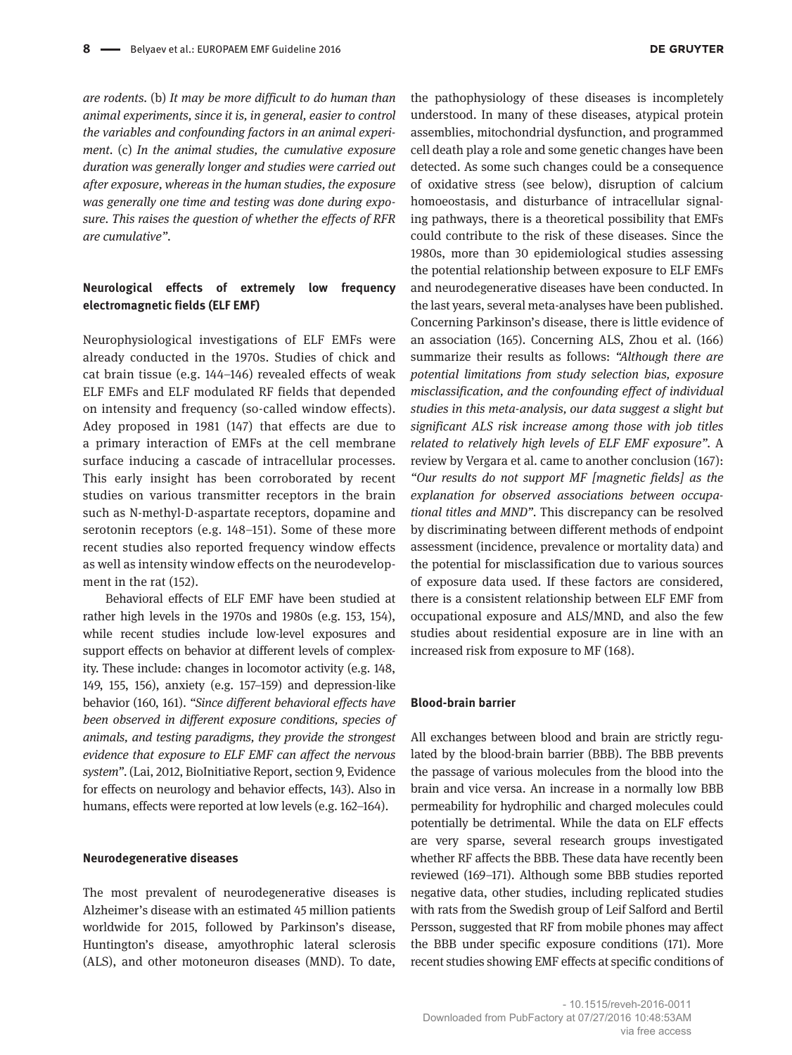*are rodents*. (b) *It may be more difficult to do human than animal experiments, since it is, in general, easier to control the variables and confounding factors in an animal experiment*. (c) *In the animal studies, the cumulative exposure duration was generally longer and studies were carried out after exposure, whereas in the human studies, the exposure was generally one time and testing was done during exposure. This raises the question of whether the effects of RFR are cumulative"*.

### Neurological effects of extremely low frequency electromagnetic fields (ELF EMF)

Neurophysiological investigations of ELF EMFs were already conducted in the 1970s. Studies of chick and cat brain tissue (e.g. 144–146) revealed effects of weak ELF EMFs and ELF modulated RF fields that depended on intensity and frequency (so-called window effects). Adey proposed in 1981 (147) that effects are due to a primary interaction of EMFs at the cell membrane surface inducing a cascade of intracellular processes. This early insight has been corroborated by recent studies on various transmitter receptors in the brain such as N-methyl-D-aspartate receptors, dopamine and serotonin receptors (e.g. 148–151). Some of these more recent studies also reported frequency window effects as well as intensity window effects on the neurodevelopment in the rat (152).

Behavioral effects of ELF EMF have been studied at rather high levels in the 1970s and 1980s (e.g. 153, 154), while recent studies include low-level exposures and support effects on behavior at different levels of complexity. These include: changes in locomotor activity (e.g. 148, 149, 155, 156), anxiety (e.g. 157–159) and depression-like behavior (160, 161). *"Since different behavioral effects have been observed in different exposure conditions, species of animals, and testing paradigms, they provide the strongest evidence that exposure to ELF EMF can affect the nervous system"*. (Lai, 2012, BioInitiative Report, section 9, Evidence for effects on neurology and behavior effects, 143). Also in humans, effects were reported at low levels (e.g. 162–164).

### Neurodegenerative diseases

The most prevalent of neurodegenerative diseases is Alzheimer's disease with an estimated 45 million patients worldwide for 2015, followed by Parkinson's disease, Huntington's disease, amyothrophic lateral sclerosis (ALS), and other motoneuron diseases (MND). To date, the pathophysiology of these diseases is incompletely understood. In many of these diseases, atypical protein assemblies, mitochondrial dysfunction, and programmed cell death play a role and some genetic changes have been detected. As some such changes could be a consequence of oxidative stress (see below), disruption of calcium homoeostasis, and disturbance of intracellular signaling pathways, there is a theoretical possibility that EMFs could contribute to the risk of these diseases. Since the 1980s, more than 30 epidemiological studies assessing the potential relationship between exposure to ELF EMFs and neurodegenerative diseases have been conducted. In the last years, several meta-analyses have been published. Concerning Parkinson's disease, there is little evidence of an association (165). Concerning ALS, Zhou et al. (166) summarize their results as follows: *"Although there are potential limitations from study selection bias, exposure misclassification, and the confounding effect of individual studies in this meta-analysis, our data suggest a slight but significant ALS risk increase among those with job titles related to relatively high levels of ELF EMF exposure"*. A review by Vergara et al. came to another conclusion (167): *"Our results do not support MF [magnetic fields] as the explanation for observed associations between occupational titles and MND"*. This discrepancy can be resolved by discriminating between different methods of endpoint assessment (incidence, prevalence or mortality data) and the potential for misclassification due to various sources of exposure data used. If these factors are considered, there is a consistent relationship between ELF EMF from occupational exposure and ALS/MND, and also the few studies about residential exposure are in line with an increased risk from exposure to MF (168).

### Blood-brain barrier

All exchanges between blood and brain are strictly regulated by the blood-brain barrier (BBB). The BBB prevents the passage of various molecules from the blood into the brain and vice versa. An increase in a normally low BBB permeability for hydrophilic and charged molecules could potentially be detrimental. While the data on ELF effects are very sparse, several research groups investigated whether RF affects the BBB. These data have recently been reviewed (169–171). Although some BBB studies reported negative data, other studies, including replicated studies with rats from the Swedish group of Leif Salford and Bertil Persson, suggested that RF from mobile phones may affect the BBB under specific exposure conditions (171). More recent studies showing EMF effects at specific conditions of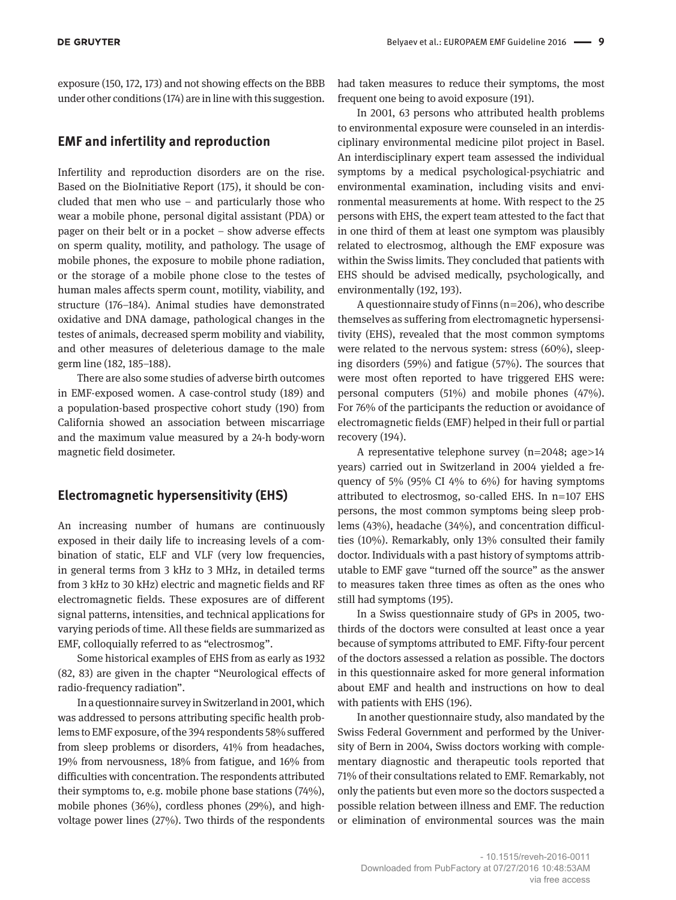exposure (150, 172, 173) and not showing effects on the BBB under other conditions (174) are in line with this suggestion.

## EMF and infertility and reproduction

Infertility and reproduction disorders are on the rise. Based on the BioInitiative Report (175), it should be concluded that men who use – and particularly those who wear a mobile phone, personal digital assistant (PDA) or pager on their belt or in a pocket – show adverse effects on sperm quality, motility, and pathology. The usage of mobile phones, the exposure to mobile phone radiation, or the storage of a mobile phone close to the testes of human males affects sperm count, motility, viability, and structure (176–184). Animal studies have demonstrated oxidative and DNA damage, pathological changes in the testes of animals, decreased sperm mobility and viability, and other measures of deleterious damage to the male germ line (182, 185–188).

There are also some studies of adverse birth outcomes in EMF-exposed women. A case-control study (189) and a population-based prospective cohort study (190) from California showed an association between miscarriage and the maximum value measured by a 24-h body-worn magnetic field dosimeter.

## Electromagnetic hypersensitivity (EHS)

An increasing number of humans are continuously exposed in their daily life to increasing levels of a combination of static, ELF and VLF (very low frequencies, in general terms from 3 kHz to 3 MHz, in detailed terms from 3 kHz to 30 kHz) electric and magnetic fields and RF electromagnetic fields. These exposures are of different signal patterns, intensities, and technical applications for varying periods of time. All these fields are summarized as EMF, colloquially referred to as "electrosmog".

Some historical examples of EHS from as early as 1932 (82, 83) are given in the chapter "Neurological effects of radio-frequency radiation".

In a questionnaire survey in Switzerland in 2001, which was addressed to persons attributing specific health problems to EMF exposure, of the 394 respondents 58% suffered from sleep problems or disorders, 41% from headaches, 19% from nervousness, 18% from fatigue, and 16% from difficulties with concentration. The respondents attributed their symptoms to, e.g. mobile phone base stations (74%), mobile phones (36%), cordless phones (29%), and high-voltage power lines (27%). Two thirds of the respondents had taken measures to reduce their symptoms, the most frequent one being to avoid exposure (191).

In 2001, 63 persons who attributed health problems to environmental exposure were counseled in an interdisciplinary environmental medicine pilot project in Basel. An interdisciplinary expert team assessed the individual symptoms by a medical psychological-psychiatric and environmental examination, including visits and environmental measurements at home. With respect to the 25 persons with EHS, the expert team attested to the fact that in one third of them at least one symptom was plausibly related to electrosmog, although the EMF exposure was within the Swiss limits. They concluded that patients with EHS should be advised medically, psychologically, and environmentally (192, 193).

A questionnaire study of Finns (n=206), who describe themselves as suffering from electromagnetic hypersensitivity (EHS), revealed that the most common symptoms were related to the nervous system: stress (60%), sleeping disorders (59%) and fatigue (57%). The sources that were most often reported to have triggered EHS were: personal computers (51%) and mobile phones (47%). For 76% of the participants the reduction or avoidance of electromagnetic fields (EMF) helped in their full or partial recovery (194).

A representative telephone survey (n=2048; age>14 years) carried out in Switzerland in 2004 yielded a frequency of 5% (95% CI 4% to 6%) for having symptoms attributed to electrosmog, so-called EHS. In n=107 EHS persons, the most common symptoms being sleep problems (43%), headache (34%), and concentration difficulties (10%). Remarkably, only 13% consulted their family doctor. Individuals with a past history of symptoms attributable to EMF gave "turned off the source" as the answer to measures taken three times as often as the ones who still had symptoms (195).

In a Swiss questionnaire study of GPs in 2005, two-thirds of the doctors were consulted at least once a year because of symptoms attributed to EMF. Fifty-four percent of the doctors assessed a relation as possible. The doctors in this questionnaire asked for more general information about EMF and health and instructions on how to deal with patients with EHS (196).

In another questionnaire study, also mandated by the Swiss Federal Government and performed by the University of Bern in 2004, Swiss doctors working with complementary diagnostic and therapeutic tools reported that 71% of their consultations related to EMF. Remarkably, not only the patients but even more so the doctors suspected a possible relation between illness and EMF. The reduction or elimination of environmental sources was the main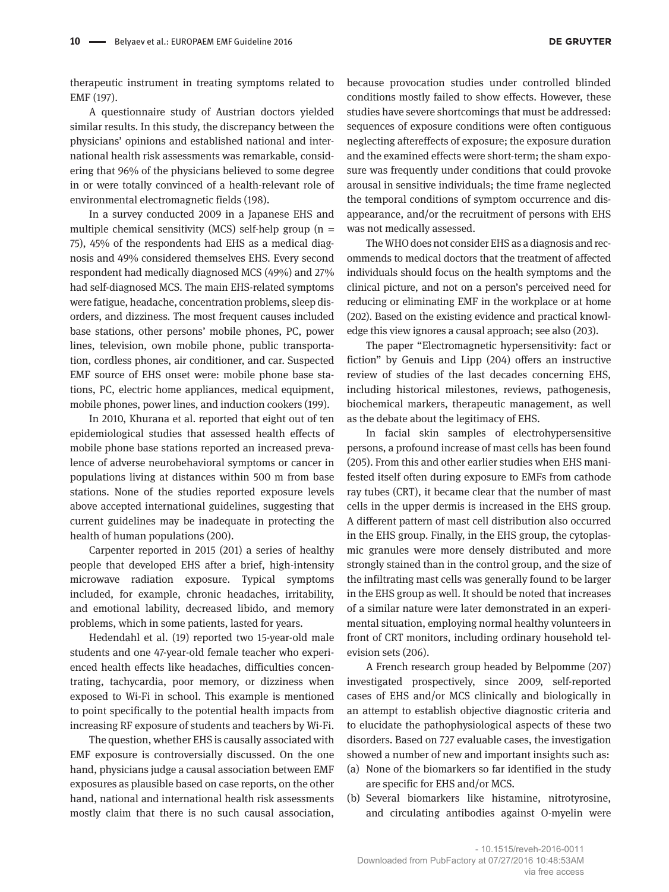therapeutic instrument in treating symptoms related to EMF (197).

A questionnaire study of Austrian doctors yielded similar results. In this study, the discrepancy between the physicians' opinions and established national and international health risk assessments was remarkable, considering that 96% of the physicians believed to some degree in or were totally convinced of a health-relevant role of environmental electromagnetic fields (198).

In a survey conducted 2009 in a Japanese EHS and multiple chemical sensitivity (MCS) self-help group (n = 75), 45% of the respondents had EHS as a medical diagnosis and 49% considered themselves EHS. Every second respondent had medically diagnosed MCS (49%) and 27% had self-diagnosed MCS. The main EHS-related symptoms were fatigue, headache, concentration problems, sleep disorders, and dizziness. The most frequent causes included base stations, other persons' mobile phones, PC, power lines, television, own mobile phone, public transportation, cordless phones, air conditioner, and car. Suspected EMF source of EHS onset were: mobile phone base stations, PC, electric home appliances, medical equipment, mobile phones, power lines, and induction cookers (199).

In 2010, Khurana et al. reported that eight out of ten epidemiological studies that assessed health effects of mobile phone base stations reported an increased prevalence of adverse neurobehavioral symptoms or cancer in populations living at distances within 500 m from base stations. None of the studies reported exposure levels above accepted international guidelines, suggesting that current guidelines may be inadequate in protecting the health of human populations (200).

Carpenter reported in 2015 (201) a series of healthy people that developed EHS after a brief, high-intensity microwave radiation exposure. Typical symptoms included, for example, chronic headaches, irritability, and emotional lability, decreased libido, and memory problems, which in some patients, lasted for years.

Hedendahl et al. (19) reported two 15-year-old male students and one 47-year-old female teacher who experienced health effects like headaches, difficulties concentrating, tachycardia, poor memory, or dizziness when exposed to Wi-Fi in school. This example is mentioned to point specifically to the potential health impacts from increasing RF exposure of students and teachers by Wi-Fi.

The question, whether EHS is causally associated with EMF exposure is controversially discussed. On the one hand, physicians judge a causal association between EMF exposures as plausible based on case reports, on the other hand, national and international health risk assessments mostly claim that there is no such causal association, because provocation studies under controlled blinded conditions mostly failed to show effects. However, these studies have severe shortcomings that must be addressed: sequences of exposure conditions were often contiguous neglecting aftereffects of exposure; the exposure duration and the examined effects were short-term; the sham exposure was frequently under conditions that could provoke arousal in sensitive individuals; the time frame neglected the temporal conditions of symptom occurrence and disappearance, and/or the recruitment of persons with EHS was not medically assessed.

The WHO does not consider EHS as a diagnosis and recommends to medical doctors that the treatment of affected individuals should focus on the health symptoms and the clinical picture, and not on a person's perceived need for reducing or eliminating EMF in the workplace or at home (202). Based on the existing evidence and practical knowledge this view ignores a causal approach; see also (203).

The paper "Electromagnetic hypersensitivity: fact or fiction" by Genuis and Lipp (204) offers an instructive review of studies of the last decades concerning EHS, including historical milestones, reviews, pathogenesis, biochemical markers, therapeutic management, as well as the debate about the legitimacy of EHS.

In facial skin samples of electrohypersensitive persons, a profound increase of mast cells has been found (205). From this and other earlier studies when EHS manifested itself often during exposure to EMFs from cathode ray tubes (CRT), it became clear that the number of mast cells in the upper dermis is increased in the EHS group. A different pattern of mast cell distribution also occurred in the EHS group. Finally, in the EHS group, the cytoplasmic granules were more densely distributed and more strongly stained than in the control group, and the size of the infiltrating mast cells was generally found to be larger in the EHS group as well. It should be noted that increases of a similar nature were later demonstrated in an experimental situation, employing normal healthy volunteers in front of CRT monitors, including ordinary household television sets (206).

A French research group headed by Belpomme (207) investigated prospectively, since 2009, self-reported cases of EHS and/or MCS clinically and biologically in an attempt to establish objective diagnostic criteria and to elucidate the pathophysiological aspects of these two disorders. Based on 727 evaluable cases, the investigation showed a number of new and important insights such as:

(a) None of the biomarkers so far identified in the study are specific for EHS and/or MCS.
(b) Several biomarkers like histamine, nitrotyrosine, and circulating antibodies against O-myelin were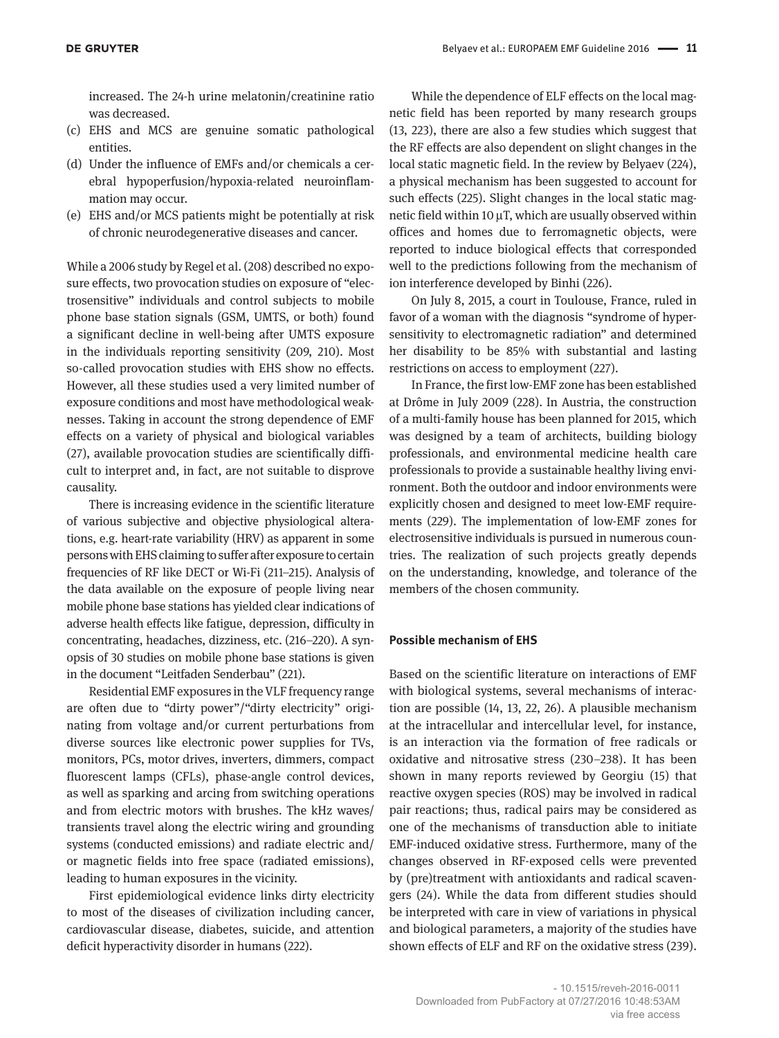increased. The 24-h urine melatonin/creatinine ratio was decreased.

(c) EHS and MCS are genuine somatic pathological entities.
(d) Under the influence of EMFs and/or chemicals a cerebral hypoperfusion/hypoxia-related neuroinflammation may occur.
(e) EHS and/or MCS patients might be potentially at risk of chronic neurodegenerative diseases and cancer.

While a 2006 study by Regel et al. (208) described no exposure effects, two provocation studies on exposure of "electrosensitive" individuals and control subjects to mobile phone base station signals (GSM, UMTS, or both) found a significant decline in well-being after UMTS exposure in the individuals reporting sensitivity (209, 210). Most so-called provocation studies with EHS show no effects. However, all these studies used a very limited number of exposure conditions and most have methodological weaknesses. Taking in account the strong dependence of EMF effects on a variety of physical and biological variables (27), available provocation studies are scientifically difficult to interpret and, in fact, are not suitable to disprove causality.

There is increasing evidence in the scientific literature of various subjective and objective physiological alterations, e.g. heart-rate variability (HRV) as apparent in some persons with EHS claiming to suffer after exposure to certain frequencies of RF like DECT or Wi-Fi (211–215). Analysis of the data available on the exposure of people living near mobile phone base stations has yielded clear indications of adverse health effects like fatigue, depression, difficulty in concentrating, headaches, dizziness, etc. (216–220). A synopsis of 30 studies on mobile phone base stations is given in the document "Leitfaden Senderbau" (221).

Residential EMF exposures in the VLF frequency range are often due to "dirty power"/"dirty electricity" originating from voltage and/or current perturbations from diverse sources like electronic power supplies for TVs, monitors, PCs, motor drives, inverters, dimmers, compact fluorescent lamps (CFLs), phase-angle control devices, as well as sparking and arcing from switching operations and from electric motors with brushes. The kHz waves/transients travel along the electric wiring and grounding systems (conducted emissions) and radiate electric and/or magnetic fields into free space (radiated emissions), leading to human exposures in the vicinity.

First epidemiological evidence links dirty electricity to most of the diseases of civilization including cancer, cardiovascular disease, diabetes, suicide, and attention deficit hyperactivity disorder in humans (222).

While the dependence of ELF effects on the local magnetic field has been reported by many research groups (13, 223), there are also a few studies which suggest that the RF effects are also dependent on slight changes in the local static magnetic field. In the review by Belyaev (224), a physical mechanism has been suggested to account for such effects (225). Slight changes in the local static magnetic field within 10 μT, which are usually observed within offices and homes due to ferromagnetic objects, were reported to induce biological effects that corresponded well to the predictions following from the mechanism of ion interference developed by Binhi (226).

On July 8, 2015, a court in Toulouse, France, ruled in favor of a woman with the diagnosis "syndrome of hypersensitivity to electromagnetic radiation" and determined her disability to be 85% with substantial and lasting restrictions on access to employment (227).

In France, the first low-EMF zone has been established at Drôme in July 2009 (228). In Austria, the construction of a multi-family house has been planned for 2015, which was designed by a team of architects, building biology professionals, and environmental medicine health care professionals to provide a sustainable healthy living environment. Both the outdoor and indoor environments were explicitly chosen and designed to meet low-EMF requirements (229). The implementation of low-EMF zones for electrosensitive individuals is pursued in numerous countries. The realization of such projects greatly depends on the understanding, knowledge, and tolerance of the members of the chosen community.

#### Possible mechanism of EHS

Based on the scientific literature on interactions of EMF with biological systems, several mechanisms of interaction are possible (14, 13, 22, 26). A plausible mechanism at the intracellular and intercellular level, for instance, is an interaction via the formation of free radicals or oxidative and nitrosative stress (230–238). It has been shown in many reports reviewed by Georgiu (15) that reactive oxygen species (ROS) may be involved in radical pair reactions; thus, radical pairs may be considered as one of the mechanisms of transduction able to initiate EMF-induced oxidative stress. Furthermore, many of the changes observed in RF-exposed cells were prevented by (pre)treatment with antioxidants and radical scavengers (24). While the data from different studies should be interpreted with care in view of variations in physical and biological parameters, a majority of the studies have shown effects of ELF and RF on the oxidative stress (239).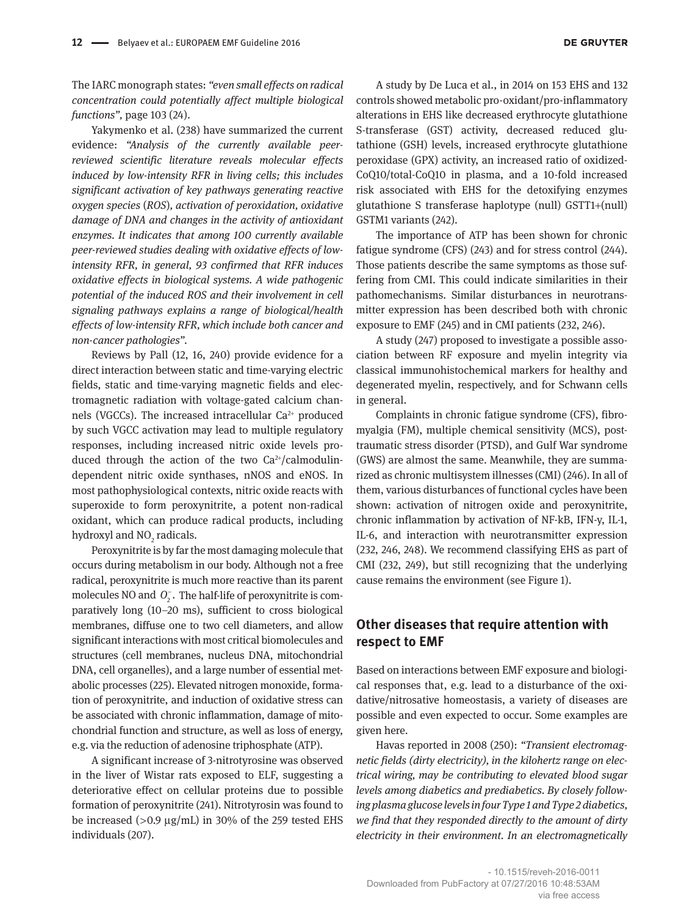The IARC monograph states: *"even small effects on radical concentration could potentially affect multiple biological functions"*, page 103 (24).

Yakymenko et al. (238) have summarized the current evidence: *"Analysis of the currently available peer-reviewed scientific literature reveals molecular effects induced by low-intensity RFR in living cells; this includes significant activation of key pathways generating reactive oxygen species (ROS), activation of peroxidation, oxidative damage of DNA and changes in the activity of antioxidant enzymes. It indicates that among 100 currently available peer-reviewed studies dealing with oxidative effects of low-intensity RFR, in general, 93 confirmed that RFR induces oxidative effects in biological systems. A wide pathogenic potential of the induced ROS and their involvement in cell signaling pathways explains a range of biological/health effects of low-intensity RFR, which include both cancer and non-cancer pathologies"*.

Reviews by Pall (12, 16, 240) provide evidence for a direct interaction between static and time-varying electric fields, static and time-varying magnetic fields and electromagnetic radiation with voltage-gated calcium channels (VGCCs). The increased intracellular $Ca^{2+}$ produced by such VGCC activation may lead to multiple regulatory responses, including increased nitric oxide levels produced through the action of the two $Ca^{2+}$/calmodulin-dependent nitric oxide synthases, nNOS and eNOS. In most pathophysiological contexts, nitric oxide reacts with superoxide to form peroxynitrite, a potent non-radical oxidant, which can produce radical products, including hydroxyl and $NO_2$ radicals.

Peroxynitrite is by far the most damaging molecule that occurs during metabolism in our body. Although not a free radical, peroxynitrite is much more reactive than its parent molecules NO and $O_2^-$. The half-life of peroxynitrite is comparatively long (10–20 ms), sufficient to cross biological membranes, diffuse one to two cell diameters, and allow significant interactions with most critical biomolecules and structures (cell membranes, nucleus DNA, mitochondrial DNA, cell organelles), and a large number of essential metabolic processes (225). Elevated nitrogen monoxide, formation of peroxynitrite, and induction of oxidative stress can be associated with chronic inflammation, damage of mitochondrial function and structure, as well as loss of energy, e.g. via the reduction of adenosine triphosphate (ATP).

A significant increase of 3-nitrotyrosine was observed in the liver of Wistar rats exposed to ELF, suggesting a deteriorative effect on cellular proteins due to possible formation of peroxynitrite (241). Nitrotyrosin was found to be increased (>0.9 µg/mL) in 30% of the 259 tested EHS individuals (207).

A study by De Luca et al., in 2014 on 153 EHS and 132 controls showed metabolic pro-oxidant/pro-inflammatory alterations in EHS like decreased erythrocyte glutathione S-transferase (GST) activity, decreased reduced glutathione (GSH) levels, increased erythrocyte glutathione peroxidase (GPX) activity, an increased ratio of oxidized-CoQ10/total-CoQ10 in plasma, and a 10-fold increased risk associated with EHS for the detoxifying enzymes glutathione S transferase haplotype (null) GSTT1+(null) GSTM1 variants (242).

The importance of ATP has been shown for chronic fatigue syndrome (CFS) (243) and for stress control (244). Those patients describe the same symptoms as those suffering from CMI. This could indicate similarities in their pathomechanisms. Similar disturbances in neurotransmitter expression has been described both with chronic exposure to EMF (245) and in CMI patients (232, 246).

A study (247) proposed to investigate a possible association between RF exposure and myelin integrity via classical immunohistochemical markers for healthy and degenerated myelin, respectively, and for Schwann cells in general.

Complaints in chronic fatigue syndrome (CFS), fibromyalgia (FM), multiple chemical sensitivity (MCS), post-traumatic stress disorder (PTSD), and Gulf War syndrome (GWS) are almost the same. Meanwhile, they are summarized as chronic multisystem illnesses (CMI) (246). In all of them, various disturbances of functional cycles have been shown: activation of nitrogen oxide and peroxynitrite, chronic inflammation by activation of NF-kB, IFN-y, IL-1, IL-6, and interaction with neurotransmitter expression (232, 246, 248). We recommend classifying EHS as part of CMI (232, 249), but still recognizing that the underlying cause remains the environment (see Figure 1).

## Other diseases that require attention with respect to EMF

Based on interactions between EMF exposure and biological responses that, e.g. lead to a disturbance of the oxidative/nitrosative homeostasis, a variety of diseases are possible and even expected to occur. Some examples are given here.

Havas reported in 2008 (250): *"Transient electromagnetic fields (dirty electricity), in the kilohertz range on electrical wiring, may be contributing to elevated blood sugar levels among diabetics and prediabetics. By closely following plasma glucose levels in four Type 1 and Type 2 diabetics, we find that they responded directly to the amount of dirty electricity in their environment. In an electromagnetically*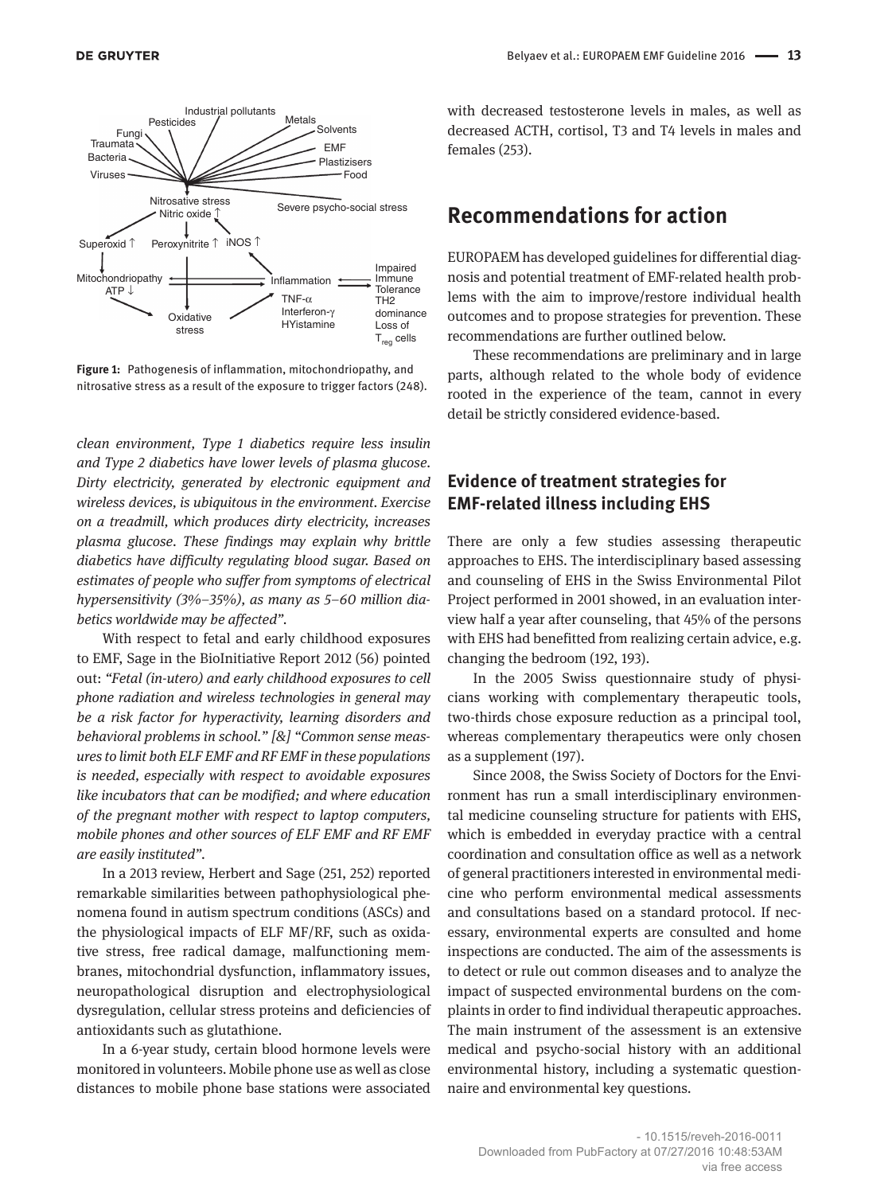**Figure 1:** Pathogenesis of inflammation, mitochondriopathy, and nitrosative stress as a result of the exposure to trigger factors (248).

*clean environment, Type 1 diabetics require less insulin and Type 2 diabetics have lower levels of plasma glucose. Dirty electricity, generated by electronic equipment and wireless devices, is ubiquitous in the environment. Exercise on a treadmill, which produces dirty electricity, increases plasma glucose. These findings may explain why brittle diabetics have difficulty regulating blood sugar. Based on estimates of people who suffer from symptoms of electrical hypersensitivity (3%–35%), as many as 5–60 million diabetics worldwide may be affected"*.

With respect to fetal and early childhood exposures to EMF, Sage in the BioInitiative Report 2012 (56) pointed out: *"Fetal (in-utero) and early childhood exposures to cell phone radiation and wireless technologies in general may be a risk factor for hyperactivity, learning disorders and behavioral problems in school." [&] "Common sense measures to limit both ELF EMF and RF EMF in these populations is needed, especially with respect to avoidable exposures like incubators that can be modified; and where education of the pregnant mother with respect to laptop computers, mobile phones and other sources of ELF EMF and RF EMF are easily instituted"*.

In a 2013 review, Herbert and Sage (251, 252) reported remarkable similarities between pathophysiological phenomena found in autism spectrum conditions (ASCs) and the physiological impacts of ELF MF/RF, such as oxidative stress, free radical damage, malfunctioning membranes, mitochondrial dysfunction, inflammatory issues, neuropathological disruption and electrophysiological dysregulation, cellular stress proteins and deficiencies of antioxidants such as glutathione.

In a 6-year study, certain blood hormone levels were monitored in volunteers. Mobile phone use as well as close distances to mobile phone base stations were associated with decreased testosterone levels in males, as well as decreased ACTH, cortisol, T3 and T4 levels in males and females (253).

## Recommendations for action

EUROPAEM has developed guidelines for differential diagnosis and potential treatment of EMF-related health problems with the aim to improve/restore individual health outcomes and to propose strategies for prevention. These recommendations are further outlined below.

These recommendations are preliminary and in large parts, although related to the whole body of evidence rooted in the experience of the team, cannot in every detail be strictly considered evidence-based.

### Evidence of treatment strategies for EMF-related illness including EHS

There are only a few studies assessing therapeutic approaches to EHS. The interdisciplinary based assessing and counseling of EHS in the Swiss Environmental Pilot Project performed in 2001 showed, in an evaluation interview half a year after counseling, that 45% of the persons with EHS had benefitted from realizing certain advice, e.g. changing the bedroom (192, 193).

In the 2005 Swiss questionnaire study of physicians working with complementary therapeutic tools, two-thirds chose exposure reduction as a principal tool, whereas complementary therapeutics were only chosen as a supplement (197).

Since 2008, the Swiss Society of Doctors for the Environment has run a small interdisciplinary environmental medicine counseling structure for patients with EHS, which is embedded in everyday practice with a central coordination and consultation office as well as a network of general practitioners interested in environmental medicine who perform environmental medical assessments and consultations based on a standard protocol. If necessary, environmental experts are consulted and home inspections are conducted. The aim of the assessments is to detect or rule out common diseases and to analyze the impact of suspected environmental burdens on the complaints in order to find individual therapeutic approaches. The main instrument of the assessment is an extensive medical and psycho-social history with an additional environmental history, including a systematic questionnaire and environmental key questions.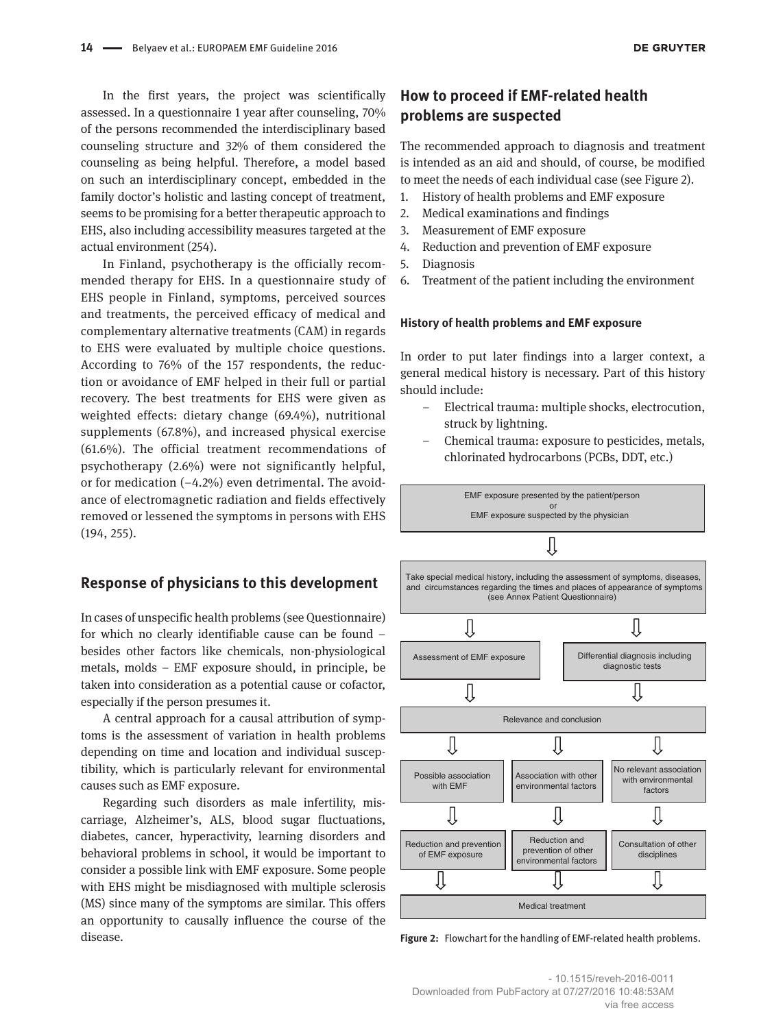In the first years, the project was scientifically assessed. In a questionnaire 1 year after counseling, 70% of the persons recommended the interdisciplinary based counseling structure and 32% of them considered the counseling as being helpful. Therefore, a model based on such an interdisciplinary concept, embedded in the family doctor's holistic and lasting concept of treatment, seems to be promising for a better therapeutic approach to EHS, also including accessibility measures targeted at the actual environment (254).

In Finland, psychotherapy is the officially recommended therapy for EHS. In a questionnaire study of EHS people in Finland, symptoms, perceived sources and treatments, the perceived efficacy of medical and complementary alternative treatments (CAM) in regards to EHS were evaluated by multiple choice questions. According to 76% of the 157 respondents, the reduction or avoidance of EMF helped in their full or partial recovery. The best treatments for EHS were given as weighted effects: dietary change (69.4%), nutritional supplements (67.8%), and increased physical exercise (61.6%). The official treatment recommendations of psychotherapy (2.6%) were not significantly helpful, or for medication (–4.2%) even detrimental. The avoidance of electromagnetic radiation and fields effectively removed or lessened the symptoms in persons with EHS (194, 255).

## Response of physicians to this development

In cases of unspecific health problems (see Questionnaire) for which no clearly identifiable cause can be found – besides other factors like chemicals, non-physiological metals, molds – EMF exposure should, in principle, be taken into consideration as a potential cause or cofactor, especially if the person presumes it.

A central approach for a causal attribution of symptoms is the assessment of variation in health problems depending on time and location and individual susceptibility, which is particularly relevant for environmental causes such as EMF exposure.

Regarding such disorders as male infertility, miscarriage, Alzheimer's, ALS, blood sugar fluctuations, diabetes, cancer, hyperactivity, learning disorders and behavioral problems in school, it would be important to consider a possible link with EMF exposure. Some people with EHS might be misdiagnosed with multiple sclerosis (MS) since many of the symptoms are similar. This offers an opportunity to causally influence the course of the disease.

## How to proceed if EMF-related health problems are suspected

The recommended approach to diagnosis and treatment is intended as an aid and should, of course, be modified to meet the needs of each individual case (see Figure 2).

1. History of health problems and EMF exposure
2. Medical examinations and findings
3. Measurement of EMF exposure
4. Reduction and prevention of EMF exposure
5. Diagnosis
6. Treatment of the patient including the environment

### History of health problems and EMF exposure

In order to put later findings into a larger context, a general medical history is necessary. Part of this history should include:

- Electrical trauma: multiple shocks, electrocution, struck by lightning.
- Chemical trauma: exposure to pesticides, metals, chlorinated hydrocarbons (PCBs, DDT, etc.)

EMF exposure presented by the patient/person or EMF exposure suspected by the physician

↓

Take special medical history, including the assessment of symptoms, diseases, and circumstances regarding the times and places of appearance of symptoms (see Annex Patient Questionnaire)

↓ Assessment of EMF exposure | ↓ Differential diagnosis including diagnostic tests

↓

Relevance and conclusion

↓ Possible association with EMF → Reduction and prevention of EMF exposure

↓ Association with other environmental factors → Reduction and prevention of other environmental factors

↓ No relevant association with environmental factors → Consultation of other disciplines

↓

Medical treatment

**Figure 2:** Flowchart for the handling of EMF-related health problems.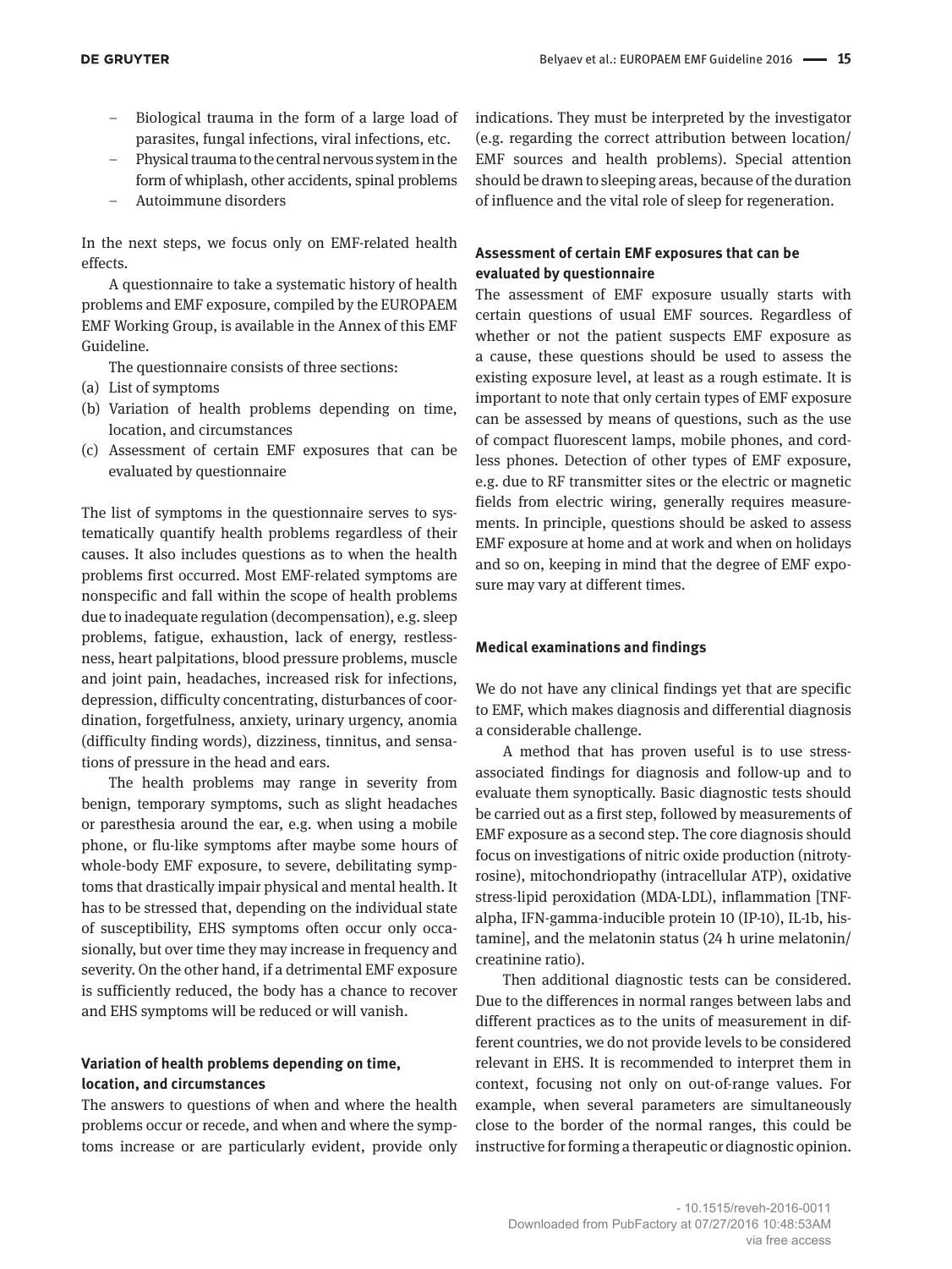- Biological trauma in the form of a large load of parasites, fungal infections, viral infections, etc.
- Physical trauma to the central nervous system in the form of whiplash, other accidents, spinal problems
- Autoimmune disorders

In the next steps, we focus only on EMF-related health effects.

A questionnaire to take a systematic history of health problems and EMF exposure, compiled by the EUROPAEM EMF Working Group, is available in the Annex of this EMF Guideline.

The questionnaire consists of three sections:

(a) List of symptoms
(b) Variation of health problems depending on time, location, and circumstances
(c) Assessment of certain EMF exposures that can be evaluated by questionnaire

The list of symptoms in the questionnaire serves to systematically quantify health problems regardless of their causes. It also includes questions as to when the health problems first occurred. Most EMF-related symptoms are nonspecific and fall within the scope of health problems due to inadequate regulation (decompensation), e.g. sleep problems, fatigue, exhaustion, lack of energy, restlessness, heart palpitations, blood pressure problems, muscle and joint pain, headaches, increased risk for infections, depression, difficulty concentrating, disturbances of coordination, forgetfulness, anxiety, urinary urgency, anomia (difficulty finding words), dizziness, tinnitus, and sensations of pressure in the head and ears.

The health problems may range in severity from benign, temporary symptoms, such as slight headaches or paresthesia around the ear, e.g. when using a mobile phone, or flu-like symptoms after maybe some hours of whole-body EMF exposure, to severe, debilitating symptoms that drastically impair physical and mental health. It has to be stressed that, depending on the individual state of susceptibility, EHS symptoms often occur only occasionally, but over time they may increase in frequency and severity. On the other hand, if a detrimental EMF exposure is sufficiently reduced, the body has a chance to recover and EHS symptoms will be reduced or will vanish.

#### Variation of health problems depending on time, location, and circumstances

The answers to questions of when and where the health problems occur or recede, and when and where the symptoms increase or are particularly evident, provide only indications. They must be interpreted by the investigator (e.g. regarding the correct attribution between location/EMF sources and health problems). Special attention should be drawn to sleeping areas, because of the duration of influence and the vital role of sleep for regeneration.

#### Assessment of certain EMF exposures that can be evaluated by questionnaire

The assessment of EMF exposure usually starts with certain questions of usual EMF sources. Regardless of whether or not the patient suspects EMF exposure as a cause, these questions should be used to assess the existing exposure level, at least as a rough estimate. It is important to note that only certain types of EMF exposure can be assessed by means of questions, such as the use of compact fluorescent lamps, mobile phones, and cordless phones. Detection of other types of EMF exposure, e.g. due to RF transmitter sites or the electric or magnetic fields from electric wiring, generally requires measurements. In principle, questions should be asked to assess EMF exposure at home and at work and when on holidays and so on, keeping in mind that the degree of EMF exposure may vary at different times.

### Medical examinations and findings

We do not have any clinical findings yet that are specific to EMF, which makes diagnosis and differential diagnosis a considerable challenge.

A method that has proven useful is to use stress-associated findings for diagnosis and follow-up and to evaluate them synoptically. Basic diagnostic tests should be carried out as a first step, followed by measurements of EMF exposure as a second step. The core diagnosis should focus on investigations of nitric oxide production (nitrotyrosine), mitochondriopathy (intracellular ATP), oxidative stress-lipid peroxidation (MDA-LDL), inflammation [TNF-alpha, IFN-gamma-inducible protein 10 (IP-10), IL-1b, histamine], and the melatonin status (24 h urine melatonin/creatinine ratio).

Then additional diagnostic tests can be considered. Due to the differences in normal ranges between labs and different practices as to the units of measurement in different countries, we do not provide levels to be considered relevant in EHS. It is recommended to interpret them in context, focusing not only on out-of-range values. For example, when several parameters are simultaneously close to the border of the normal ranges, this could be instructive for forming a therapeutic or diagnostic opinion.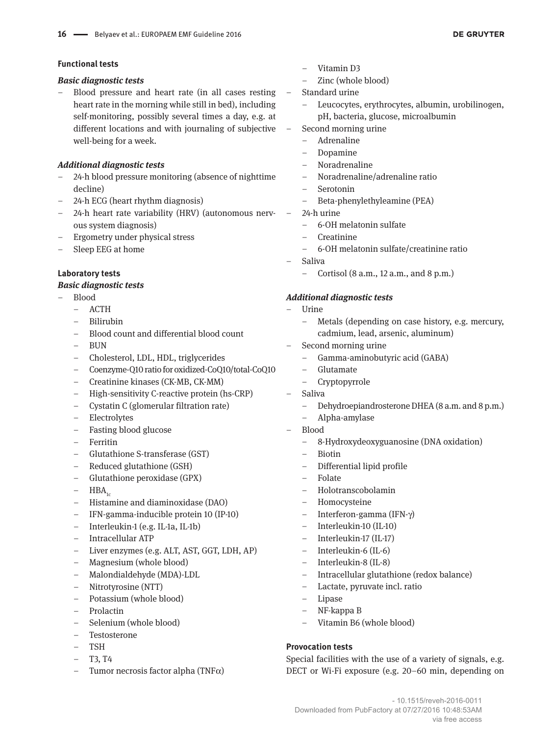#### Functional tests

##### *Basic diagnostic tests*

- Blood pressure and heart rate (in all cases resting heart rate in the morning while still in bed), including self-monitoring, possibly several times a day, e.g. at different locations and with journaling of subjective well-being for a week.

##### *Additional diagnostic tests*

- 24-h blood pressure monitoring (absence of nighttime decline)
- 24-h ECG (heart rhythm diagnosis)
- 24-h heart rate variability (HRV) (autonomous nervous system diagnosis)
- Ergometry under physical stress
- Sleep EEG at home

#### Laboratory tests

##### *Basic diagnostic tests*

- Blood
  - ACTH
  - Bilirubin
  - Blood count and differential blood count
  - BUN
  - Cholesterol, LDL, HDL, triglycerides
  - Coenzyme-Q10 ratio for oxidized-CoQ10/total-CoQ10
  - Creatinine kinases (CK-MB, CK-MM)
  - High-sensitivity C-reactive protein (hs-CRP)
  - Cystatin C (glomerular filtration rate)
  - Electrolytes
  - Fasting blood glucose
  - Ferritin
  - Glutathione S-transferase (GST)
  - Reduced glutathione (GSH)
  - Glutathione peroxidase (GPX)
  - $HBA_{1c}$
  - Histamine and diaminoxidase (DAO)
  - IFN-gamma-inducible protein 10 (IP-10)
  - Interleukin-1 (e.g. IL-1a, IL-1b)
  - Intracellular ATP
  - Liver enzymes (e.g. ALT, AST, GGT, LDH, AP)
  - Magnesium (whole blood)
  - Malondialdehyde (MDA)-LDL
  - Nitrotyrosine (NTT)
  - Potassium (whole blood)
  - Prolactin
  - Selenium (whole blood)
  - Testosterone
  - TSH
  - T3, T4
  - Tumor necrosis factor alpha (TNF$\alpha$)
  - Vitamin D3
  - Zinc (whole blood)
- Standard urine
  - Leucocytes, erythrocytes, albumin, urobilinogen, pH, bacteria, glucose, microalbumin
- Second morning urine
  - Adrenaline
  - Dopamine
  - Noradrenaline
  - Noradrenaline/adrenaline ratio
  - Serotonin
  - Beta-phenylethyleamine (PEA)
- 24-h urine
  - 6-OH melatonin sulfate
  - Creatinine
  - 6-OH melatonin sulfate/creatinine ratio
- Saliva
  - Cortisol (8 a.m., 12 a.m., and 8 p.m.)

##### *Additional diagnostic tests*

- Urine
  - Metals (depending on case history, e.g. mercury, cadmium, lead, arsenic, aluminum)
- Second morning urine
  - Gamma-aminobutyric acid (GABA)
  - Glutamate
  - Cryptopyrrole
- Saliva
  - Dehydroepiandrosterone DHEA (8 a.m. and 8 p.m.)
  - Alpha-amylase
- Blood
  - 8-Hydroxydeoxyguanosine (DNA oxidation)
  - Biotin
  - Differential lipid profile
  - Folate
  - Holotranscobolamin
  - Homocysteine
  - Interferon-gamma (IFN-$\gamma$)
  - Interleukin-10 (IL-10)
  - Interleukin-17 (IL-17)
  - Interleukin-6 (IL-6)
  - Interleukin-8 (IL-8)
  - Intracellular glutathione (redox balance)
  - Lactate, pyruvate incl. ratio
  - Lipase
  - NF-kappa B
  - Vitamin B6 (whole blood)

#### Provocation tests

Special facilities with the use of a variety of signals, e.g. DECT or Wi-Fi exposure (e.g. 20–60 min, depending on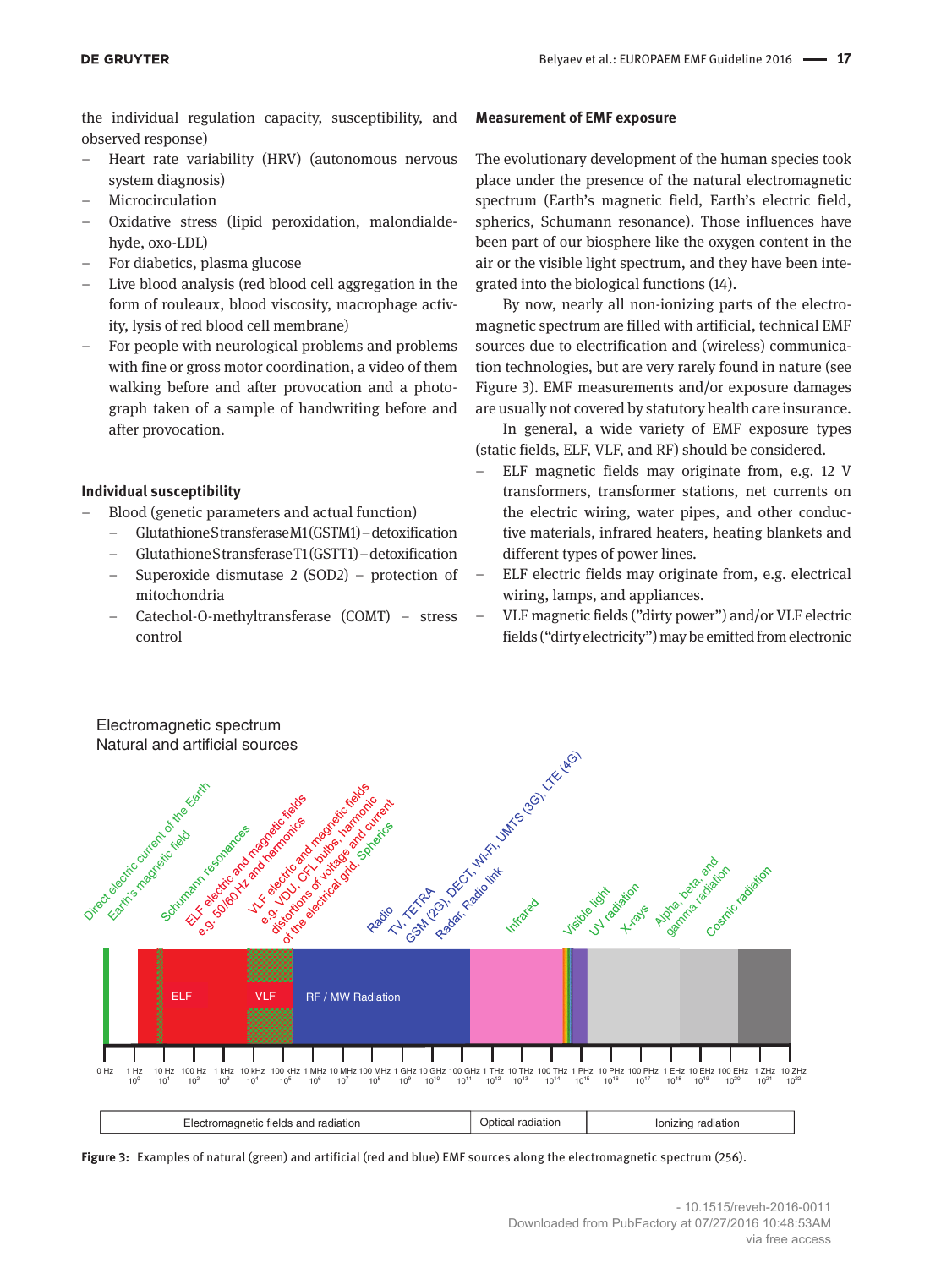the individual regulation capacity, susceptibility, and observed response)

- Heart rate variability (HRV) (autonomous nervous system diagnosis)
- Microcirculation
- Oxidative stress (lipid peroxidation, malondialdehyde, oxo-LDL)
- For diabetics, plasma glucose
- Live blood analysis (red blood cell aggregation in the form of rouleaux, blood viscosity, macrophage activity, lysis of red blood cell membrane)
- For people with neurological problems and problems with fine or gross motor coordination, a video of them walking before and after provocation and a photograph taken of a sample of handwriting before and after provocation.

### Individual susceptibility

- Blood (genetic parameters and actual function)
  - Glutathione S transferase M1 (GSTM1) – detoxification
  - Glutathione S transferase T1 (GSTT1) – detoxification
  - Superoxide dismutase 2 (SOD2) – protection of mitochondria
  - Catechol-O-methyltransferase (COMT) – stress control

### Measurement of EMF exposure

The evolutionary development of the human species took place under the presence of the natural electromagnetic spectrum (Earth's magnetic field, Earth's electric field, spherics, Schumann resonance). Those influences have been part of our biosphere like the oxygen content in the air or the visible light spectrum, and they have been integrated into the biological functions (14).

By now, nearly all non-ionizing parts of the electromagnetic spectrum are filled with artificial, technical EMF sources due to electrification and (wireless) communication technologies, but are very rarely found in nature (see Figure 3). EMF measurements and/or exposure damages are usually not covered by statutory health care insurance.

In general, a wide variety of EMF exposure types (static fields, ELF, VLF, and RF) should be considered.

- ELF magnetic fields may originate from, e.g. 12 V transformers, transformer stations, net currents on the electric wiring, water pipes, and other conductive materials, infrared heaters, heating blankets and different types of power lines.
- ELF electric fields may originate from, e.g. electrical wiring, lamps, and appliances.
- VLF magnetic fields ("dirty power") and/or VLF electric fields ("dirty electricity") may be emitted from electronic

**Figure 3:** Examples of natural (green) and artificial (red and blue) EMF sources along the electromagnetic spectrum (256).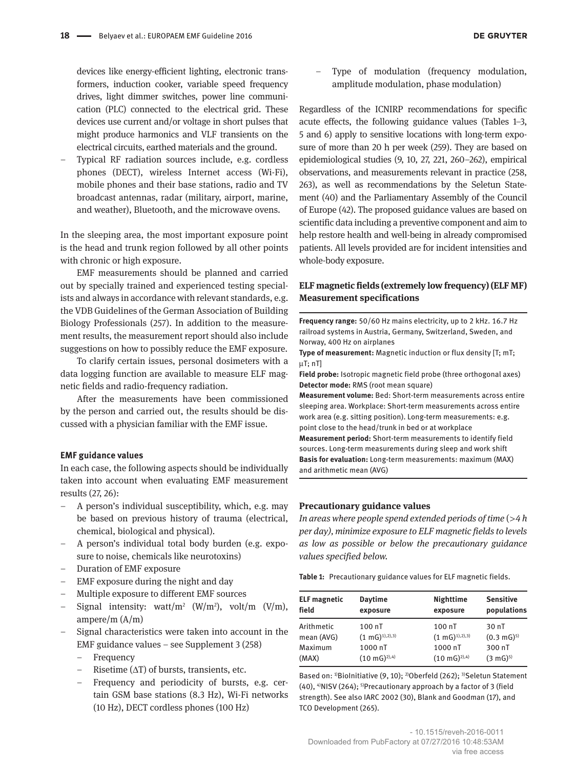devices like energy-efficient lighting, electronic transformers, induction cooker, variable speed frequency drives, light dimmer switches, power line communication (PLC) connected to the electrical grid. These devices use current and/or voltage in short pulses that might produce harmonics and VLF transients on the electrical circuits, earthed materials and the ground.
- Typical RF radiation sources include, e.g. cordless phones (DECT), wireless Internet access (Wi-Fi), mobile phones and their base stations, radio and TV broadcast antennas, radar (military, airport, marine, and weather), Bluetooth, and the microwave ovens.

In the sleeping area, the most important exposure point is the head and trunk region followed by all other points with chronic or high exposure.

EMF measurements should be planned and carried out by specially trained and experienced testing specialists and always in accordance with relevant standards, e.g. the VDB Guidelines of the German Association of Building Biology Professionals (257). In addition to the measurement results, the measurement report should also include suggestions on how to possibly reduce the EMF exposure.

To clarify certain issues, personal dosimeters with a data logging function are available to measure ELF magnetic fields and radio-frequency radiation.

After the measurements have been commissioned by the person and carried out, the results should be discussed with a physician familiar with the EMF issue.

### EMF guidance values

In each case, the following aspects should be individually taken into account when evaluating EMF measurement results (27, 26):

- A person's individual susceptibility, which, e.g. may be based on previous history of trauma (electrical, chemical, biological and physical).
- A person's individual total body burden (e.g. exposure to noise, chemicals like neurotoxins)
- Duration of EMF exposure
- EMF exposure during the night and day
- Multiple exposure to different EMF sources
- Signal intensity: watt/m$^2$ (W/m$^2$), volt/m (V/m), ampere/m (A/m)
- Signal characteristics were taken into account in the EMF guidance values – see Supplement 3 (258)
  - Frequency
  - Risetime ($\Delta$T) of bursts, transients, etc.
  - Frequency and periodicity of bursts, e.g. certain GSM base stations (8.3 Hz), Wi-Fi networks (10 Hz), DECT cordless phones (100 Hz)
  - Type of modulation (frequency modulation, amplitude modulation, phase modulation)

Regardless of the ICNIRP recommendations for specific acute effects, the following guidance values (Tables 1–3, 5 and 6) apply to sensitive locations with long-term exposure of more than 20 h per week (259). They are based on epidemiological studies (9, 10, 27, 221, 260–262), empirical observations, and measurements relevant in practice (258, 263), as well as recommendations by the Seletun Statement (40) and the Parliamentary Assembly of the Council of Europe (42). The proposed guidance values are based on scientific data including a preventive component and aim to help restore health and well-being in already compromised patients. All levels provided are for incident intensities and whole-body exposure.

### ELF magnetic fields (extremely low frequency) (ELF MF) Measurement specifications

**Frequency range:** 50/60 Hz mains electricity, up to 2 kHz. 16.7 Hz railroad systems in Austria, Germany, Switzerland, Sweden, and Norway, 400 Hz on airplanes
**Type of measurement:** Magnetic induction or flux density [T; mT; μT; nT]
**Field probe:** Isotropic magnetic field probe (three orthogonal axes)
**Detector mode:** RMS (root mean square)
**Measurement volume:** Bed: Short-term measurements across entire sleeping area. Workplace: Short-term measurements across entire work area (e.g. sitting position). Long-term measurements: e.g. point close to the head/trunk in bed or at workplace
**Measurement period:** Short-term measurements to identify field sources. Long-term measurements during sleep and work shift
**Basis for evaluation:** Long-term measurements: maximum (MAX) and arithmetic mean (AVG)

### Precautionary guidance values

*In areas where people spend extended periods of time (>4 h per day), minimize exposure to ELF magnetic fields to levels as low as possible or below the precautionary guidance values specified below.*

**Table 1:** Precautionary guidance values for ELF magnetic fields.

| ELF magnetic field | Daytime exposure | Nighttime exposure | Sensitive populations |
|---|---|---|---|
| Arithmetic mean (AVG) | 100 nT (1 mG)[1),2),3)] | 100 nT (1 mG)[1),2),3)] | 30 nT (0.3 mG)[5)] |
| Maximum (MAX) | 1000 nT (10 mG)[2),4)] | 1000 nT (10 mG)[2),4)] | 300 nT (3 mG)[5)] |

Based on: [1)]BioInitiative (9, 10); [2)]Oberfeld (262); [3)]Seletun Statement (40), [4)]NISV (264); [5)]Precautionary approach by a factor of 3 (field strength). See also IARC 2002 (30), Blank and Goodman (17), and TCO Development (265).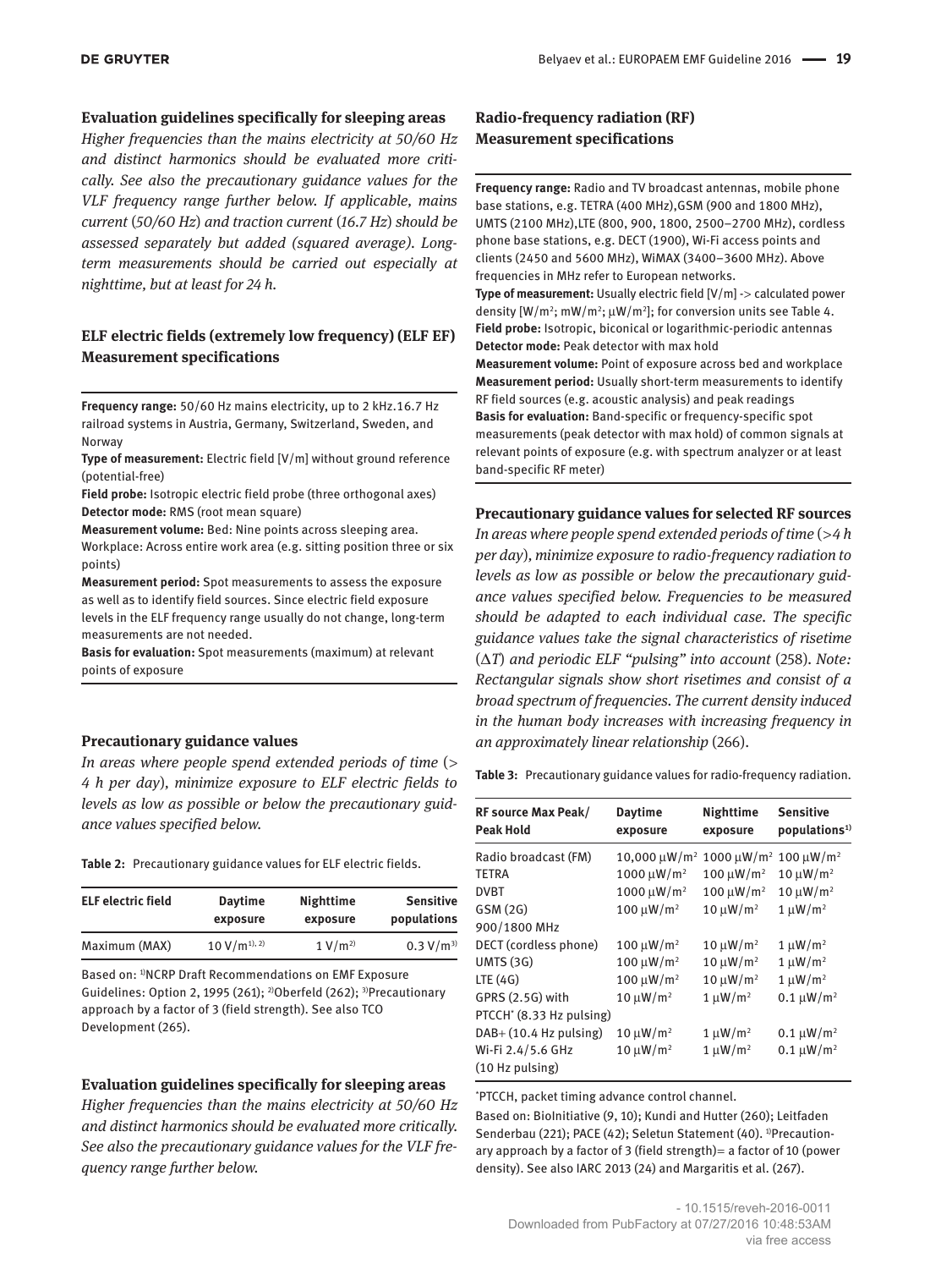**Evaluation guidelines specifically for sleeping areas**

*Higher frequencies than the mains electricity at 50/60 Hz and distinct harmonics should be evaluated more critically. See also the precautionary guidance values for the VLF frequency range further below. If applicable, mains current (50/60 Hz) and traction current (16.7 Hz) should be assessed separately but added (squared average). Long-term measurements should be carried out especially at nighttime, but at least for 24 h.*

### ELF electric fields (extremely low frequency) (ELF EF) Measurement specifications

**Frequency range:** 50/60 Hz mains electricity, up to 2 kHz.16.7 Hz railroad systems in Austria, Germany, Switzerland, Sweden, and Norway

**Type of measurement:** Electric field [V/m] without ground reference (potential-free)

**Field probe:** Isotropic electric field probe (three orthogonal axes)

**Detector mode:** RMS (root mean square)

**Measurement volume:** Bed: Nine points across sleeping area. Workplace: Across entire work area (e.g. sitting position three or six points)

**Measurement period:** Spot measurements to assess the exposure as well as to identify field sources. Since electric field exposure levels in the ELF frequency range usually do not change, long-term measurements are not needed.

**Basis for evaluation:** Spot measurements (maximum) at relevant points of exposure

**Precautionary guidance values**

*In areas where people spend extended periods of time (> 4 h per day), minimize exposure to ELF electric fields to levels as low as possible or below the precautionary guidance values specified below.*

**Table 2:** Precautionary guidance values for ELF electric fields.

| ELF electric field | Daytime exposure | Nighttime exposure | Sensitive populations |
|---|---|---|---|
| Maximum (MAX) | 10 V/m[1), 2)] | 1 V/m[2)] | 0.3 V/m[3)] |

Based on: [1)]NCRP Draft Recommendations on EMF Exposure Guidelines: Option 2, 1995 (261); [2)]Oberfeld (262); [3)]Precautionary approach by a factor of 3 (field strength). See also TCO Development (265).

**Evaluation guidelines specifically for sleeping areas**

*Higher frequencies than the mains electricity at 50/60 Hz and distinct harmonics should be evaluated more critically. See also the precautionary guidance values for the VLF frequency range further below.*

### Radio-frequency radiation (RF) Measurement specifications

**Frequency range:** Radio and TV broadcast antennas, mobile phone base stations, e.g. TETRA (400 MHz),GSM (900 and 1800 MHz), UMTS (2100 MHz),LTE (800, 900, 1800, 2500–2700 MHz), cordless phone base stations, e.g. DECT (1900), Wi-Fi access points and clients (2450 and 5600 MHz), WiMAX (3400–3600 MHz). Above frequencies in MHz refer to European networks.

**Type of measurement:** Usually electric field [V/m] -> calculated power density [W/m²; mW/m²; µW/m²]; for conversion units see Table 4.

**Field probe:** Isotropic, biconical or logarithmic-periodic antennas

**Detector mode:** Peak detector with max hold

**Measurement volume:** Point of exposure across bed and workplace

**Measurement period:** Usually short-term measurements to identify RF field sources (e.g. acoustic analysis) and peak readings

**Basis for evaluation:** Band-specific or frequency-specific spot measurements (peak detector with max hold) of common signals at relevant points of exposure (e.g. with spectrum analyzer or at least band-specific RF meter)

**Precautionary guidance values for selected RF sources**

*In areas where people spend extended periods of time (>4 h per day), minimize exposure to radio-frequency radiation to levels as low as possible or below the precautionary guidance values specified below. Frequencies to be measured should be adapted to each individual case. The specific guidance values take the signal characteristics of risetime ($\Delta T$) and periodic ELF "pulsing" into account (258). Note: Rectangular signals show short risetimes and consist of a broad spectrum of frequencies. The current density induced in the human body increases with increasing frequency in an approximately linear relationship (266).*

**Table 3:** Precautionary guidance values for radio-frequency radiation.

| RF source Max Peak/ Peak Hold | Daytime exposure | Nighttime exposure | Sensitive populations[1)] |
|---|---|---|---|
| Radio broadcast (FM) | 10,000 µW/m² | 1000 µW/m² | 100 µW/m² |
| TETRA | 1000 µW/m² | 100 µW/m² | 10 µW/m² |
| DVBT | 1000 µW/m² | 100 µW/m² | 10 µW/m² |
| GSM (2G) 900/1800 MHz | 100 µW/m² | 10 µW/m² | 1 µW/m² |
| DECT (cordless phone) | 100 µW/m² | 10 µW/m² | 1 µW/m² |
| UMTS (3G) | 100 µW/m² | 10 µW/m² | 1 µW/m² |
| LTE (4G) | 100 µW/m² | 10 µW/m² | 1 µW/m² |
| GPRS (2.5G) with PTCCH* (8.33 Hz pulsing) | 10 µW/m² | 1 µW/m² | 0.1 µW/m² |
| DAB+ (10.4 Hz pulsing) | 10 µW/m² | 1 µW/m² | 0.1 µW/m² |
| Wi-Fi 2.4/5.6 GHz (10 Hz pulsing) | 10 µW/m² | 1 µW/m² | 0.1 µW/m² |

*PTCCH, packet timing advance control channel.

Based on: BioInitiative (9, 10); Kundi and Hutter (260); Leitfaden Senderbau (221); PACE (42); Seletun Statement (40). [1)]Precautionary approach by a factor of 3 (field strength)= a factor of 10 (power density). See also IARC 2013 (24) and Margaritis et al. (267).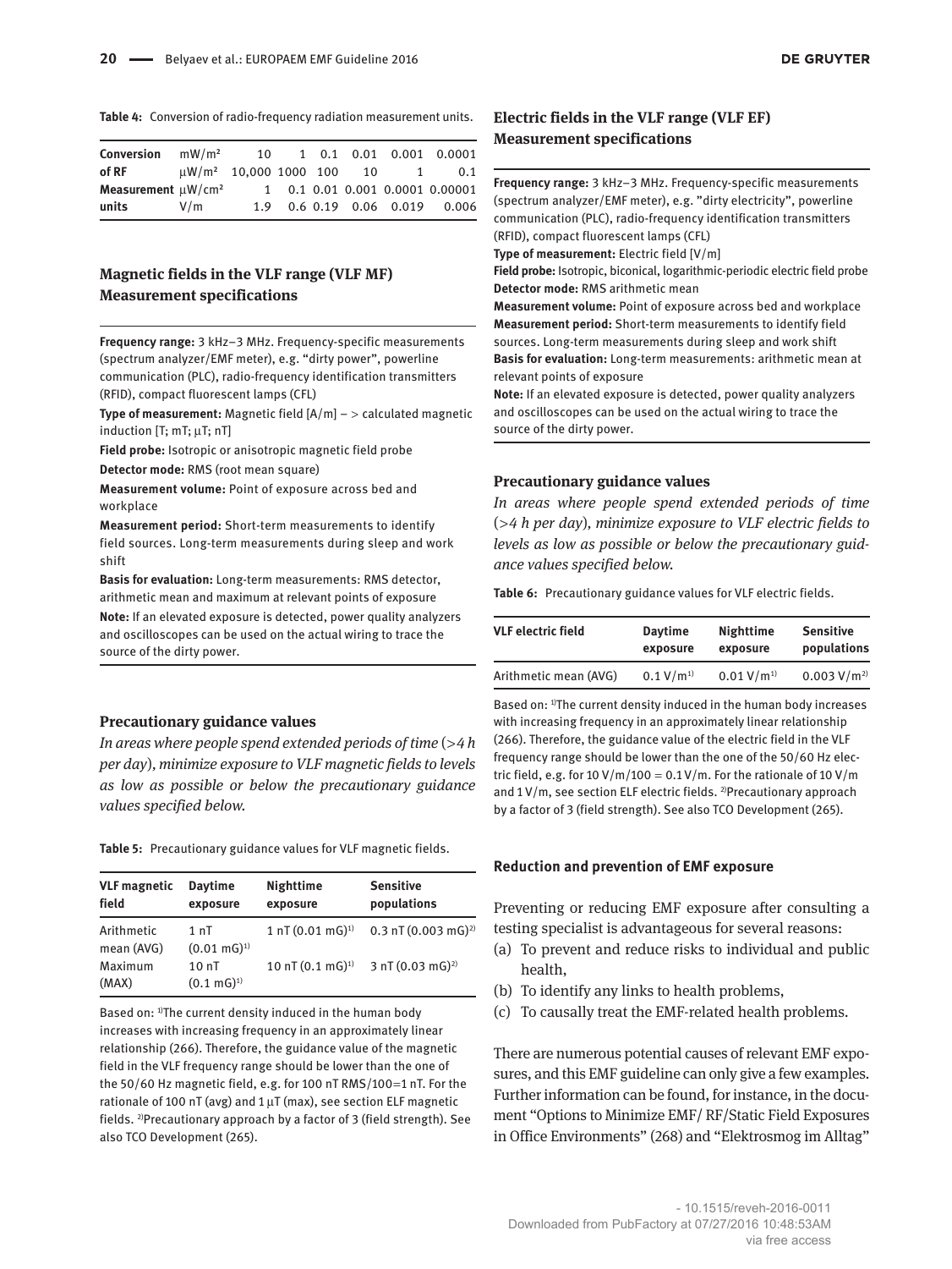**Table 4:** Conversion of radio-frequency radiation measurement units.

| | | | | | | | |
|---|---|---|---|---|---|---|---|
| **Conversion** | mW/m² | 10 | 1 | 0.1 | 0.01 | 0.001 | 0.0001 |
| **of RF** | μW/m² | 10,000 | 1000 | 100 | 10 | 1 | 0.1 |
| **Measurement** | μW/cm² | 1 | 0.1 | 0.01 | 0.001 | 0.0001 | 0.00001 |
| **units** | V/m | 1.9 | 0.6 | 0.19 | 0.06 | 0.019 | 0.006 |

### Magnetic fields in the VLF range (VLF MF) Measurement specifications

**Frequency range:** 3 kHz–3 MHz. Frequency-specific measurements (spectrum analyzer/EMF meter), e.g. "dirty power", powerline communication (PLC), radio-frequency identification transmitters (RFID), compact fluorescent lamps (CFL)

**Type of measurement:** Magnetic field [A/m] – > calculated magnetic induction [T; mT; μT; nT]

**Field probe:** Isotropic or anisotropic magnetic field probe

**Detector mode:** RMS (root mean square)

**Measurement volume:** Point of exposure across bed and workplace

**Measurement period:** Short-term measurements to identify field sources. Long-term measurements during sleep and work shift

**Basis for evaluation:** Long-term measurements: RMS detector, arithmetic mean and maximum at relevant points of exposure

**Note:** If an elevated exposure is detected, power quality analyzers and oscilloscopes can be used on the actual wiring to trace the source of the dirty power.

#### Precautionary guidance values

*In areas where people spend extended periods of time (>4 h per day), minimize exposure to VLF magnetic fields to levels as low as possible or below the precautionary guidance values specified below.*

**Table 5:** Precautionary guidance values for VLF magnetic fields.

| VLF magnetic field | Daytime exposure | Nighttime exposure | Sensitive populations |
|---|---|---|---|
| Arithmetic mean (AVG) | 1 nT (0.01 mG)[1] | 1 nT (0.01 mG)[1] | 0.3 nT (0.003 mG)[2] |
| Maximum (MAX) | 10 nT (0.1 mG)[1] | 10 nT (0.1 mG)[1] | 3 nT (0.03 mG)[2] |

Based on: [1]The current density induced in the human body increases with increasing frequency in an approximately linear relationship (266). Therefore, the guidance value of the magnetic field in the VLF frequency range should be lower than the one of the 50/60 Hz magnetic field, e.g. for 100 nT RMS/100=1 nT. For the rationale of 100 nT (avg) and 1 μT (max), see section ELF magnetic fields. [2]Precautionary approach by a factor of 3 (field strength). See also TCO Development (265).

### Electric fields in the VLF range (VLF EF) Measurement specifications

**Frequency range:** 3 kHz–3 MHz. Frequency-specific measurements (spectrum analyzer/EMF meter), e.g. "dirty electricity", powerline communication (PLC), radio-frequency identification transmitters (RFID), compact fluorescent lamps (CFL)

**Type of measurement:** Electric field [V/m]

**Field probe:** Isotropic, biconical, logarithmic-periodic electric field probe

**Detector mode:** RMS arithmetic mean

**Measurement volume:** Point of exposure across bed and workplace

**Measurement period:** Short-term measurements to identify field sources. Long-term measurements during sleep and work shift

**Basis for evaluation:** Long-term measurements: arithmetic mean at relevant points of exposure

**Note:** If an elevated exposure is detected, power quality analyzers and oscilloscopes can be used on the actual wiring to trace the source of the dirty power.

#### Precautionary guidance values

*In areas where people spend extended periods of time (>4 h per day), minimize exposure to VLF electric fields to levels as low as possible or below the precautionary guidance values specified below.*

**Table 6:** Precautionary guidance values for VLF electric fields.

| VLF electric field | Daytime exposure | Nighttime exposure | Sensitive populations |
|---|---|---|---|
| Arithmetic mean (AVG) | 0.1 V/m[1] | 0.01 V/m[1] | 0.003 V/m[2] |

Based on: [1]The current density induced in the human body increases with increasing frequency in an approximately linear relationship (266). Therefore, the guidance value of the electric field in the VLF frequency range should be lower than the one of the 50/60 Hz electric field, e.g. for 10 V/m/100 = 0.1 V/m. For the rationale of 10 V/m and 1 V/m, see section ELF electric fields. [2]Precautionary approach by a factor of 3 (field strength). See also TCO Development (265).

#### Reduction and prevention of EMF exposure

Preventing or reducing EMF exposure after consulting a testing specialist is advantageous for several reasons:

(a) To prevent and reduce risks to individual and public health,
(b) To identify any links to health problems,
(c) To causally treat the EMF-related health problems.

There are numerous potential causes of relevant EMF exposures, and this EMF guideline can only give a few examples. Further information can be found, for instance, in the document "Options to Minimize EMF/ RF/Static Field Exposures in Office Environments" (268) and "Elektrosmog im Alltag"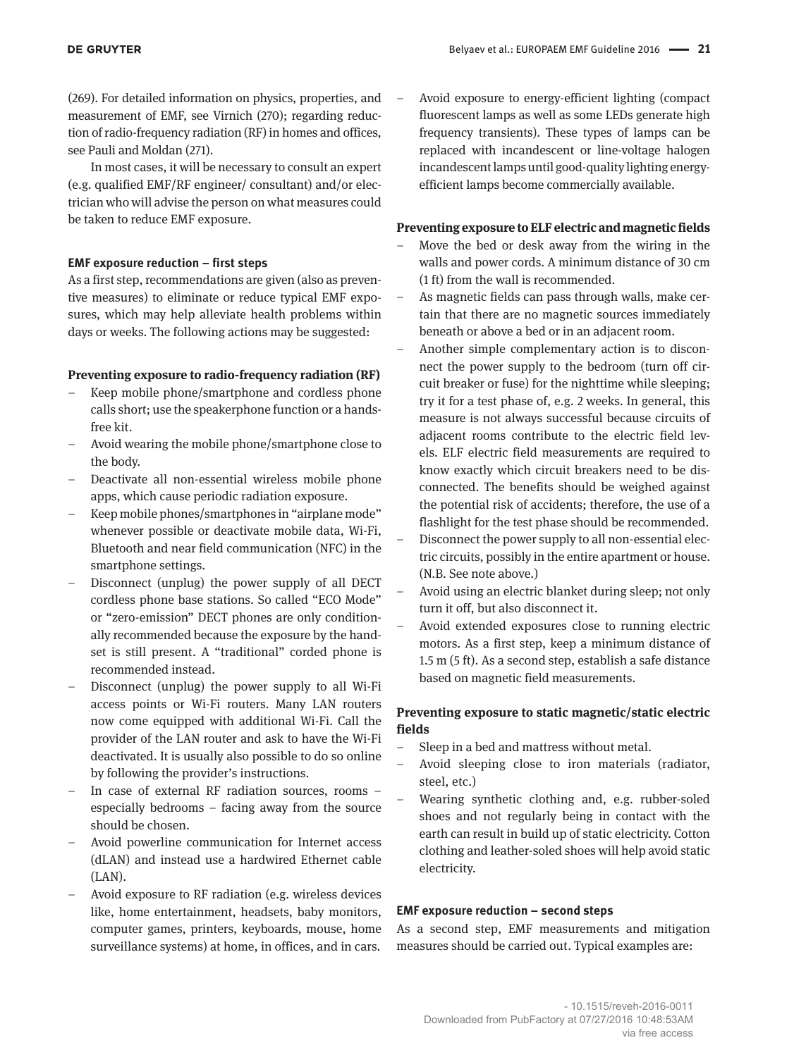(269). For detailed information on physics, properties, and measurement of EMF, see Virnich (270); regarding reduction of radio-frequency radiation (RF) in homes and offices, see Pauli and Moldan (271).

In most cases, it will be necessary to consult an expert (e.g. qualified EMF/RF engineer/ consultant) and/or electrician who will advise the person on what measures could be taken to reduce EMF exposure.

#### EMF exposure reduction – first steps

As a first step, recommendations are given (also as preventive measures) to eliminate or reduce typical EMF exposures, which may help alleviate health problems within days or weeks. The following actions may be suggested:

#### Preventing exposure to radio-frequency radiation (RF)

- Keep mobile phone/smartphone and cordless phone calls short; use the speakerphone function or a hands-free kit.
- Avoid wearing the mobile phone/smartphone close to the body.
- Deactivate all non-essential wireless mobile phone apps, which cause periodic radiation exposure.
- Keep mobile phones/smartphones in "airplane mode" whenever possible or deactivate mobile data, Wi-Fi, Bluetooth and near field communication (NFC) in the smartphone settings.
- Disconnect (unplug) the power supply of all DECT cordless phone base stations. So called "ECO Mode" or "zero-emission" DECT phones are only conditionally recommended because the exposure by the handset is still present. A "traditional" corded phone is recommended instead.
- Disconnect (unplug) the power supply to all Wi-Fi access points or Wi-Fi routers. Many LAN routers now come equipped with additional Wi-Fi. Call the provider of the LAN router and ask to have the Wi-Fi deactivated. It is usually also possible to do so online by following the provider's instructions.
- In case of external RF radiation sources, rooms – especially bedrooms – facing away from the source should be chosen.
- Avoid powerline communication for Internet access (dLAN) and instead use a hardwired Ethernet cable (LAN).
- Avoid exposure to RF radiation (e.g. wireless devices like, home entertainment, headsets, baby monitors, computer games, printers, keyboards, mouse, home surveillance systems) at home, in offices, and in cars.
- Avoid exposure to energy-efficient lighting (compact fluorescent lamps as well as some LEDs generate high frequency transients). These types of lamps can be replaced with incandescent or line-voltage halogen incandescent lamps until good-quality lighting energy-efficient lamps become commercially available.

#### Preventing exposure to ELF electric and magnetic fields

- Move the bed or desk away from the wiring in the walls and power cords. A minimum distance of 30 cm (1 ft) from the wall is recommended.
- As magnetic fields can pass through walls, make certain that there are no magnetic sources immediately beneath or above a bed or in an adjacent room.
- Another simple complementary action is to disconnect the power supply to the bedroom (turn off circuit breaker or fuse) for the nighttime while sleeping; try it for a test phase of, e.g. 2 weeks. In general, this measure is not always successful because circuits of adjacent rooms contribute to the electric field levels. ELF electric field measurements are required to know exactly which circuit breakers need to be disconnected. The benefits should be weighed against the potential risk of accidents; therefore, the use of a flashlight for the test phase should be recommended.
- Disconnect the power supply to all non-essential electric circuits, possibly in the entire apartment or house. (N.B. See note above.)
- Avoid using an electric blanket during sleep; not only turn it off, but also disconnect it.
- Avoid extended exposures close to running electric motors. As a first step, keep a minimum distance of 1.5 m (5 ft). As a second step, establish a safe distance based on magnetic field measurements.

#### Preventing exposure to static magnetic/static electric fields

- Sleep in a bed and mattress without metal.
- Avoid sleeping close to iron materials (radiator, steel, etc.)
- Wearing synthetic clothing and, e.g. rubber-soled shoes and not regularly being in contact with the earth can result in build up of static electricity. Cotton clothing and leather-soled shoes will help avoid static electricity.

#### EMF exposure reduction – second steps

As a second step, EMF measurements and mitigation measures should be carried out. Typical examples are: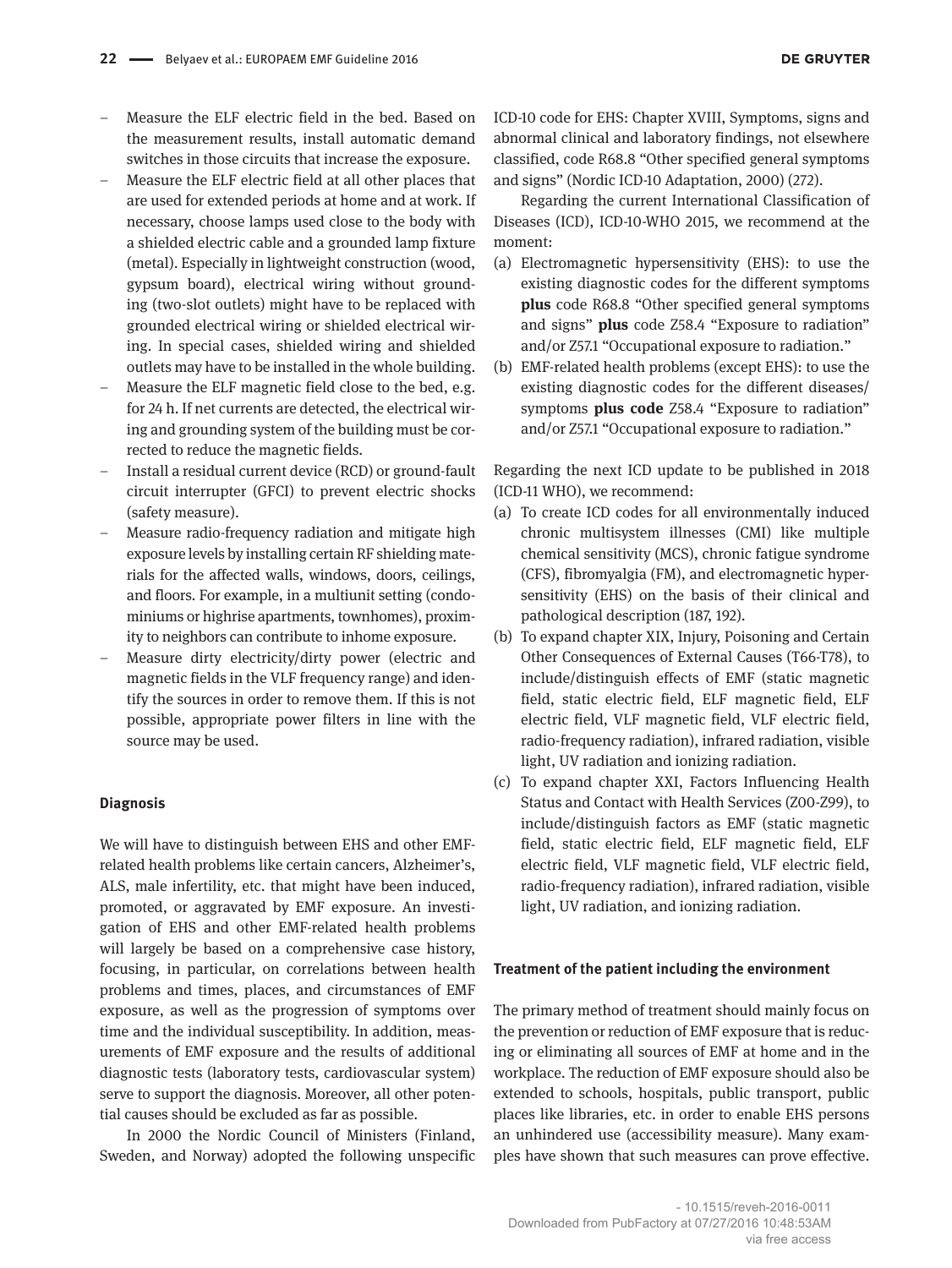- Measure the ELF electric field in the bed. Based on the measurement results, install automatic demand switches in those circuits that increase the exposure.
- Measure the ELF electric field at all other places that are used for extended periods at home and at work. If necessary, choose lamps used close to the body with a shielded electric cable and a grounded lamp fixture (metal). Especially in lightweight construction (wood, gypsum board), electrical wiring without grounding (two-slot outlets) might have to be replaced with grounded electrical wiring or shielded electrical wiring. In special cases, shielded wiring and shielded outlets may have to be installed in the whole building.
- Measure the ELF magnetic field close to the bed, e.g. for 24 h. If net currents are detected, the electrical wiring and grounding system of the building must be corrected to reduce the magnetic fields.
- Install a residual current device (RCD) or ground-fault circuit interrupter (GFCI) to prevent electric shocks (safety measure).
- Measure radio-frequency radiation and mitigate high exposure levels by installing certain RF shielding materials for the affected walls, windows, doors, ceilings, and floors. For example, in a multiunit setting (condominiums or highrise apartments, townhomes), proximity to neighbors can contribute to inhome exposure.
- Measure dirty electricity/dirty power (electric and magnetic fields in the VLF frequency range) and identify the sources in order to remove them. If this is not possible, appropriate power filters in line with the source may be used.

**Diagnosis**

We will have to distinguish between EHS and other EMF-related health problems like certain cancers, Alzheimer's, ALS, male infertility, etc. that might have been induced, promoted, or aggravated by EMF exposure. An investigation of EHS and other EMF-related health problems will largely be based on a comprehensive case history, focusing, in particular, on correlations between health problems and times, places, and circumstances of EMF exposure, as well as the progression of symptoms over time and the individual susceptibility. In addition, measurements of EMF exposure and the results of additional diagnostic tests (laboratory tests, cardiovascular system) serve to support the diagnosis. Moreover, all other potential causes should be excluded as far as possible.

In 2000 the Nordic Council of Ministers (Finland, Sweden, and Norway) adopted the following unspecific ICD-10 code for EHS: Chapter XVIII, Symptoms, signs and abnormal clinical and laboratory findings, not elsewhere classified, code R68.8 "Other specified general symptoms and signs" (Nordic ICD-10 Adaptation, 2000) (272).

Regarding the current International Classification of Diseases (ICD), ICD-10-WHO 2015, we recommend at the moment:

(a) Electromagnetic hypersensitivity (EHS): to use the existing diagnostic codes for the different symptoms **plus** code R68.8 "Other specified general symptoms and signs" **plus** code Z58.4 "Exposure to radiation" and/or Z57.1 "Occupational exposure to radiation."
(b) EMF-related health problems (except EHS): to use the existing diagnostic codes for the different diseases/symptoms **plus code** Z58.4 "Exposure to radiation" and/or Z57.1 "Occupational exposure to radiation."

Regarding the next ICD update to be published in 2018 (ICD-11 WHO), we recommend:

(a) To create ICD codes for all environmentally induced chronic multisystem illnesses (CMI) like multiple chemical sensitivity (MCS), chronic fatigue syndrome (CFS), fibromyalgia (FM), and electromagnetic hypersensitivity (EHS) on the basis of their clinical and pathological description (187, 192).
(b) To expand chapter XIX, Injury, Poisoning and Certain Other Consequences of External Causes (T66-T78), to include/distinguish effects of EMF (static magnetic field, static electric field, ELF magnetic field, ELF electric field, VLF magnetic field, VLF electric field, radio-frequency radiation), infrared radiation, visible light, UV radiation and ionizing radiation.
(c) To expand chapter XXI, Factors Influencing Health Status and Contact with Health Services (Z00-Z99), to include/distinguish factors as EMF (static magnetic field, static electric field, ELF magnetic field, ELF electric field, VLF magnetic field, VLF electric field, radio-frequency radiation), infrared radiation, visible light, UV radiation, and ionizing radiation.

**Treatment of the patient including the environment**

The primary method of treatment should mainly focus on the prevention or reduction of EMF exposure that is reducing or eliminating all sources of EMF at home and in the workplace. The reduction of EMF exposure should also be extended to schools, hospitals, public transport, public places like libraries, etc. in order to enable EHS persons an unhindered use (accessibility measure). Many examples have shown that such measures can prove effective.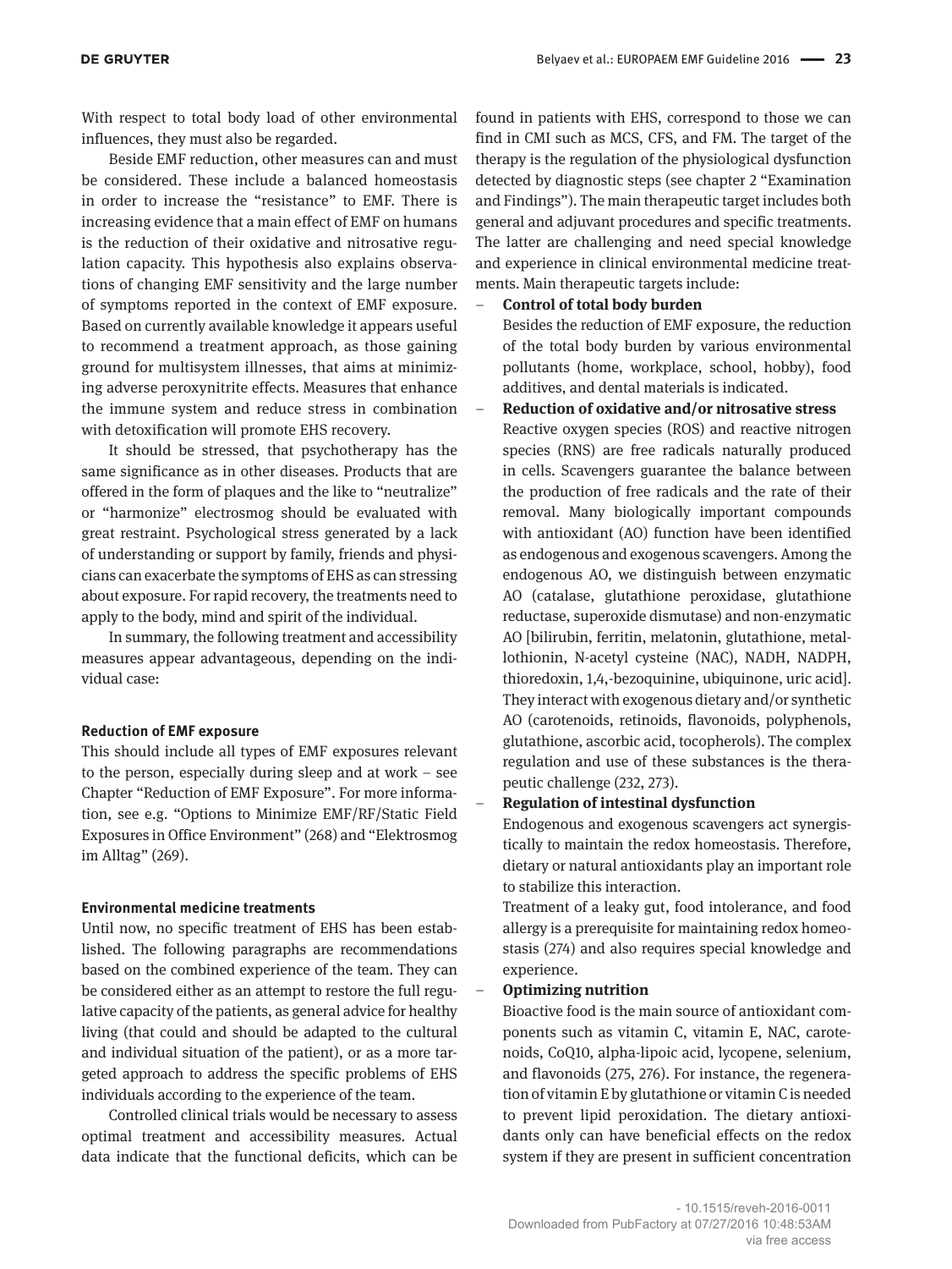With respect to total body load of other environmental influences, they must also be regarded.

Beside EMF reduction, other measures can and must be considered. These include a balanced homeostasis in order to increase the "resistance" to EMF. There is increasing evidence that a main effect of EMF on humans is the reduction of their oxidative and nitrosative regulation capacity. This hypothesis also explains observations of changing EMF sensitivity and the large number of symptoms reported in the context of EMF exposure. Based on currently available knowledge it appears useful to recommend a treatment approach, as those gaining ground for multisystem illnesses, that aims at minimizing adverse peroxynitrite effects. Measures that enhance the immune system and reduce stress in combination with detoxification will promote EHS recovery.

It should be stressed, that psychotherapy has the same significance as in other diseases. Products that are offered in the form of plaques and the like to "neutralize" or "harmonize" electrosmog should be evaluated with great restraint. Psychological stress generated by a lack of understanding or support by family, friends and physicians can exacerbate the symptoms of EHS as can stressing about exposure. For rapid recovery, the treatments need to apply to the body, mind and spirit of the individual.

In summary, the following treatment and accessibility measures appear advantageous, depending on the individual case:

#### Reduction of EMF exposure

This should include all types of EMF exposures relevant to the person, especially during sleep and at work – see Chapter "Reduction of EMF Exposure". For more information, see e.g. "Options to Minimize EMF/RF/Static Field Exposures in Office Environment" (268) and "Elektrosmog im Alltag" (269).

#### Environmental medicine treatments

Until now, no specific treatment of EHS has been established. The following paragraphs are recommendations based on the combined experience of the team. They can be considered either as an attempt to restore the full regulative capacity of the patients, as general advice for healthy living (that could and should be adapted to the cultural and individual situation of the patient), or as a more targeted approach to address the specific problems of EHS individuals according to the experience of the team.

Controlled clinical trials would be necessary to assess optimal treatment and accessibility measures. Actual data indicate that the functional deficits, which can be found in patients with EHS, correspond to those we can find in CMI such as MCS, CFS, and FM. The target of the therapy is the regulation of the physiological dysfunction detected by diagnostic steps (see chapter 2 "Examination and Findings"). The main therapeutic target includes both general and adjuvant procedures and specific treatments. The latter are challenging and need special knowledge and experience in clinical environmental medicine treatments. Main therapeutic targets include:

- **Control of total body burden**
  Besides the reduction of EMF exposure, the reduction of the total body burden by various environmental pollutants (home, workplace, school, hobby), food additives, and dental materials is indicated.
- **Reduction of oxidative and/or nitrosative stress**
  Reactive oxygen species (ROS) and reactive nitrogen species (RNS) are free radicals naturally produced in cells. Scavengers guarantee the balance between the production of free radicals and the rate of their removal. Many biologically important compounds with antioxidant (AO) function have been identified as endogenous and exogenous scavengers. Among the endogenous AO, we distinguish between enzymatic AO (catalase, glutathione peroxidase, glutathione reductase, superoxide dismutase) and non-enzymatic AO [bilirubin, ferritin, melatonin, glutathione, metallothionin, N-acetyl cysteine (NAC), NADH, NADPH, thioredoxin, 1,4,-bezoquinine, ubiquinone, uric acid]. They interact with exogenous dietary and/or synthetic AO (carotenoids, retinoids, flavonoids, polyphenols, glutathione, ascorbic acid, tocopherols). The complex regulation and use of these substances is the therapeutic challenge (232, 273).
- **Regulation of intestinal dysfunction**
  Endogenous and exogenous scavengers act synergistically to maintain the redox homeostasis. Therefore, dietary or natural antioxidants play an important role to stabilize this interaction.
  Treatment of a leaky gut, food intolerance, and food allergy is a prerequisite for maintaining redox homeostasis (274) and also requires special knowledge and experience.
- **Optimizing nutrition**
  Bioactive food is the main source of antioxidant components such as vitamin C, vitamin E, NAC, carotenoids, CoQ10, alpha-lipoic acid, lycopene, selenium, and flavonoids (275, 276). For instance, the regeneration of vitamin E by glutathione or vitamin C is needed to prevent lipid peroxidation. The dietary antioxidants only can have beneficial effects on the redox system if they are present in sufficient concentration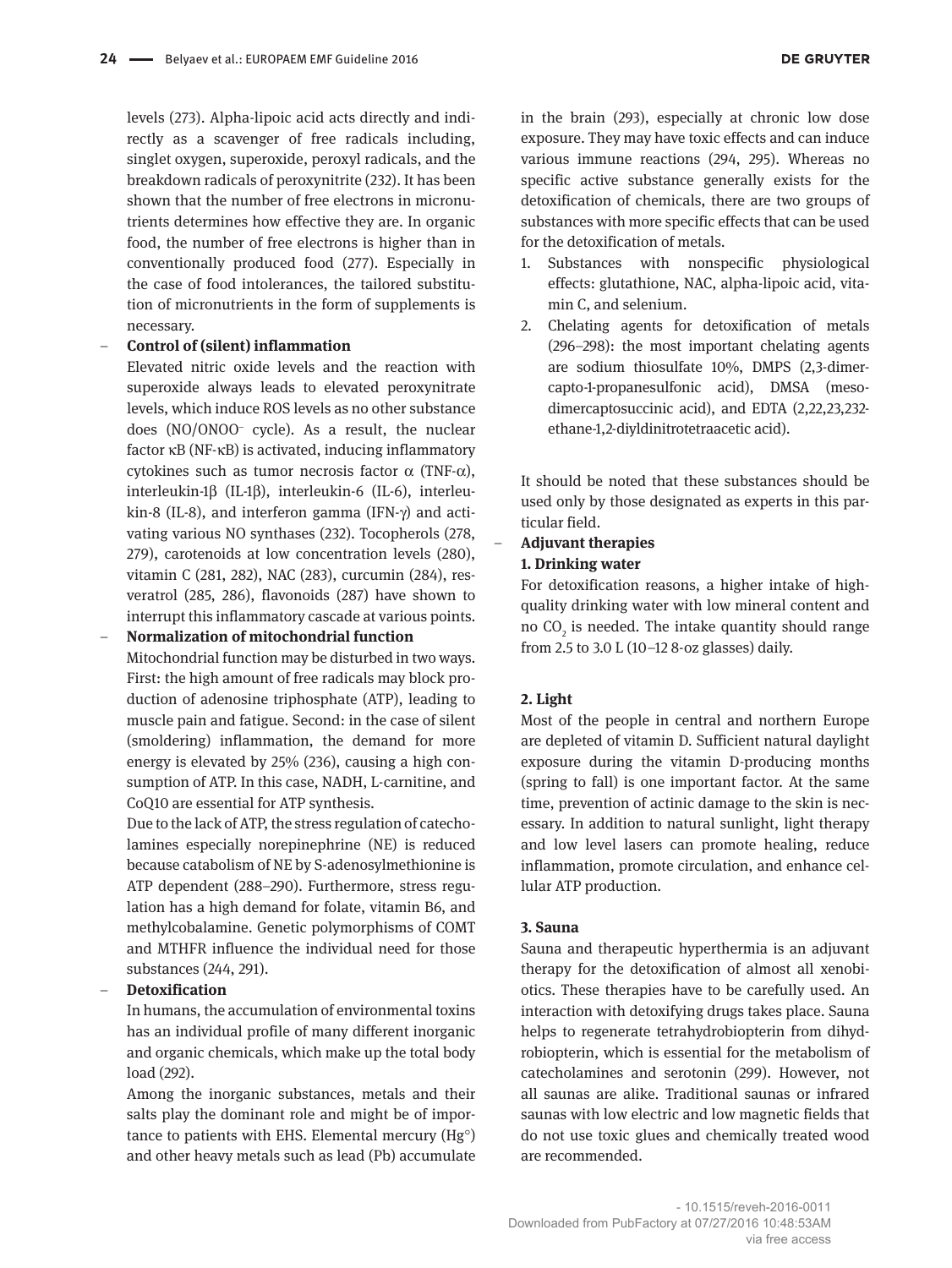levels (273). Alpha-lipoic acid acts directly and indirectly as a scavenger of free radicals including, singlet oxygen, superoxide, peroxyl radicals, and the breakdown radicals of peroxynitrite (232). It has been shown that the number of free electrons in micronutrients determines how effective they are. In organic food, the number of free electrons is higher than in conventionally produced food (277). Especially in the case of food intolerances, the tailored substitution of micronutrients in the form of supplements is necessary.

– **Control of (silent) inflammation**
  Elevated nitric oxide levels and the reaction with superoxide always leads to elevated peroxynitrate levels, which induce ROS levels as no other substance does (NO/$ONOO^-$ cycle). As a result, the nuclear factor κB (NF-κB) is activated, inducing inflammatory cytokines such as tumor necrosis factor α (TNF-α), interleukin-1β (IL-1β), interleukin-6 (IL-6), interleukin-8 (IL-8), and interferon gamma (IFN-γ) and activating various NO synthases (232). Tocopherols (278, 279), carotenoids at low concentration levels (280), vitamin C (281, 282), NAC (283), curcumin (284), resveratrol (285, 286), flavonoids (287) have shown to interrupt this inflammatory cascade at various points.

– **Normalization of mitochondrial function**
  Mitochondrial function may be disturbed in two ways. First: the high amount of free radicals may block production of adenosine triphosphate (ATP), leading to muscle pain and fatigue. Second: in the case of silent (smoldering) inflammation, the demand for more energy is elevated by 25% (236), causing a high consumption of ATP. In this case, NADH, L-carnitine, and CoQ10 are essential for ATP synthesis.
  Due to the lack of ATP, the stress regulation of catecholamines especially norepinephrine (NE) is reduced because catabolism of NE by S-adenosylmethionine is ATP dependent (288–290). Furthermore, stress regulation has a high demand for folate, vitamin B6, and methylcobalamine. Genetic polymorphisms of COMT and MTHFR influence the individual need for those substances (244, 291).

– **Detoxification**
  In humans, the accumulation of environmental toxins has an individual profile of many different inorganic and organic chemicals, which make up the total body load (292).
  Among the inorganic substances, metals and their salts play the dominant role and might be of importance to patients with EHS. Elemental mercury (Hg°) and other heavy metals such as lead (Pb) accumulate in the brain (293), especially at chronic low dose exposure. They may have toxic effects and can induce various immune reactions (294, 295). Whereas no specific active substance generally exists for the detoxification of chemicals, there are two groups of substances with more specific effects that can be used for the detoxification of metals.
  1. Substances with nonspecific physiological effects: glutathione, NAC, alpha-lipoic acid, vitamin C, and selenium.
  2. Chelating agents for detoxification of metals (296–298): the most important chelating agents are sodium thiosulfate 10%, DMPS (2,3-dimercapto-1-propanesulfonic acid), DMSA (meso-dimercaptosuccinic acid), and EDTA (2,22,23,232-ethane-1,2-diyldinitrotetraacetic acid).

It should be noted that these substances should be used only by those designated as experts in this particular field.

– **Adjuvant therapies**

**1. Drinking water**
For detoxification reasons, a higher intake of high-quality drinking water with low mineral content and no $CO_2$ is needed. The intake quantity should range from 2.5 to 3.0 L (10–12 8-oz glasses) daily.

**2. Light**
Most of the people in central and northern Europe are depleted of vitamin D. Sufficient natural daylight exposure during the vitamin D-producing months (spring to fall) is one important factor. At the same time, prevention of actinic damage to the skin is necessary. In addition to natural sunlight, light therapy and low level lasers can promote healing, reduce inflammation, promote circulation, and enhance cellular ATP production.

**3. Sauna**
Sauna and therapeutic hyperthermia is an adjuvant therapy for the detoxification of almost all xenobiotics. These therapies have to be carefully used. An interaction with detoxifying drugs takes place. Sauna helps to regenerate tetrahydrobiopterin from dihydrobiopterin, which is essential for the metabolism of catecholamines and serotonin (299). However, not all saunas are alike. Traditional saunas or infrared saunas with low electric and low magnetic fields that do not use toxic glues and chemically treated wood are recommended.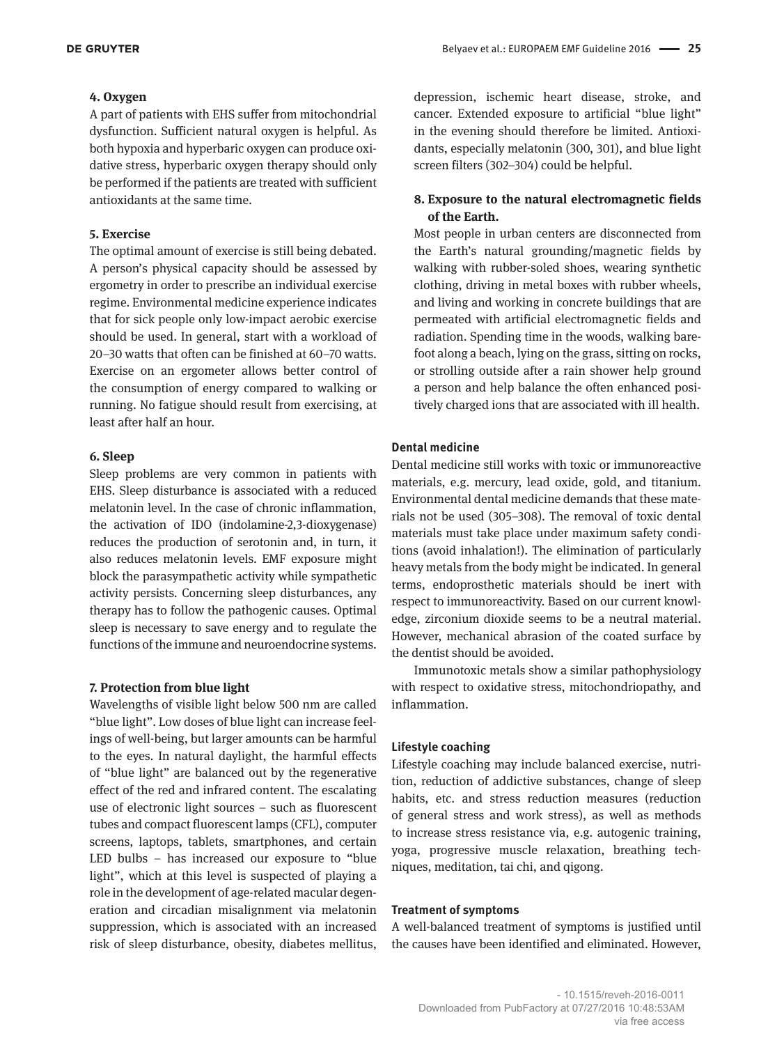#### 4. Oxygen

A part of patients with EHS suffer from mitochondrial dysfunction. Sufficient natural oxygen is helpful. As both hypoxia and hyperbaric oxygen can produce oxidative stress, hyperbaric oxygen therapy should only be performed if the patients are treated with sufficient antioxidants at the same time.

#### 5. Exercise

The optimal amount of exercise is still being debated. A person's physical capacity should be assessed by ergometry in order to prescribe an individual exercise regime. Environmental medicine experience indicates that for sick people only low-impact aerobic exercise should be used. In general, start with a workload of 20–30 watts that often can be finished at 60–70 watts. Exercise on an ergometer allows better control of the consumption of energy compared to walking or running. No fatigue should result from exercising, at least after half an hour.

#### 6. Sleep

Sleep problems are very common in patients with EHS. Sleep disturbance is associated with a reduced melatonin level. In the case of chronic inflammation, the activation of IDO (indolamine-2,3-dioxygenase) reduces the production of serotonin and, in turn, it also reduces melatonin levels. EMF exposure might block the parasympathetic activity while sympathetic activity persists. Concerning sleep disturbances, any therapy has to follow the pathogenic causes. Optimal sleep is necessary to save energy and to regulate the functions of the immune and neuroendocrine systems.

#### 7. Protection from blue light

Wavelengths of visible light below 500 nm are called "blue light". Low doses of blue light can increase feelings of well-being, but larger amounts can be harmful to the eyes. In natural daylight, the harmful effects of "blue light" are balanced out by the regenerative effect of the red and infrared content. The escalating use of electronic light sources – such as fluorescent tubes and compact fluorescent lamps (CFL), computer screens, laptops, tablets, smartphones, and certain LED bulbs – has increased our exposure to "blue light", which at this level is suspected of playing a role in the development of age-related macular degeneration and circadian misalignment via melatonin suppression, which is associated with an increased risk of sleep disturbance, obesity, diabetes mellitus, depression, ischemic heart disease, stroke, and cancer. Extended exposure to artificial "blue light" in the evening should therefore be limited. Antioxidants, especially melatonin (300, 301), and blue light screen filters (302–304) could be helpful.

#### 8. Exposure to the natural electromagnetic fields of the Earth.

Most people in urban centers are disconnected from the Earth's natural grounding/magnetic fields by walking with rubber-soled shoes, wearing synthetic clothing, driving in metal boxes with rubber wheels, and living and working in concrete buildings that are permeated with artificial electromagnetic fields and radiation. Spending time in the woods, walking barefoot along a beach, lying on the grass, sitting on rocks, or strolling outside after a rain shower help ground a person and help balance the often enhanced positively charged ions that are associated with ill health.

### Dental medicine

Dental medicine still works with toxic or immunoreactive materials, e.g. mercury, lead oxide, gold, and titanium. Environmental dental medicine demands that these materials not be used (305–308). The removal of toxic dental materials must take place under maximum safety conditions (avoid inhalation!). The elimination of particularly heavy metals from the body might be indicated. In general terms, endoprosthetic materials should be inert with respect to immunoreactivity. Based on our current knowledge, zirconium dioxide seems to be a neutral material. However, mechanical abrasion of the coated surface by the dentist should be avoided.

Immunotoxic metals show a similar pathophysiology with respect to oxidative stress, mitochondriopathy, and inflammation.

### Lifestyle coaching

Lifestyle coaching may include balanced exercise, nutrition, reduction of addictive substances, change of sleep habits, etc. and stress reduction measures (reduction of general stress and work stress), as well as methods to increase stress resistance via, e.g. autogenic training, yoga, progressive muscle relaxation, breathing techniques, meditation, tai chi, and qigong.

### Treatment of symptoms

A well-balanced treatment of symptoms is justified until the causes have been identified and eliminated. However,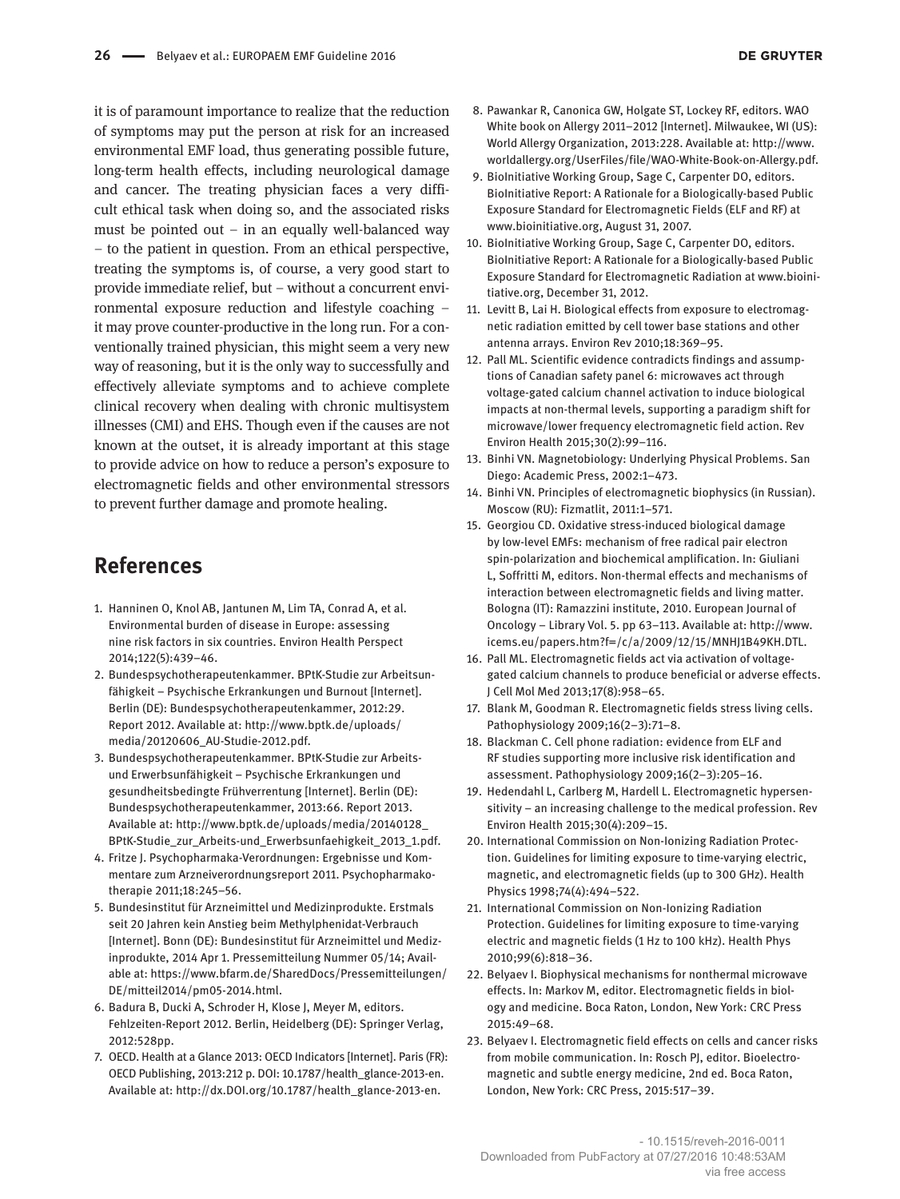it is of paramount importance to realize that the reduction of symptoms may put the person at risk for an increased environmental EMF load, thus generating possible future, long-term health effects, including neurological damage and cancer. The treating physician faces a very difficult ethical task when doing so, and the associated risks must be pointed out – in an equally well-balanced way – to the patient in question. From an ethical perspective, treating the symptoms is, of course, a very good start to provide immediate relief, but – without a concurrent environmental exposure reduction and lifestyle coaching – it may prove counter-productive in the long run. For a conventionally trained physician, this might seem a very new way of reasoning, but it is the only way to successfully and effectively alleviate symptoms and to achieve complete clinical recovery when dealing with chronic multisystem illnesses (CMI) and EHS. Though even if the causes are not known at the outset, it is already important at this stage to provide advice on how to reduce a person's exposure to electromagnetic fields and other environmental stressors to prevent further damage and promote healing.

## References

1. Hanninen O, Knol AB, Jantunen M, Lim TA, Conrad A, et al. Environmental burden of disease in Europe: assessing nine risk factors in six countries. Environ Health Perspect 2014;122(5):439–46.
2. Bundespsychotherapeutenkammer. BPtK-Studie zur Arbeitsunfähigkeit – Psychische Erkrankungen und Burnout [Internet]. Berlin (DE): Bundespsychotherapeutenkammer, 2012:29. Report 2012. Available at: http://www.bptk.de/uploads/media/20120606_AU-Studie-2012.pdf.
3. Bundespsychotherapeutenkammer. BPtK-Studie zur Arbeits- und Erwerbsunfähigkeit – Psychische Erkrankungen und gesundheitsbedingte Frühverrentung [Internet]. Berlin (DE): Bundespsychotherapeutenkammer, 2013:66. Report 2013. Available at: http://www.bptk.de/uploads/media/20140128_BPtK-Studie_zur_Arbeits-und_Erwerbsunfaehigkeit_2013_1.pdf.
4. Fritze J. Psychopharmaka-Verordnungen: Ergebnisse und Kommentare zum Arzneiverordnungsreport 2011. Psychopharmakotherapie 2011;18:245–56.
5. Bundesinstitut für Arzneimittel und Medizinprodukte. Erstmals seit 20 Jahren kein Anstieg beim Methylphenidat-Verbrauch [Internet]. Bonn (DE): Bundesinstitut für Arzneimittel und Medizinprodukte, 2014 Apr 1. Pressemitteilung Nummer 05/14; Available at: https://www.bfarm.de/SharedDocs/Pressemitteilungen/DE/mitteil2014/pm05-2014.html.
6. Badura B, Ducki A, Schroder H, Klose J, Meyer M, editors. Fehlzeiten-Report 2012. Berlin, Heidelberg (DE): Springer Verlag, 2012:528pp.
7. OECD. Health at a Glance 2013: OECD Indicators [Internet]. Paris (FR): OECD Publishing, 2013:212 p. DOI: 10.1787/health_glance-2013-en. Available at: http://dx.DOI.org/10.1787/health_glance-2013-en.
8. Pawankar R, Canonica GW, Holgate ST, Lockey RF, editors. WAO White book on Allergy 2011–2012 [Internet]. Milwaukee, WI (US): World Allergy Organization, 2013:228. Available at: http://www.worldallergy.org/UserFiles/file/WAO-White-Book-on-Allergy.pdf.
9. BioInitiative Working Group, Sage C, Carpenter DO, editors. BioInitiative Report: A Rationale for a Biologically-based Public Exposure Standard for Electromagnetic Fields (ELF and RF) at www.bioinitiative.org, August 31, 2007.
10. BioInitiative Working Group, Sage C, Carpenter DO, editors. BioInitiative Report: A Rationale for a Biologically-based Public Exposure Standard for Electromagnetic Radiation at www.bioinitiative.org, December 31, 2012.
11. Levitt B, Lai H. Biological effects from exposure to electromagnetic radiation emitted by cell tower base stations and other antenna arrays. Environ Rev 2010;18:369–95.
12. Pall ML. Scientific evidence contradicts findings and assumptions of Canadian safety panel 6: microwaves act through voltage-gated calcium channel activation to induce biological impacts at non-thermal levels, supporting a paradigm shift for microwave/lower frequency electromagnetic field action. Rev Environ Health 2015;30(2):99–116.
13. Binhi VN. Magnetobiology: Underlying Physical Problems. San Diego: Academic Press, 2002:1–473.
14. Binhi VN. Principles of electromagnetic biophysics (in Russian). Moscow (RU): Fizmatlit, 2011:1–571.
15. Georgiou CD. Oxidative stress-induced biological damage by low-level EMFs: mechanism of free radical pair electron spin-polarization and biochemical amplification. In: Giuliani L, Soffritti M, editors. Non-thermal effects and mechanisms of interaction between electromagnetic fields and living matter. Bologna (IT): Ramazzini institute, 2010. European Journal of Oncology – Library Vol. 5. pp 63–113. Available at: http://www.icems.eu/papers.htm?f=/c/a/2009/12/15/MNHJ1B49KH.DTL.
16. Pall ML. Electromagnetic fields act via activation of voltage-gated calcium channels to produce beneficial or adverse effects. J Cell Mol Med 2013;17(8):958–65.
17. Blank M, Goodman R. Electromagnetic fields stress living cells. Pathophysiology 2009;16(2–3):71–8.
18. Blackman C. Cell phone radiation: evidence from ELF and RF studies supporting more inclusive risk identification and assessment. Pathophysiology 2009;16(2–3):205–16.
19. Hedendahl L, Carlberg M, Hardell L. Electromagnetic hypersensitivity – an increasing challenge to the medical profession. Rev Environ Health 2015;30(4):209–15.
20. International Commission on Non-Ionizing Radiation Protection. Guidelines for limiting exposure to time-varying electric, magnetic, and electromagnetic fields (up to 300 GHz). Health Physics 1998;74(4):494–522.
21. International Commission on Non-Ionizing Radiation Protection. Guidelines for limiting exposure to time-varying electric and magnetic fields (1 Hz to 100 kHz). Health Phys 2010;99(6):818–36.
22. Belyaev I. Biophysical mechanisms for nonthermal microwave effects. In: Markov M, editor. Electromagnetic fields in biology and medicine. Boca Raton, London, New York: CRC Press 2015:49–68.
23. Belyaev I. Electromagnetic field effects on cells and cancer risks from mobile communication. In: Rosch PJ, editor. Bioelectromagnetic and subtle energy medicine, 2nd ed. Boca Raton, London, New York: CRC Press, 2015:517–39.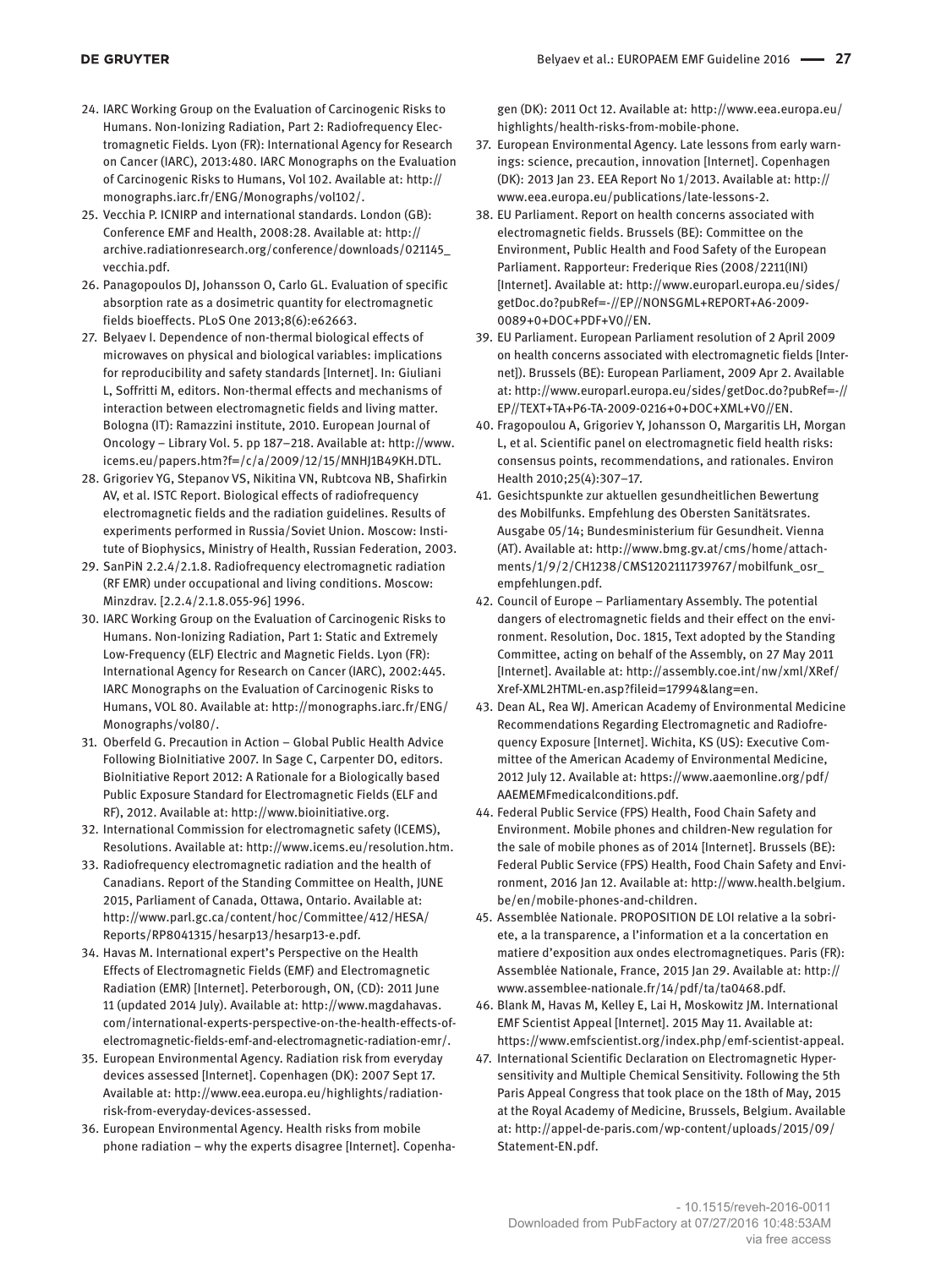24. IARC Working Group on the Evaluation of Carcinogenic Risks to Humans. Non-Ionizing Radiation, Part 2: Radiofrequency Electromagnetic Fields. Lyon (FR): International Agency for Research on Cancer (IARC), 2013:480. IARC Monographs on the Evaluation of Carcinogenic Risks to Humans, Vol 102. Available at: http://monographs.iarc.fr/ENG/Monographs/vol102/.
25. Vecchia P. ICNIRP and international standards. London (GB): Conference EMF and Health, 2008:28. Available at: http://archive.radiationresearch.org/conference/downloads/021145_vecchia.pdf.
26. Panagopoulos DJ, Johansson O, Carlo GL. Evaluation of specific absorption rate as a dosimetric quantity for electromagnetic fields bioeffects. PLoS One 2013;8(6):e62663.
27. Belyaev I. Dependence of non-thermal biological effects of microwaves on physical and biological variables: implications for reproducibility and safety standards [Internet]. In: Giuliani L, Soffritti M, editors. Non-thermal effects and mechanisms of interaction between electromagnetic fields and living matter. Bologna (IT): Ramazzini institute, 2010. European Journal of Oncology – Library Vol. 5. pp 187–218. Available at: http://www.icems.eu/papers.htm?f=/c/a/2009/12/15/MNHJ1B49KH.DTL.
28. Grigoriev YG, Stepanov VS, Nikitina VN, Rubtcova NB, Shafirkin AV, et al. ISTC Report. Biological effects of radiofrequency electromagnetic fields and the radiation guidelines. Results of experiments performed in Russia/Soviet Union. Moscow: Institute of Biophysics, Ministry of Health, Russian Federation, 2003.
29. SanPiN 2.2.4/2.1.8. Radiofrequency electromagnetic radiation (RF EMR) under occupational and living conditions. Moscow: Minzdrav. [2.2.4/2.1.8.055-96] 1996.
30. IARC Working Group on the Evaluation of Carcinogenic Risks to Humans. Non-Ionizing Radiation, Part 1: Static and Extremely Low-Frequency (ELF) Electric and Magnetic Fields. Lyon (FR): International Agency for Research on Cancer (IARC), 2002:445. IARC Monographs on the Evaluation of Carcinogenic Risks to Humans, VOL 80. Available at: http://monographs.iarc.fr/ENG/Monographs/vol80/.
31. Oberfeld G. Precaution in Action – Global Public Health Advice Following BioInitiative 2007. In Sage C, Carpenter DO, editors. BioInitiative Report 2012: A Rationale for a Biologically based Public Exposure Standard for Electromagnetic Fields (ELF and RF), 2012. Available at: http://www.bioinitiative.org.
32. International Commission for electromagnetic safety (ICEMS), Resolutions. Available at: http://www.icems.eu/resolution.htm.
33. Radiofrequency electromagnetic radiation and the health of Canadians. Report of the Standing Committee on Health, JUNE 2015, Parliament of Canada, Ottawa, Ontario. Available at: http://www.parl.gc.ca/content/hoc/Committee/412/HESA/Reports/RP8041315/hesarp13/hesarp13-e.pdf.
34. Havas M. International expert's Perspective on the Health Effects of Electromagnetic Fields (EMF) and Electromagnetic Radiation (EMR) [Internet]. Peterborough, ON, (CD): 2011 June 11 (updated 2014 July). Available at: http://www.magdahavas.com/international-experts-perspective-on-the-health-effects-of-electromagnetic-fields-emf-and-electromagnetic-radiation-emr/.
35. European Environmental Agency. Radiation risk from everyday devices assessed [Internet]. Copenhagen (DK): 2007 Sept 17. Available at: http://www.eea.europa.eu/highlights/radiation-risk-from-everyday-devices-assessed.
36. European Environmental Agency. Health risks from mobile phone radiation – why the experts disagree [Internet]. Copenhagen (DK): 2011 Oct 12. Available at: http://www.eea.europa.eu/highlights/health-risks-from-mobile-phone.
37. European Environmental Agency. Late lessons from early warnings: science, precaution, innovation [Internet]. Copenhagen (DK): 2013 Jan 23. EEA Report No 1/2013. Available at: http://www.eea.europa.eu/publications/late-lessons-2.
38. EU Parliament. Report on health concerns associated with electromagnetic fields. Brussels (BE): Committee on the Environment, Public Health and Food Safety of the European Parliament. Rapporteur: Frederique Ries (2008/2211(INI) [Internet]. Available at: http://www.europarl.europa.eu/sides/getDoc.do?pubRef=-//EP//NONSGML+REPORT+A6-2009-0089+0+DOC+PDF+V0//EN.
39. EU Parliament. European Parliament resolution of 2 April 2009 on health concerns associated with electromagnetic fields [Internet]). Brussels (BE): European Parliament, 2009 Apr 2. Available at: http://www.europarl.europa.eu/sides/getDoc.do?pubRef=-//EP//TEXT+TA+P6-TA-2009-0216+0+DOC+XML+V0//EN.
40. Fragopoulou A, Grigoriev Y, Johansson O, Margaritis LH, Morgan L, et al. Scientific panel on electromagnetic field health risks: consensus points, recommendations, and rationales. Environ Health 2010;25(4):307–17.
41. Gesichtspunkte zur aktuellen gesundheitlichen Bewertung des Mobilfunks. Empfehlung des Obersten Sanitätsrates. Ausgabe 05/14; Bundesministerium für Gesundheit. Vienna (AT). Available at: http://www.bmg.gv.at/cms/home/attachments/1/9/2/CH1238/CMS1202111739767/mobilfunk_osr_empfehlungen.pdf.
42. Council of Europe – Parliamentary Assembly. The potential dangers of electromagnetic fields and their effect on the environment. Resolution, Doc. 1815, Text adopted by the Standing Committee, acting on behalf of the Assembly, on 27 May 2011 [Internet]. Available at: http://assembly.coe.int/nw/xml/XRef/Xref-XML2HTML-en.asp?fileid=17994&lang=en.
43. Dean AL, Rea WJ. American Academy of Environmental Medicine Recommendations Regarding Electromagnetic and Radiofrequency Exposure [Internet]. Wichita, KS (US): Executive Committee of the American Academy of Environmental Medicine, 2012 July 12. Available at: https://www.aaemonline.org/pdf/AAEMEMFmedicalconditions.pdf.
44. Federal Public Service (FPS) Health, Food Chain Safety and Environment. Mobile phones and children-New regulation for the sale of mobile phones as of 2014 [Internet]. Brussels (BE): Federal Public Service (FPS) Health, Food Chain Safety and Environment, 2016 Jan 12. Available at: http://www.health.belgium.be/en/mobile-phones-and-children.
45. Assemblée Nationale. PROPOSITION DE LOI relative a la sobriete, a la transparence, a l'information et a la concertation en matiere d'exposition aux ondes electromagnetiques. Paris (FR): Assemblée Nationale, France, 2015 Jan 29. Available at: http://www.assemblee-nationale.fr/14/pdf/ta/ta0468.pdf.
46. Blank M, Havas M, Kelley E, Lai H, Moskowitz JM. International EMF Scientist Appeal [Internet]. 2015 May 11. Available at: https://www.emfscientist.org/index.php/emf-scientist-appeal.
47. International Scientific Declaration on Electromagnetic Hypersensitivity and Multiple Chemical Sensitivity. Following the 5th Paris Appeal Congress that took place on the 18th of May, 2015 at the Royal Academy of Medicine, Brussels, Belgium. Available at: http://appel-de-paris.com/wp-content/uploads/2015/09/Statement-EN.pdf.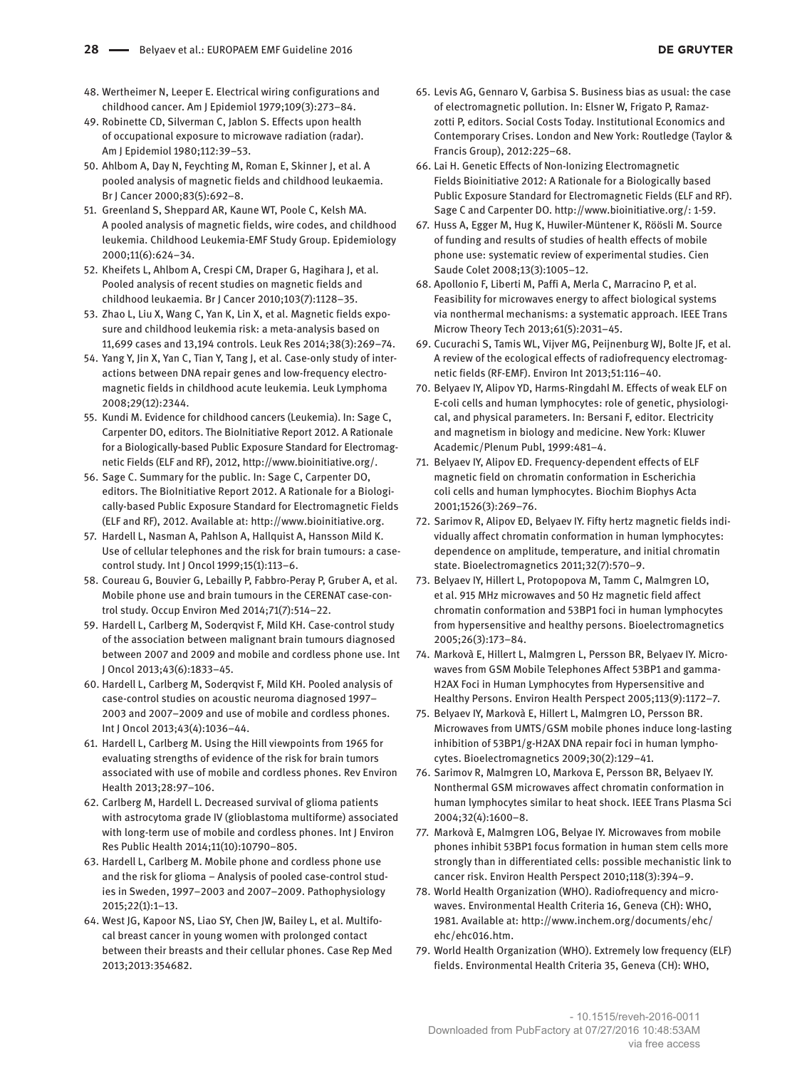48. Wertheimer N, Leeper E. Electrical wiring configurations and childhood cancer. Am J Epidemiol 1979;109(3):273–84.
49. Robinette CD, Silverman C, Jablon S. Effects upon health of occupational exposure to microwave radiation (radar). Am J Epidemiol 1980;112:39–53.
50. Ahlbom A, Day N, Feychting M, Roman E, Skinner J, et al. A pooled analysis of magnetic fields and childhood leukaemia. Br J Cancer 2000;83(5):692–8.
51. Greenland S, Sheppard AR, Kaune WT, Poole C, Kelsh MA. A pooled analysis of magnetic fields, wire codes, and childhood leukemia. Childhood Leukemia-EMF Study Group. Epidemiology 2000;11(6):624–34.
52. Kheifets L, Ahlbom A, Crespi CM, Draper G, Hagihara J, et al. Pooled analysis of recent studies on magnetic fields and childhood leukaemia. Br J Cancer 2010;103(7):1128–35.
53. Zhao L, Liu X, Wang C, Yan K, Lin X, et al. Magnetic fields exposure and childhood leukemia risk: a meta-analysis based on 11,699 cases and 13,194 controls. Leuk Res 2014;38(3):269–74.
54. Yang Y, Jin X, Yan C, Tian Y, Tang J, et al. Case-only study of interactions between DNA repair genes and low-frequency electromagnetic fields in childhood acute leukemia. Leuk Lymphoma 2008;29(12):2344.
55. Kundi M. Evidence for childhood cancers (Leukemia). In: Sage C, Carpenter DO, editors. The BioInitiative Report 2012. A Rationale for a Biologically-based Public Exposure Standard for Electromagnetic Fields (ELF and RF), 2012, http://www.bioinitiative.org/.
56. Sage C. Summary for the public. In: Sage C, Carpenter DO, editors. The BioInitiative Report 2012. A Rationale for a Biologically-based Public Exposure Standard for Electromagnetic Fields (ELF and RF), 2012. Available at: http://www.bioinitiative.org.
57. Hardell L, Nasman A, Pahlson A, Hallquist A, Hansson Mild K. Use of cellular telephones and the risk for brain tumours: a case-control study. Int J Oncol 1999;15(1):113–6.
58. Coureau G, Bouvier G, Lebailly P, Fabbro-Peray P, Gruber A, et al. Mobile phone use and brain tumours in the CERENAT case-control study. Occup Environ Med 2014;71(7):514–22.
59. Hardell L, Carlberg M, Soderqvist F, Mild KH. Case-control study of the association between malignant brain tumours diagnosed between 2007 and 2009 and mobile and cordless phone use. Int J Oncol 2013;43(6):1833–45.
60. Hardell L, Carlberg M, Soderqvist F, Mild KH. Pooled analysis of case-control studies on acoustic neuroma diagnosed 1997–2003 and 2007–2009 and use of mobile and cordless phones. Int J Oncol 2013;43(4):1036–44.
61. Hardell L, Carlberg M. Using the Hill viewpoints from 1965 for evaluating strengths of evidence of the risk for brain tumors associated with use of mobile and cordless phones. Rev Environ Health 2013;28:97–106.
62. Carlberg M, Hardell L. Decreased survival of glioma patients with astrocytoma grade IV (glioblastoma multiforme) associated with long-term use of mobile and cordless phones. Int J Environ Res Public Health 2014;11(10):10790–805.
63. Hardell L, Carlberg M. Mobile phone and cordless phone use and the risk for glioma – Analysis of pooled case-control studies in Sweden, 1997–2003 and 2007–2009. Pathophysiology 2015;22(1):1–13.
64. West JG, Kapoor NS, Liao SY, Chen JW, Bailey L, et al. Multifocal breast cancer in young women with prolonged contact between their breasts and their cellular phones. Case Rep Med 2013;2013:354682.
65. Levis AG, Gennaro V, Garbisa S. Business bias as usual: the case of electromagnetic pollution. In: Elsner W, Frigato P, Ramazzotti P, editors. Social Costs Today. Institutional Economics and Contemporary Crises. London and New York: Routledge (Taylor & Francis Group), 2012:225–68.
66. Lai H. Genetic Effects of Non-Ionizing Electromagnetic Fields Bioinitiative 2012: A Rationale for a Biologically based Public Exposure Standard for Electromagnetic Fields (ELF and RF). Sage C and Carpenter DO. http://www.bioinitiative.org/: 1-59.
67. Huss A, Egger M, Hug K, Huwiler-Müntener K, Röösli M. Source of funding and results of studies of health effects of mobile phone use: systematic review of experimental studies. Cien Saude Colet 2008;13(3):1005–12.
68. Apollonio F, Liberti M, Paffi A, Merla C, Marracino P, et al. Feasibility for microwaves energy to affect biological systems via nonthermal mechanisms: a systematic approach. IEEE Trans Microw Theory Tech 2013;61(5):2031–45.
69. Cucurachi S, Tamis WL, Vijver MG, Peijnenburg WJ, Bolte JF, et al. A review of the ecological effects of radiofrequency electromagnetic fields (RF-EMF). Environ Int 2013;51:116–40.
70. Belyaev IY, Alipov YD, Harms-Ringdahl M. Effects of weak ELF on E-coli cells and human lymphocytes: role of genetic, physiological, and physical parameters. In: Bersani F, editor. Electricity and magnetism in biology and medicine. New York: Kluwer Academic/Plenum Publ, 1999:481–4.
71. Belyaev IY, Alipov ED. Frequency-dependent effects of ELF magnetic field on chromatin conformation in Escherichia coli cells and human lymphocytes. Biochim Biophys Acta 2001;1526(3):269–76.
72. Sarimov R, Alipov ED, Belyaev IY. Fifty hertz magnetic fields individually affect chromatin conformation in human lymphocytes: dependence on amplitude, temperature, and initial chromatin state. Bioelectromagnetics 2011;32(7):570–9.
73. Belyaev IY, Hillert L, Protopopova M, Tamm C, Malmgren LO, et al. 915 MHz microwaves and 50 Hz magnetic field affect chromatin conformation and 53BP1 foci in human lymphocytes from hypersensitive and healthy persons. Bioelectromagnetics 2005;26(3):173–84.
74. Markovà E, Hillert L, Malmgren L, Persson BR, Belyaev IY. Microwaves from GSM Mobile Telephones Affect 53BP1 and gamma-H2AX Foci in Human Lymphocytes from Hypersensitive and Healthy Persons. Environ Health Perspect 2005;113(9):1172–7.
75. Belyaev IY, Markovà E, Hillert L, Malmgren LO, Persson BR. Microwaves from UMTS/GSM mobile phones induce long-lasting inhibition of 53BP1/g-H2AX DNA repair foci in human lymphocytes. Bioelectromagnetics 2009;30(2):129–41.
76. Sarimov R, Malmgren LO, Markova E, Persson BR, Belyaev IY. Nonthermal GSM microwaves affect chromatin conformation in human lymphocytes similar to heat shock. IEEE Trans Plasma Sci 2004;32(4):1600–8.
77. Markovà E, Malmgren LOG, Belyae IY. Microwaves from mobile phones inhibit 53BP1 focus formation in human stem cells more strongly than in differentiated cells: possible mechanistic link to cancer risk. Environ Health Perspect 2010;118(3):394–9.
78. World Health Organization (WHO). Radiofrequency and microwaves. Environmental Health Criteria 16, Geneva (CH): WHO, 1981. Available at: http://www.inchem.org/documents/ehc/ehc/ehc016.htm.
79. World Health Organization (WHO). Extremely low frequency (ELF) fields. Environmental Health Criteria 35, Geneva (CH): WHO,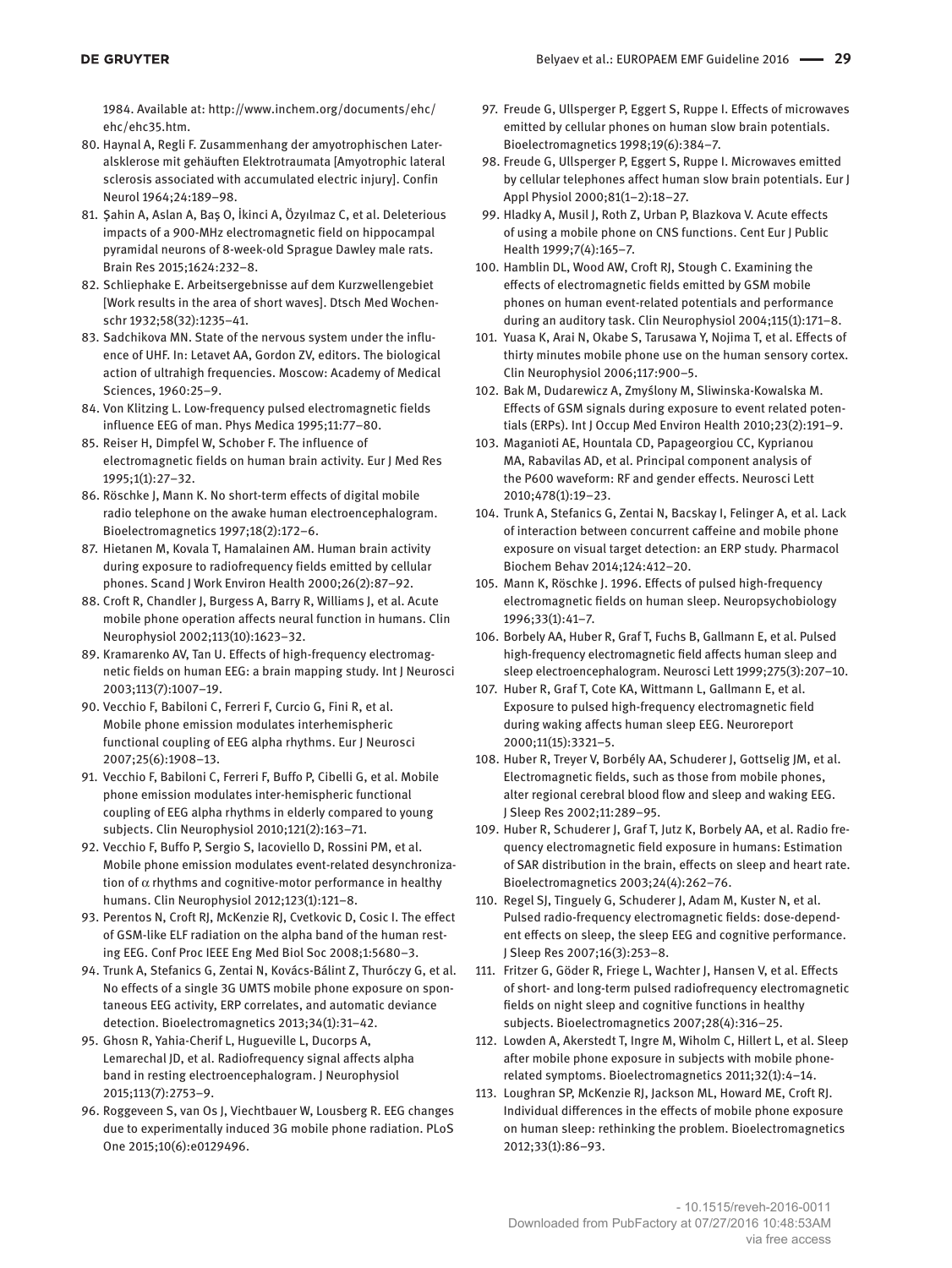1984. Available at: http://www.inchem.org/documents/ehc/ehc/ehc35.htm.

80. Haynal A, Regli F. Zusammenhang der amyotrophischen Lateralsklerose mit gehäuften Elektrotraumata [Amyotrophic lateral sclerosis associated with accumulated electric injury]. Confin Neurol 1964;24:189–98.
81. Şahin A, Aslan A, Baş O, İkinci A, Özyılmaz C, et al. Deleterious impacts of a 900-MHz electromagnetic field on hippocampal pyramidal neurons of 8-week-old Sprague Dawley male rats. Brain Res 2015;1624:232–8.
82. Schliephake E. Arbeitsergebnisse auf dem Kurzwellengebiet [Work results in the area of short waves]. Dtsch Med Wochenschr 1932;58(32):1235–41.
83. Sadchikova MN. State of the nervous system under the influence of UHF. In: Letavet AA, Gordon ZV, editors. The biological action of ultrahigh frequencies. Moscow: Academy of Medical Sciences, 1960:25–9.
84. Von Klitzing L. Low-frequency pulsed electromagnetic fields influence EEG of man. Phys Medica 1995;11:77–80.
85. Reiser H, Dimpfel W, Schober F. The influence of electromagnetic fields on human brain activity. Eur J Med Res 1995;1(1):27–32.
86. Röschke J, Mann K. No short-term effects of digital mobile radio telephone on the awake human electroencephalogram. Bioelectromagnetics 1997;18(2):172–6.
87. Hietanen M, Kovala T, Hamalainen AM. Human brain activity during exposure to radiofrequency fields emitted by cellular phones. Scand J Work Environ Health 2000;26(2):87–92.
88. Croft R, Chandler J, Burgess A, Barry R, Williams J, et al. Acute mobile phone operation affects neural function in humans. Clin Neurophysiol 2002;113(10):1623–32.
89. Kramarenko AV, Tan U. Effects of high-frequency electromagnetic fields on human EEG: a brain mapping study. Int J Neurosci 2003;113(7):1007–19.
90. Vecchio F, Babiloni C, Ferreri F, Curcio G, Fini R, et al. Mobile phone emission modulates interhemispheric functional coupling of EEG alpha rhythms. Eur J Neurosci 2007;25(6):1908–13.
91. Vecchio F, Babiloni C, Ferreri F, Buffo P, Cibelli G, et al. Mobile phone emission modulates inter-hemispheric functional coupling of EEG alpha rhythms in elderly compared to young subjects. Clin Neurophysiol 2010;121(2):163–71.
92. Vecchio F, Buffo P, Sergio S, Iacoviello D, Rossini PM, et al. Mobile phone emission modulates event-related desynchronization of $\alpha$ rhythms and cognitive-motor performance in healthy humans. Clin Neurophysiol 2012;123(1):121–8.
93. Perentos N, Croft RJ, McKenzie RJ, Cvetkovic D, Cosic I. The effect of GSM-like ELF radiation on the alpha band of the human resting EEG. Conf Proc IEEE Eng Med Biol Soc 2008;1:5680–3.
94. Trunk A, Stefanics G, Zentai N, Kovács-Bálint Z, Thuróczy G, et al. No effects of a single 3G UMTS mobile phone exposure on spontaneous EEG activity, ERP correlates, and automatic deviance detection. Bioelectromagnetics 2013;34(1):31–42.
95. Ghosn R, Yahia-Cherif L, Hugueville L, Ducorps A, Lemarechal JD, et al. Radiofrequency signal affects alpha band in resting electroencephalogram. J Neurophysiol 2015;113(7):2753–9.
96. Roggeveen S, van Os J, Viechtbauer W, Lousberg R. EEG changes due to experimentally induced 3G mobile phone radiation. PLoS One 2015;10(6):e0129496.
97. Freude G, Ullsperger P, Eggert S, Ruppe I. Effects of microwaves emitted by cellular phones on human slow brain potentials. Bioelectromagnetics 1998;19(6):384–7.
98. Freude G, Ullsperger P, Eggert S, Ruppe I. Microwaves emitted by cellular telephones affect human slow brain potentials. Eur J Appl Physiol 2000;81(1–2):18–27.
99. Hladky A, Musil J, Roth Z, Urban P, Blazkova V. Acute effects of using a mobile phone on CNS functions. Cent Eur J Public Health 1999;7(4):165–7.
100. Hamblin DL, Wood AW, Croft RJ, Stough C. Examining the effects of electromagnetic fields emitted by GSM mobile phones on human event-related potentials and performance during an auditory task. Clin Neurophysiol 2004;115(1):171–8.
101. Yuasa K, Arai N, Okabe S, Tarusawa Y, Nojima T, et al. Effects of thirty minutes mobile phone use on the human sensory cortex. Clin Neurophysiol 2006;117:900–5.
102. Bak M, Dudarewicz A, Zmyślony M, Sliwinska-Kowalska M. Effects of GSM signals during exposure to event related potentials (ERPs). Int J Occup Med Environ Health 2010;23(2):191–9.
103. Maganioti AE, Hountala CD, Papageorgiou CC, Kyprianou MA, Rabavilas AD, et al. Principal component analysis of the P600 waveform: RF and gender effects. Neurosci Lett 2010;478(1):19–23.
104. Trunk A, Stefanics G, Zentai N, Bacskay I, Felinger A, et al. Lack of interaction between concurrent caffeine and mobile phone exposure on visual target detection: an ERP study. Pharmacol Biochem Behav 2014;124:412–20.
105. Mann K, Röschke J. 1996. Effects of pulsed high-frequency electromagnetic fields on human sleep. Neuropsychobiology 1996;33(1):41–7.
106. Borbely AA, Huber R, Graf T, Fuchs B, Gallmann E, et al. Pulsed high-frequency electromagnetic field affects human sleep and sleep electroencephalogram. Neurosci Lett 1999;275(3):207–10.
107. Huber R, Graf T, Cote KA, Wittmann L, Gallmann E, et al. Exposure to pulsed high-frequency electromagnetic field during waking affects human sleep EEG. Neuroreport 2000;11(15):3321–5.
108. Huber R, Treyer V, Borbély AA, Schuderer J, Gottselig JM, et al. Electromagnetic fields, such as those from mobile phones, alter regional cerebral blood flow and sleep and waking EEG. J Sleep Res 2002;11:289–95.
109. Huber R, Schuderer J, Graf T, Jutz K, Borbely AA, et al. Radio frequency electromagnetic field exposure in humans: Estimation of SAR distribution in the brain, effects on sleep and heart rate. Bioelectromagnetics 2003;24(4):262–76.
110. Regel SJ, Tinguely G, Schuderer J, Adam M, Kuster N, et al. Pulsed radio-frequency electromagnetic fields: dose-dependent effects on sleep, the sleep EEG and cognitive performance. J Sleep Res 2007;16(3):253–8.
111. Fritzer G, Göder R, Friege L, Wachter J, Hansen V, et al. Effects of short- and long-term pulsed radiofrequency electromagnetic fields on night sleep and cognitive functions in healthy subjects. Bioelectromagnetics 2007;28(4):316–25.
112. Lowden A, Akerstedt T, Ingre M, Wiholm C, Hillert L, et al. Sleep after mobile phone exposure in subjects with mobile phone-related symptoms. Bioelectromagnetics 2011;32(1):4–14.
113. Loughran SP, McKenzie RJ, Jackson ML, Howard ME, Croft RJ. Individual differences in the effects of mobile phone exposure on human sleep: rethinking the problem. Bioelectromagnetics 2012;33(1):86–93.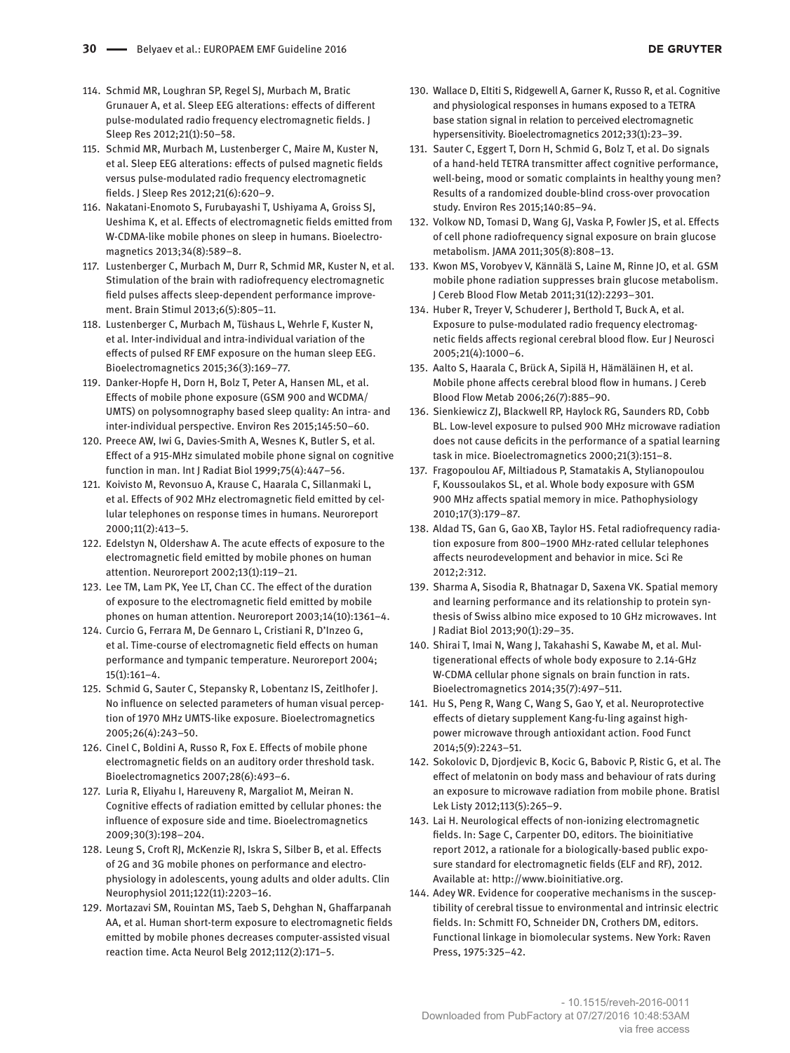114. Schmid MR, Loughran SP, Regel SJ, Murbach M, Bratic Grunauer A, et al. Sleep EEG alterations: effects of different pulse-modulated radio frequency electromagnetic fields. J Sleep Res 2012;21(1):50–58.
115. Schmid MR, Murbach M, Lustenberger C, Maire M, Kuster N, et al. Sleep EEG alterations: effects of pulsed magnetic fields versus pulse-modulated radio frequency electromagnetic fields. J Sleep Res 2012;21(6):620–9.
116. Nakatani-Enomoto S, Furubayashi T, Ushiyama A, Groiss SJ, Ueshima K, et al. Effects of electromagnetic fields emitted from W-CDMA-like mobile phones on sleep in humans. Bioelectromagnetics 2013;34(8):589–8.
117. Lustenberger C, Murbach M, Durr R, Schmid MR, Kuster N, et al. Stimulation of the brain with radiofrequency electromagnetic field pulses affects sleep-dependent performance improvement. Brain Stimul 2013;6(5):805–11.
118. Lustenberger C, Murbach M, Tüshaus L, Wehrle F, Kuster N, et al. Inter-individual and intra-individual variation of the effects of pulsed RF EMF exposure on the human sleep EEG. Bioelectromagnetics 2015;36(3):169–77.
119. Danker-Hopfe H, Dorn H, Bolz T, Peter A, Hansen ML, et al. Effects of mobile phone exposure (GSM 900 and WCDMA/UMTS) on polysomnography based sleep quality: An intra- and inter-individual perspective. Environ Res 2015;145:50–60.
120. Preece AW, Iwi G, Davies-Smith A, Wesnes K, Butler S, et al. Effect of a 915-MHz simulated mobile phone signal on cognitive function in man. Int J Radiat Biol 1999;75(4):447–56.
121. Koivisto M, Revonsuo A, Krause C, Haarala C, Sillanmaki L, et al. Effects of 902 MHz electromagnetic field emitted by cellular telephones on response times in humans. Neuroreport 2000;11(2):413–5.
122. Edelstyn N, Oldershaw A. The acute effects of exposure to the electromagnetic field emitted by mobile phones on human attention. Neuroreport 2002;13(1):119–21.
123. Lee TM, Lam PK, Yee LT, Chan CC. The effect of the duration of exposure to the electromagnetic field emitted by mobile phones on human attention. Neuroreport 2003;14(10):1361–4.
124. Curcio G, Ferrara M, De Gennaro L, Cristiani R, D'Inzeo G, et al. Time-course of electromagnetic field effects on human performance and tympanic temperature. Neuroreport 2004; 15(1):161–4.
125. Schmid G, Sauter C, Stepansky R, Lobentanz IS, Zeitlhofer J. No influence on selected parameters of human visual perception of 1970 MHz UMTS-like exposure. Bioelectromagnetics 2005;26(4):243–50.
126. Cinel C, Boldini A, Russo R, Fox E. Effects of mobile phone electromagnetic fields on an auditory order threshold task. Bioelectromagnetics 2007;28(6):493–6.
127. Luria R, Eliyahu I, Hareuveny R, Margaliot M, Meiran N. Cognitive effects of radiation emitted by cellular phones: the influence of exposure side and time. Bioelectromagnetics 2009;30(3):198–204.
128. Leung S, Croft RJ, McKenzie RJ, Iskra S, Silber B, et al. Effects of 2G and 3G mobile phones on performance and electrophysiology in adolescents, young adults and older adults. Clin Neurophysiol 2011;122(11):2203–16.
129. Mortazavi SM, Rouintan MS, Taeb S, Dehghan N, Ghaffarpanah AA, et al. Human short-term exposure to electromagnetic fields emitted by mobile phones decreases computer-assisted visual reaction time. Acta Neurol Belg 2012;112(2):171–5.
130. Wallace D, Eltiti S, Ridgewell A, Garner K, Russo R, et al. Cognitive and physiological responses in humans exposed to a TETRA base station signal in relation to perceived electromagnetic hypersensitivity. Bioelectromagnetics 2012;33(1):23–39.
131. Sauter C, Eggert T, Dorn H, Schmid G, Bolz T, et al. Do signals of a hand-held TETRA transmitter affect cognitive performance, well-being, mood or somatic complaints in healthy young men? Results of a randomized double-blind cross-over provocation study. Environ Res 2015;140:85–94.
132. Volkow ND, Tomasi D, Wang GJ, Vaska P, Fowler JS, et al. Effects of cell phone radiofrequency signal exposure on brain glucose metabolism. JAMA 2011;305(8):808–13.
133. Kwon MS, Vorobyev V, Kännälä S, Laine M, Rinne JO, et al. GSM mobile phone radiation suppresses brain glucose metabolism. J Cereb Blood Flow Metab 2011;31(12):2293–301.
134. Huber R, Treyer V, Schuderer J, Berthold T, Buck A, et al. Exposure to pulse-modulated radio frequency electromagnetic fields affects regional cerebral blood flow. Eur J Neurosci 2005;21(4):1000–6.
135. Aalto S, Haarala C, Brück A, Sipilä H, Hämäläinen H, et al. Mobile phone affects cerebral blood flow in humans. J Cereb Blood Flow Metab 2006;26(7):885–90.
136. Sienkiewicz ZJ, Blackwell RP, Haylock RG, Saunders RD, Cobb BL. Low-level exposure to pulsed 900 MHz microwave radiation does not cause deficits in the performance of a spatial learning task in mice. Bioelectromagnetics 2000;21(3):151–8.
137. Fragopoulou AF, Miltiadous P, Stamatakis A, Stylianopoulou F, Koussoulakos SL, et al. Whole body exposure with GSM 900 MHz affects spatial memory in mice. Pathophysiology 2010;17(3):179–87.
138. Aldad TS, Gan G, Gao XB, Taylor HS. Fetal radiofrequency radiation exposure from 800–1900 MHz-rated cellular telephones affects neurodevelopment and behavior in mice. Sci Re 2012;2:312.
139. Sharma A, Sisodia R, Bhatnagar D, Saxena VK. Spatial memory and learning performance and its relationship to protein synthesis of Swiss albino mice exposed to 10 GHz microwaves. Int J Radiat Biol 2013;90(1):29–35.
140. Shirai T, Imai N, Wang J, Takahashi S, Kawabe M, et al. Multigenerational effects of whole body exposure to 2.14-GHz W-CDMA cellular phone signals on brain function in rats. Bioelectromagnetics 2014;35(7):497–511.
141. Hu S, Peng R, Wang C, Wang S, Gao Y, et al. Neuroprotective effects of dietary supplement Kang-fu-ling against high-power microwave through antioxidant action. Food Funct 2014;5(9):2243–51.
142. Sokolovic D, Djordjevic B, Kocic G, Babovic P, Ristic G, et al. The effect of melatonin on body mass and behaviour of rats during an exposure to microwave radiation from mobile phone. Bratisl Lek Listy 2012;113(5):265–9.
143. Lai H. Neurological effects of non-ionizing electromagnetic fields. In: Sage C, Carpenter DO, editors. The bioinitiative report 2012, a rationale for a biologically-based public exposure standard for electromagnetic fields (ELF and RF), 2012. Available at: http://www.bioinitiative.org.
144. Adey WR. Evidence for cooperative mechanisms in the susceptibility of cerebral tissue to environmental and intrinsic electric fields. In: Schmitt FO, Schneider DN, Crothers DM, editors. Functional linkage in biomolecular systems. New York: Raven Press, 1975:325–42.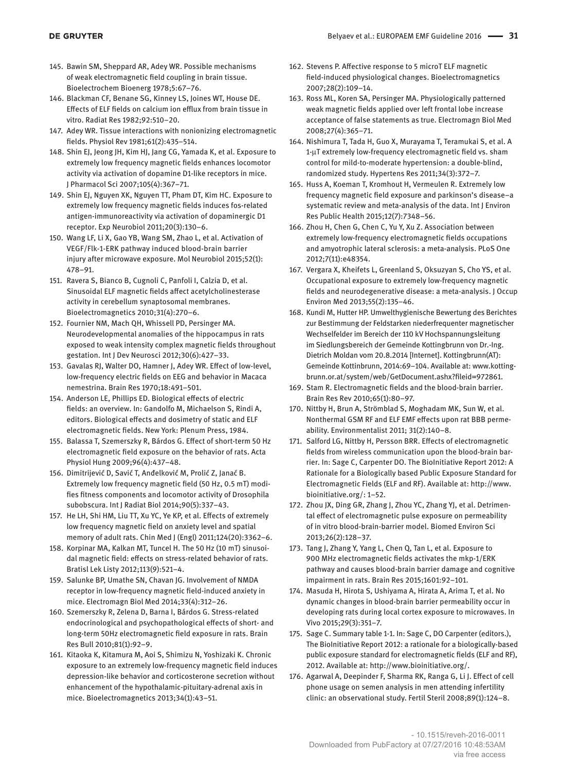145. Bawin SM, Sheppard AR, Adey WR. Possible mechanisms of weak electromagnetic field coupling in brain tissue. Bioelectrochem Bioenerg 1978;5:67–76.
146. Blackman CF, Benane SG, Kinney LS, Joines WT, House DE. Effects of ELF fields on calcium ion efflux from brain tissue in vitro. Radiat Res 1982;92:510–20.
147. Adey WR. Tissue interactions with nonionizing electromagnetic fields. Physiol Rev 1981;61(2):435–514.
148. Shin EJ, Jeong JH, Kim HJ, Jang CG, Yamada K, et al. Exposure to extremely low frequency magnetic fields enhances locomotor activity via activation of dopamine D1-like receptors in mice. J Pharmacol Sci 2007;105(4):367–71.
149. Shin EJ, Nguyen XK, Nguyen TT, Pham DT, Kim HC. Exposure to extremely low frequency magnetic fields induces fos-related antigen-immunoreactivity via activation of dopaminergic D1 receptor. Exp Neurobiol 2011;20(3):130–6.
150. Wang LF, Li X, Gao YB, Wang SM, Zhao L, et al. Activation of VEGF/Flk-1-ERK pathway induced blood-brain barrier injury after microwave exposure. Mol Neurobiol 2015;52(1): 478–91.
151. Ravera S, Bianco B, Cugnoli C, Panfoli I, Calzia D, et al. Sinusoidal ELF magnetic fields affect acetylcholinesterase activity in cerebellum synaptosomal membranes. Bioelectromagnetics 2010;31(4):270–6.
152. Fournier NM, Mach QH, Whissell PD, Persinger MA. Neurodevelopmental anomalies of the hippocampus in rats exposed to weak intensity complex magnetic fields throughout gestation. Int J Dev Neurosci 2012;30(6):427–33.
153. Gavalas RJ, Walter DO, Hamner J, Adey WR. Effect of low-level, low-frequency electric fields on EEG and behavior in Macaca nemestrina. Brain Res 1970;18:491–501.
154. Anderson LE, Phillips ED. Biological effects of electric fields: an overview. In: Gandolfo M, Michaelson S, Rindi A, editors. Biological effects and dosimetry of static and ELF electromagnetic fields. New York: Plenum Press, 1984.
155. Balassa T, Szemerszky R, Bárdos G. Effect of short-term 50 Hz electromagnetic field exposure on the behavior of rats. Acta Physiol Hung 2009;96(4):437–48.
156. Dimitrijević D, Savić T, Anđelković M, Prolić Z, Janać B. Extremely low frequency magnetic field (50 Hz, 0.5 mT) modifies fitness components and locomotor activity of Drosophila subobscura. Int J Radiat Biol 2014;90(5):337–43.
157. He LH, Shi HM, Liu TT, Xu YC, Ye KP, et al. Effects of extremely low frequency magnetic field on anxiety level and spatial memory of adult rats. Chin Med J (Engl) 2011;124(20):3362–6.
158. Korpinar MA, Kalkan MT, Tuncel H. The 50 Hz (10 mT) sinusoidal magnetic field: effects on stress-related behavior of rats. Bratisl Lek Listy 2012;113(9):521–4.
159. Salunke BP, Umathe SN, Chavan JG. Involvement of NMDA receptor in low-frequency magnetic field-induced anxiety in mice. Electromagn Biol Med 2014;33(4):312–26.
160. Szemerszky R, Zelena D, Barna I, Bárdos G. Stress-related endocrinological and psychopathological effects of short- and long-term 50Hz electromagnetic field exposure in rats. Brain Res Bull 2010;81(1):92–9.
161. Kitaoka K, Kitamura M, Aoi S, Shimizu N, Yoshizaki K. Chronic exposure to an extremely low-frequency magnetic field induces depression-like behavior and corticosterone secretion without enhancement of the hypothalamic-pituitary-adrenal axis in mice. Bioelectromagnetics 2013;34(1):43–51.
162. Stevens P. Affective response to 5 microT ELF magnetic field-induced physiological changes. Bioelectromagnetics 2007;28(2):109–14.
163. Ross ML, Koren SA, Persinger MA. Physiologically patterned weak magnetic fields applied over left frontal lobe increase acceptance of false statements as true. Electromagn Biol Med 2008;27(4):365–71.
164. Nishimura T, Tada H, Guo X, Murayama T, Teramukai S, et al. A 1-μT extremely low-frequency electromagnetic field vs. sham control for mild-to-moderate hypertension: a double-blind, randomized study. Hypertens Res 2011;34(3):372–7.
165. Huss A, Koeman T, Kromhout H, Vermeulen R. Extremely low frequency magnetic field exposure and parkinson's disease–a systematic review and meta-analysis of the data. Int J Environ Res Public Health 2015;12(7):7348–56.
166. Zhou H, Chen G, Chen C, Yu Y, Xu Z. Association between extremely low-frequency electromagnetic fields occupations and amyotrophic lateral sclerosis: a meta-analysis. PLoS One 2012;7(11):e48354.
167. Vergara X, Kheifets L, Greenland S, Oksuzyan S, Cho YS, et al. Occupational exposure to extremely low-frequency magnetic fields and neurodegenerative disease: a meta-analysis. J Occup Environ Med 2013;55(2):135–46.
168. Kundi M, Hutter HP. Umwelthygienische Bewertung des Berichtes zur Bestimmung der Feldstarken niederfrequenter magnetischer Wechselfelder im Bereich der 110 kV Hochspannungsleitung im Siedlungsbereich der Gemeinde Kottingbrunn von Dr.-Ing. Dietrich Moldan vom 20.8.2014 [Internet]. Kottingbrunn(AT): Gemeinde Kottinbrunn, 2014:69–104. Available at: www.kottingbrunn.or.at/system/web/GetDocument.ashx?fileid=972861.
169. Stam R. Electromagnetic fields and the blood-brain barrier. Brain Res Rev 2010;65(1):80–97.
170. Nittby H, Brun A, Strömblad S, Moghadam MK, Sun W, et al. Nonthermal GSM RF and ELF EMF effects upon rat BBB permeability. Environmentalist 2011; 31(2):140–8.
171. Salford LG, Nittby H, Persson BRR. Effects of electromagnetic fields from wireless communication upon the blood-brain barrier. In: Sage C, Carpenter DO. The BioInitiative Report 2012: A Rationale for a Biologically based Public Exposure Standard for Electromagnetic Fields (ELF and RF). Available at: http://www.bioinitiative.org/: 1–52.
172. Zhou JX, Ding GR, Zhang J, Zhou YC, Zhang YJ, et al. Detrimental effect of electromagnetic pulse exposure on permeability of in vitro blood-brain-barrier model. Biomed Environ Sci 2013;26(2):128–37.
173. Tang J, Zhang Y, Yang L, Chen Q, Tan L, et al. Exposure to 900 MHz electromagnetic fields activates the mkp-1/ERK pathway and causes blood-brain barrier damage and cognitive impairment in rats. Brain Res 2015;1601:92–101.
174. Masuda H, Hirota S, Ushiyama A, Hirata A, Arima T, et al. No dynamic changes in blood-brain barrier permeability occur in developing rats during local cortex exposure to microwaves. In Vivo 2015;29(3):351–7.
175. Sage C. Summary table 1-1. In: Sage C, DO Carpenter (editors.), The BioInitiative Report 2012: a rationale for a biologically-based public exposure standard for electromagnetic fields (ELF and RF), 2012. Available at: http://www.bioinitiative.org/.
176. Agarwal A, Deepinder F, Sharma RK, Ranga G, Li J. Effect of cell phone usage on semen analysis in men attending infertility clinic: an observational study. Fertil Steril 2008;89(1):124–8.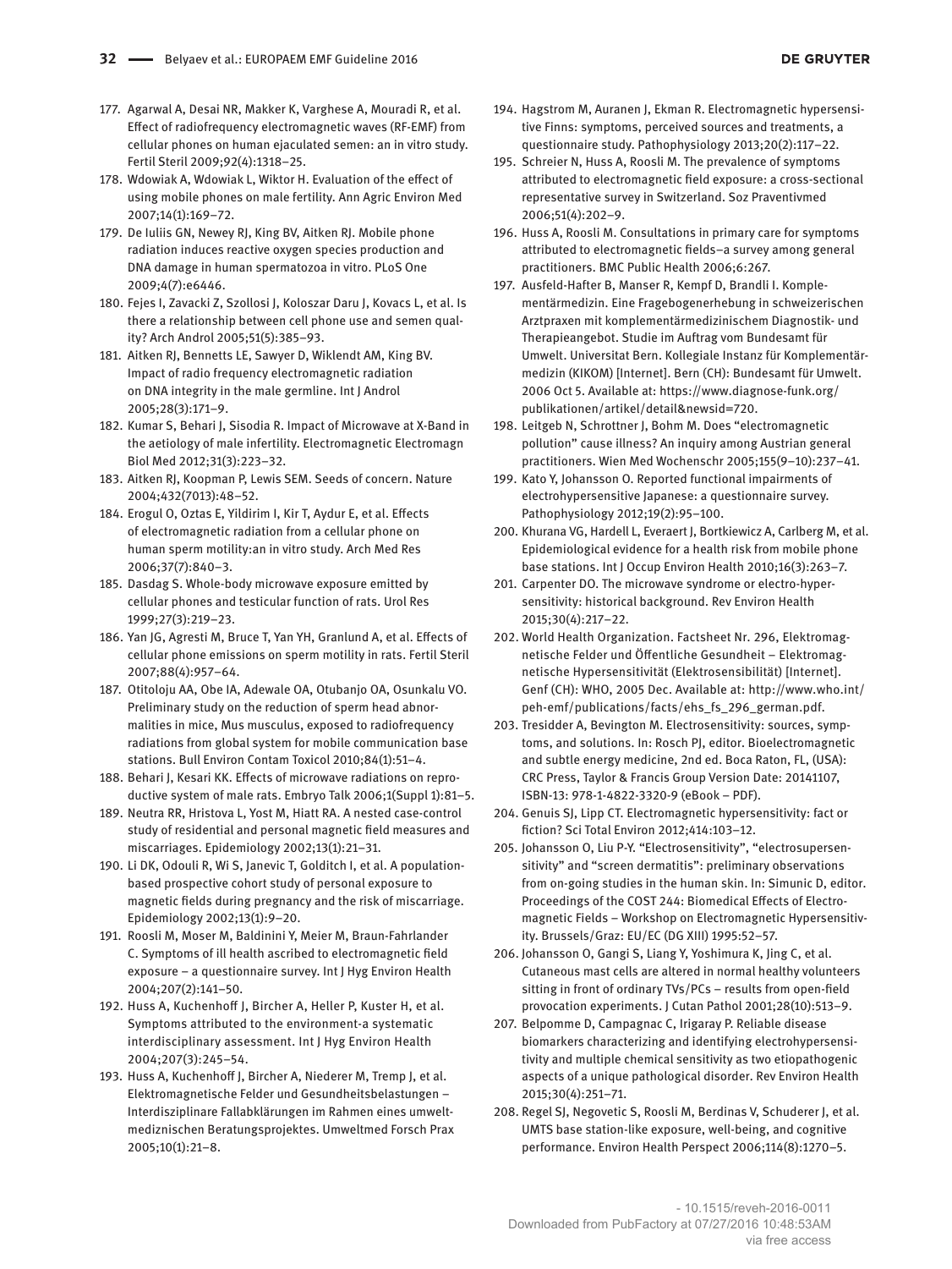177. Agarwal A, Desai NR, Makker K, Varghese A, Mouradi R, et al. Effect of radiofrequency electromagnetic waves (RF-EMF) from cellular phones on human ejaculated semen: an in vitro study. Fertil Steril 2009;92(4):1318–25.
178. Wdowiak A, Wdowiak L, Wiktor H. Evaluation of the effect of using mobile phones on male fertility. Ann Agric Environ Med 2007;14(1):169–72.
179. De Iuliis GN, Newey RJ, King BV, Aitken RJ. Mobile phone radiation induces reactive oxygen species production and DNA damage in human spermatozoa in vitro. PLoS One 2009;4(7):e6446.
180. Fejes I, Zavacki Z, Szollosi J, Koloszar Daru J, Kovacs L, et al. Is there a relationship between cell phone use and semen quality? Arch Androl 2005;51(5):385–93.
181. Aitken RJ, Bennetts LE, Sawyer D, Wiklendt AM, King BV. Impact of radio frequency electromagnetic radiation on DNA integrity in the male germline. Int J Androl 2005;28(3):171–9.
182. Kumar S, Behari J, Sisodia R. Impact of Microwave at X-Band in the aetiology of male infertility. Electromagnetic Electromagn Biol Med 2012;31(3):223–32.
183. Aitken RJ, Koopman P, Lewis SEM. Seeds of concern. Nature 2004;432(7013):48–52.
184. Erogul O, Oztas E, Yildirim I, Kir T, Aydur E, et al. Effects of electromagnetic radiation from a cellular phone on human sperm motility:an in vitro study. Arch Med Res 2006;37(7):840–3.
185. Dasdag S. Whole-body microwave exposure emitted by cellular phones and testicular function of rats. Urol Res 1999;27(3):219–23.
186. Yan JG, Agresti M, Bruce T, Yan YH, Granlund A, et al. Effects of cellular phone emissions on sperm motility in rats. Fertil Steril 2007;88(4):957–64.
187. Otitoloju AA, Obe IA, Adewale OA, Otubanjo OA, Osunkalu VO. Preliminary study on the reduction of sperm head abnormalities in mice, Mus musculus, exposed to radiofrequency radiations from global system for mobile communication base stations. Bull Environ Contam Toxicol 2010;84(1):51–4.
188. Behari J, Kesari KK. Effects of microwave radiations on reproductive system of male rats. Embryo Talk 2006;1(Suppl 1):81–5.
189. Neutra RR, Hristova L, Yost M, Hiatt RA. A nested case-control study of residential and personal magnetic field measures and miscarriages. Epidemiology 2002;13(1):21–31.
190. Li DK, Odouli R, Wi S, Janevic T, Golditch I, et al. A population-based prospective cohort study of personal exposure to magnetic fields during pregnancy and the risk of miscarriage. Epidemiology 2002;13(1):9–20.
191. Roosli M, Moser M, Baldinini Y, Meier M, Braun-Fahrlander C. Symptoms of ill health ascribed to electromagnetic field exposure – a questionnaire survey. Int J Hyg Environ Health 2004;207(2):141–50.
192. Huss A, Kuchenhoff J, Bircher A, Heller P, Kuster H, et al. Symptoms attributed to the environment-a systematic interdisciplinary assessment. Int J Hyg Environ Health 2004;207(3):245–54.
193. Huss A, Kuchenhoff J, Bircher A, Niederer M, Tremp J, et al. Elektromagnetische Felder und Gesundheitsbelastungen – Interdisziplinare Fallabklärungen im Rahmen eines umweltmediznischen Beratungsprojektes. Umweltmed Forsch Prax 2005;10(1):21–8.
194. Hagstrom M, Auranen J, Ekman R. Electromagnetic hypersensitive Finns: symptoms, perceived sources and treatments, a questionnaire study. Pathophysiology 2013;20(2):117–22.
195. Schreier N, Huss A, Roosli M. The prevalence of symptoms attributed to electromagnetic field exposure: a cross-sectional representative survey in Switzerland. Soz Praventivmed 2006;51(4):202–9.
196. Huss A, Roosli M. Consultations in primary care for symptoms attributed to electromagnetic fields–a survey among general practitioners. BMC Public Health 2006;6:267.
197. Ausfeld-Hafter B, Manser R, Kempf D, Brandli I. Komplementärmedizin. Eine Fragebogenerhebung in schweizerischen Arztpraxen mit komplementärmedizinischem Diagnostik- und Therapieangebot. Studie im Auftrag vom Bundesamt für Umwelt. Universitat Bern. Kollegiale Instanz für Komplementärmedizin (KIKOM) [Internet]. Bern (CH): Bundesamt für Umwelt. 2006 Oct 5. Available at: https://www.diagnose-funk.org/publikationen/artikel/detail&newsid=720.
198. Leitgeb N, Schrottner J, Bohm M. Does "electromagnetic pollution" cause illness? An inquiry among Austrian general practitioners. Wien Med Wochenschr 2005;155(9–10):237–41.
199. Kato Y, Johansson O. Reported functional impairments of electrohypersensitive Japanese: a questionnaire survey. Pathophysiology 2012;19(2):95–100.
200. Khurana VG, Hardell L, Everaert J, Bortkiewicz A, Carlberg M, et al. Epidemiological evidence for a health risk from mobile phone base stations. Int J Occup Environ Health 2010;16(3):263–7.
201. Carpenter DO. The microwave syndrome or electro-hypersensitivity: historical background. Rev Environ Health 2015;30(4):217–22.
202. World Health Organization. Factsheet Nr. 296, Elektromagnetische Felder und Öffentliche Gesundheit – Elektromagnetische Hypersensitivität (Elektrosensibilität) [Internet]. Genf (CH): WHO, 2005 Dec. Available at: http://www.who.int/peh-emf/publications/facts/ehs_fs_296_german.pdf.
203. Tresidder A, Bevington M. Electrosensitivity: sources, symptoms, and solutions. In: Rosch PJ, editor. Bioelectromagnetic and subtle energy medicine, 2nd ed. Boca Raton, FL, (USA): CRC Press, Taylor & Francis Group Version Date: 20141107, ISBN-13: 978-1-4822-3320-9 (eBook – PDF).
204. Genuis SJ, Lipp CT. Electromagnetic hypersensitivity: fact or fiction? Sci Total Environ 2012;414:103–12.
205. Johansson O, Liu P-Y. "Electrosensitivity", "electrosupersensitivity" and "screen dermatitis": preliminary observations from on-going studies in the human skin. In: Simunic D, editor. Proceedings of the COST 244: Biomedical Effects of Electromagnetic Fields – Workshop on Electromagnetic Hypersensitivity. Brussels/Graz: EU/EC (DG XIII) 1995:52–57.
206. Johansson O, Gangi S, Liang Y, Yoshimura K, Jing C, et al. Cutaneous mast cells are altered in normal healthy volunteers sitting in front of ordinary TVs/PCs – results from open-field provocation experiments. J Cutan Pathol 2001;28(10):513–9.
207. Belpomme D, Campagnac C, Irigaray P. Reliable disease biomarkers characterizing and identifying electrohypersensitivity and multiple chemical sensitivity as two etiopathogenic aspects of a unique pathological disorder. Rev Environ Health 2015;30(4):251–71.
208. Regel SJ, Negovetic S, Roosli M, Berdinas V, Schuderer J, et al. UMTS base station-like exposure, well-being, and cognitive performance. Environ Health Perspect 2006;114(8):1270–5.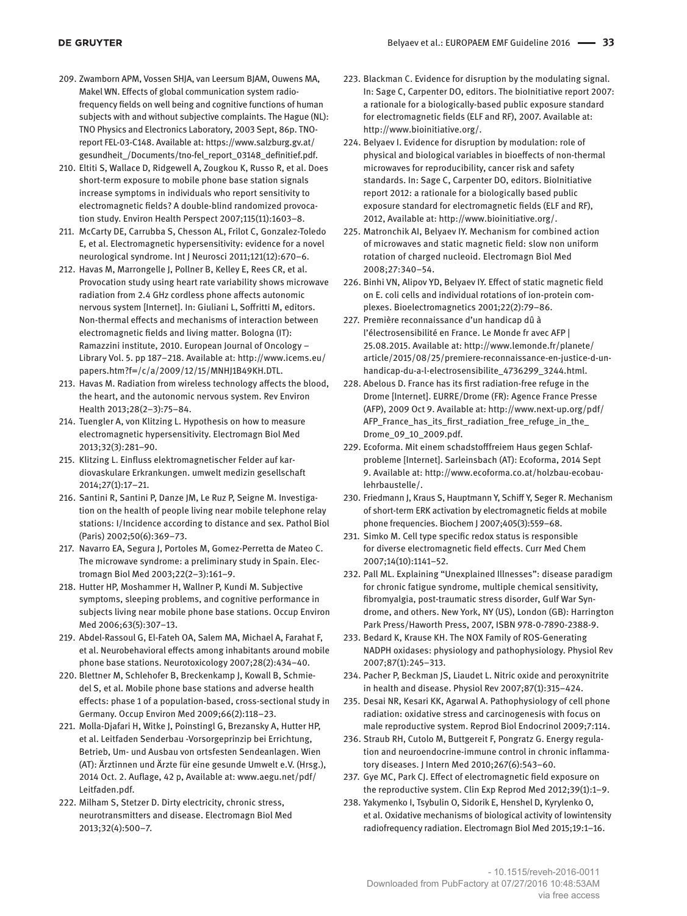209. Zwamborn APM, Vossen SHJA, van Leersum BJAM, Ouwens MA, Makel WN. Effects of global communication system radio-frequency fields on well being and cognitive functions of human subjects with and without subjective complaints. The Hague (NL): TNO Physics and Electronics Laboratory, 2003 Sept, 86p. TNO-report FEL-03-C148. Available at: https://www.salzburg.gv.at/gesundheit_/Documents/tno-fel_report_03148_definitief.pdf.
210. Eltiti S, Wallace D, Ridgewell A, Zougkou K, Russo R, et al. Does short-term exposure to mobile phone base station signals increase symptoms in individuals who report sensitivity to electromagnetic fields? A double-blind randomized provocation study. Environ Health Perspect 2007;115(11):1603–8.
211. McCarty DE, Carrubba S, Chesson AL, Frilot C, Gonzalez-Toledo E, et al. Electromagnetic hypersensitivity: evidence for a novel neurological syndrome. Int J Neurosci 2011;121(12):670–6.
212. Havas M, Marrongelle J, Pollner B, Kelley E, Rees CR, et al. Provocation study using heart rate variability shows microwave radiation from 2.4 GHz cordless phone affects autonomic nervous system [Internet]. In: Giuliani L, Soffritti M, editors. Non-thermal effects and mechanisms of interaction between electromagnetic fields and living matter. Bologna (IT): Ramazzini institute, 2010. European Journal of Oncology – Library Vol. 5. pp 187–218. Available at: http://www.icems.eu/papers.htm?f=/c/a/2009/12/15/MNHJ1B49KH.DTL.
213. Havas M. Radiation from wireless technology affects the blood, the heart, and the autonomic nervous system. Rev Environ Health 2013;28(2–3):75–84.
214. Tuengler A, von Klitzing L. Hypothesis on how to measure electromagnetic hypersensitivity. Electromagn Biol Med 2013;32(3):281–90.
215. Klitzing L. Einfluss elektromagnetischer Felder auf kardiovaskulare Erkrankungen. umwelt medizin gesellschaft 2014;27(1):17–21.
216. Santini R, Santini P, Danze JM, Le Ruz P, Seigne M. Investigation on the health of people living near mobile telephone relay stations: I/Incidence according to distance and sex. Pathol Biol (Paris) 2002;50(6):369–73.
217. Navarro EA, Segura J, Portoles M, Gomez-Perretta de Mateo C. The microwave syndrome: a preliminary study in Spain. Electromagn Biol Med 2003;22(2–3):161–9.
218. Hutter HP, Moshammer H, Wallner P, Kundi M. Subjective symptoms, sleeping problems, and cognitive performance in subjects living near mobile phone base stations. Occup Environ Med 2006;63(5):307–13.
219. Abdel-Rassoul G, El-Fateh OA, Salem MA, Michael A, Farahat F, et al. Neurobehavioral effects among inhabitants around mobile phone base stations. Neurotoxicology 2007;28(2):434–40.
220. Blettner M, Schlehofer B, Breckenkamp J, Kowall B, Schmiedel S, et al. Mobile phone base stations and adverse health effects: phase 1 of a population-based, cross-sectional study in Germany. Occup Environ Med 2009;66(2):118–23.
221. Molla-Djafari H, Witke J, Poinstingl G, Brezansky A, Hutter HP, et al. Leitfaden Senderbau -Vorsorgeprinzip bei Errichtung, Betrieb, Um- und Ausbau von ortsfesten Sendeanlagen. Wien (AT): Ärztinnen und Ärzte für eine gesunde Umwelt e.V. (Hrsg.), 2014 Oct. 2. Auflage, 42 p, Available at: www.aegu.net/pdf/Leitfaden.pdf.
222. Milham S, Stetzer D. Dirty electricity, chronic stress, neurotransmitters and disease. Electromagn Biol Med 2013;32(4):500–7.
223. Blackman C. Evidence for disruption by the modulating signal. In: Sage C, Carpenter DO, editors. The bioInitiative report 2007: a rationale for a biologically-based public exposure standard for electromagnetic fields (ELF and RF), 2007. Available at: http://www.bioinitiative.org/.
224. Belyaev I. Evidence for disruption by modulation: role of physical and biological variables in bioeffects of non-thermal microwaves for reproducibility, cancer risk and safety standards. In: Sage C, Carpenter DO, editors. BioInitiative report 2012: a rationale for a biologically based public exposure standard for electromagnetic fields (ELF and RF), 2012, Available at: http://www.bioinitiative.org/.
225. Matronchik AI, Belyaev IY. Mechanism for combined action of microwaves and static magnetic field: slow non uniform rotation of charged nucleoid. Electromagn Biol Med 2008;27:340–54.
226. Binhi VN, Alipov YD, Belyaev IY. Effect of static magnetic field on E. coli cells and individual rotations of ion-protein complexes. Bioelectromagnetics 2001;22(2):79–86.
227. Première reconnaissance d'un handicap dû à l'électrosensibilité en France. Le Monde fr avec AFP | 25.08.2015. Available at: http://www.lemonde.fr/planete/article/2015/08/25/premiere-reconnaissance-en-justice-d-un-handicap-du-a-l-electrosensibilite_4736299_3244.html.
228. Abelous D. France has its first radiation-free refuge in the Drome [Internet]. EURRE/Drome (FR): Agence France Presse (AFP), 2009 Oct 9. Available at: http://www.next-up.org/pdf/AFP_France_has_its_first_radiation_free_refuge_in_the_Drome_09_10_2009.pdf.
229. Ecoforma. Mit einem schadstofffreiem Haus gegen Schlafprobleme [Internet]. Sarleinsbach (AT): Ecoforma, 2014 Sept 9. Available at: http://www.ecoforma.co.at/holzbau-ecobau-lehrbaustelle/.
230. Friedmann J, Kraus S, Hauptmann Y, Schiff Y, Seger R. Mechanism of short-term ERK activation by electromagnetic fields at mobile phone frequencies. Biochem J 2007;405(3):559–68.
231. Simko M. Cell type specific redox status is responsible for diverse electromagnetic field effects. Curr Med Chem 2007;14(10):1141–52.
232. Pall ML. Explaining "Unexplained Illnesses": disease paradigm for chronic fatigue syndrome, multiple chemical sensitivity, fibromyalgia, post-traumatic stress disorder, Gulf War Syndrome, and others. New York, NY (US), London (GB): Harrington Park Press/Haworth Press, 2007, ISBN 978-0-7890-2388-9.
233. Bedard K, Krause KH. The NOX Family of ROS-Generating NADPH oxidases: physiology and pathophysiology. Physiol Rev 2007;87(1):245–313.
234. Pacher P, Beckman JS, Liaudet L. Nitric oxide and peroxynitrite in health and disease. Physiol Rev 2007;87(1):315–424.
235. Desai NR, Kesari KK, Agarwal A. Pathophysiology of cell phone radiation: oxidative stress and carcinogenesis with focus on male reproductive system. Reprod Biol Endocrinol 2009;7:114.
236. Straub RH, Cutolo M, Buttgereit F, Pongratz G. Energy regulation and neuroendocrine-immune control in chronic inflammatory diseases. J Intern Med 2010;267(6):543–60.
237. Gye MC, Park CJ. Effect of electromagnetic field exposure on the reproductive system. Clin Exp Reprod Med 2012;39(1):1–9.
238. Yakymenko I, Tsybulin O, Sidorik E, Henshel D, Kyrylenko O, et al. Oxidative mechanisms of biological activity of lowintensity radiofrequency radiation. Electromagn Biol Med 2015;19:1–16.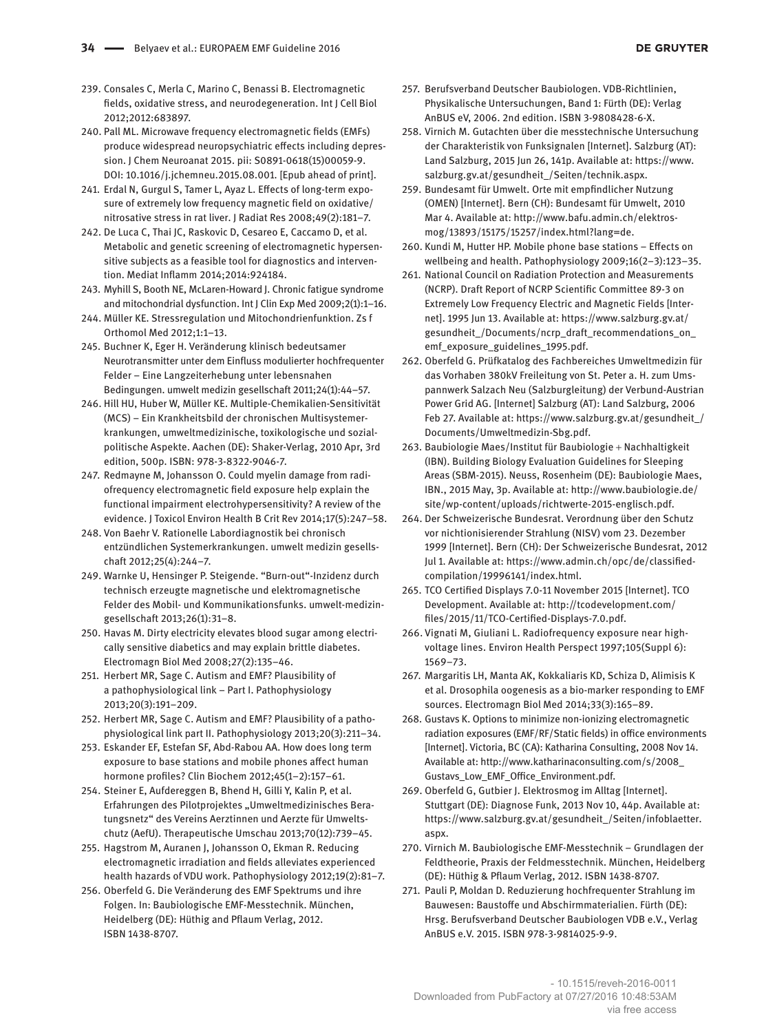239. Consales C, Merla C, Marino C, Benassi B. Electromagnetic fields, oxidative stress, and neurodegeneration. Int J Cell Biol 2012;2012:683897.
240. Pall ML. Microwave frequency electromagnetic fields (EMFs) produce widespread neuropsychiatric effects including depression. J Chem Neuroanat 2015. pii: S0891-0618(15)00059-9. DOI: 10.1016/j.jchemneu.2015.08.001. [Epub ahead of print].
241. Erdal N, Gurgul S, Tamer L, Ayaz L. Effects of long-term exposure of extremely low frequency magnetic field on oxidative/nitrosative stress in rat liver. J Radiat Res 2008;49(2):181–7.
242. De Luca C, Thai JC, Raskovic D, Cesareo E, Caccamo D, et al. Metabolic and genetic screening of electromagnetic hypersensitive subjects as a feasible tool for diagnostics and intervention. Mediat Inflamm 2014;2014:924184.
243. Myhill S, Booth NE, McLaren-Howard J. Chronic fatigue syndrome and mitochondrial dysfunction. Int J Clin Exp Med 2009;2(1):1–16.
244. Müller KE. Stressregulation und Mitochondrienfunktion. Zs f Orthomol Med 2012;1:1–13.
245. Buchner K, Eger H. Veränderung klinisch bedeutsamer Neurotransmitter unter dem Einfluss modulierter hochfrequenter Felder – Eine Langzeiterhebung unter lebensnahen Bedingungen. umwelt medizin gesellschaft 2011;24(1):44–57.
246. Hill HU, Huber W, Müller KE. Multiple-Chemikalien-Sensitivität (MCS) – Ein Krankheitsbild der chronischen Multisystemerkrankungen, umweltmedizinische, toxikologische und sozialpolitische Aspekte. Aachen (DE): Shaker-Verlag, 2010 Apr, 3rd edition, 500p. ISBN: 978-3-8322-9046-7.
247. Redmayne M, Johansson O. Could myelin damage from radiofrequency electromagnetic field exposure help explain the functional impairment electrohypersensitivity? A review of the evidence. J Toxicol Environ Health B Crit Rev 2014;17(5):247–58.
248. Von Baehr V. Rationelle Labordiagnostik bei chronisch entzündlichen Systemerkrankungen. umwelt medizin gesellschaft 2012;25(4):244–7.
249. Warnke U, Hensinger P. Steigende. "Burn-out"-Inzidenz durch technisch erzeugte magnetische und elektromagnetische Felder des Mobil- und Kommunikationsfunks. umwelt-medizin-gesellschaft 2013;26(1):31–8.
250. Havas M. Dirty electricity elevates blood sugar among electrically sensitive diabetics and may explain brittle diabetes. Electromagn Biol Med 2008;27(2):135–46.
251. Herbert MR, Sage C. Autism and EMF? Plausibility of a pathophysiological link – Part I. Pathophysiology 2013;20(3):191–209.
252. Herbert MR, Sage C. Autism and EMF? Plausibility of a pathophysiological link part II. Pathophysiology 2013;20(3):211–34.
253. Eskander EF, Estefan SF, Abd-Rabou AA. How does long term exposure to base stations and mobile phones affect human hormone profiles? Clin Biochem 2012;45(1–2):157–61.
254. Steiner E, Aufdereggen B, Bhend H, Gilli Y, Kalin P, et al. Erfahrungen des Pilotprojektes „Umweltmedizinisches Beratungsnetz" des Vereins Aerztinnen und Aerzte für Umweltschutz (AefU). Therapeutische Umschau 2013;70(12):739–45.
255. Hagstrom M, Auranen J, Johansson O, Ekman R. Reducing electromagnetic irradiation and fields alleviates experienced health hazards of VDU work. Pathophysiology 2012;19(2):81–7.
256. Oberfeld G. Die Veränderung des EMF Spektrums und ihre Folgen. In: Baubiologische EMF-Messtechnik. München, Heidelberg (DE): Hüthig and Pflaum Verlag, 2012. ISBN 1438-8707.
257. Berufsverband Deutscher Baubiologen. VDB-Richtlinien, Physikalische Untersuchungen, Band 1: Fürth (DE): Verlag AnBUS eV, 2006. 2nd edition. ISBN 3-9808428-6-X.
258. Virnich M. Gutachten über die messtechnische Untersuchung der Charakteristik von Funksignalen [Internet]. Salzburg (AT): Land Salzburg, 2015 Jun 26, 141p. Available at: https://www.salzburg.gv.at/gesundheit_/Seiten/technik.aspx.
259. Bundesamt für Umwelt. Orte mit empfindlicher Nutzung (OMEN) [Internet]. Bern (CH): Bundesamt für Umwelt, 2010 Mar 4. Available at: http://www.bafu.admin.ch/elektrosmog/13893/15175/15257/index.html?lang=de.
260. Kundi M, Hutter HP. Mobile phone base stations – Effects on wellbeing and health. Pathophysiology 2009;16(2–3):123–35.
261. National Council on Radiation Protection and Measurements (NCRP). Draft Report of NCRP Scientific Committee 89-3 on Extremely Low Frequency Electric and Magnetic Fields [Internet]. 1995 Jun 13. Available at: https://www.salzburg.gv.at/gesundheit_/Documents/ncrp_draft_recommendations_on_emf_exposure_guidelines_1995.pdf.
262. Oberfeld G. Prüfkatalog des Fachbereiches Umweltmedizin für das Vorhaben 380kV Freileitung von St. Peter a. H. zum Umspannwerk Salzach Neu (Salzburgleitung) der Verbund-Austrian Power Grid AG. [Internet] Salzburg (AT): Land Salzburg, 2006 Feb 27. Available at: https://www.salzburg.gv.at/gesundheit_/Documents/Umweltmedizin-Sbg.pdf.
263. Baubiologie Maes/Institut für Baubiologie + Nachhaltigkeit (IBN). Building Biology Evaluation Guidelines for Sleeping Areas (SBM-2015). Neuss, Rosenheim (DE): Baubiologie Maes, IBN., 2015 May, 3p. Available at: http://www.baubiologie.de/site/wp-content/uploads/richtwerte-2015-englisch.pdf.
264. Der Schweizerische Bundesrat. Verordnung über den Schutz vor nichtionisierender Strahlung (NISV) vom 23. Dezember 1999 [Internet]. Bern (CH): Der Schweizerische Bundesrat, 2012 Jul 1. Available at: https://www.admin.ch/opc/de/classified-compilation/19996141/index.html.
265. TCO Certified Displays 7.0-11 November 2015 [Internet]. TCO Development. Available at: http://tcodevelopment.com/files/2015/11/TCO-Certified-Displays-7.0.pdf.
266. Vignati M, Giuliani L. Radiofrequency exposure near high-voltage lines. Environ Health Perspect 1997;105(Suppl 6):1569–73.
267. Margaritis LH, Manta AK, Kokkaliaris KD, Schiza D, Alimisis K et al. Drosophila oogenesis as a bio-marker responding to EMF sources. Electromagn Biol Med 2014;33(3):165–89.
268. Gustavs K. Options to minimize non-ionizing electromagnetic radiation exposures (EMF/RF/Static fields) in office environments [Internet]. Victoria, BC (CA): Katharina Consulting, 2008 Nov 14. Available at: http://www.katharinaconsulting.com/s/2008_Gustavs_Low_EMF_Office_Environment.pdf.
269. Oberfeld G, Gutbier J. Elektrosmog im Alltag [Internet]. Stuttgart (DE): Diagnose Funk, 2013 Nov 10, 44p. Available at: https://www.salzburg.gv.at/gesundheit_/Seiten/infoblaetter.aspx.
270. Virnich M. Baubiologische EMF-Messtechnik – Grundlagen der Feldtheorie, Praxis der Feldmesstechnik. München, Heidelberg (DE): Hüthig & Pflaum Verlag, 2012. ISBN 1438-8707.
271. Pauli P, Moldan D. Reduzierung hochfrequenter Strahlung im Bauwesen: Baustoffe und Abschirmmaterialien. Fürth (DE): Hrsg. Berufsverband Deutscher Baubiologen VDB e.V., Verlag AnBUS e.V. 2015. ISBN 978-3-9814025-9-9.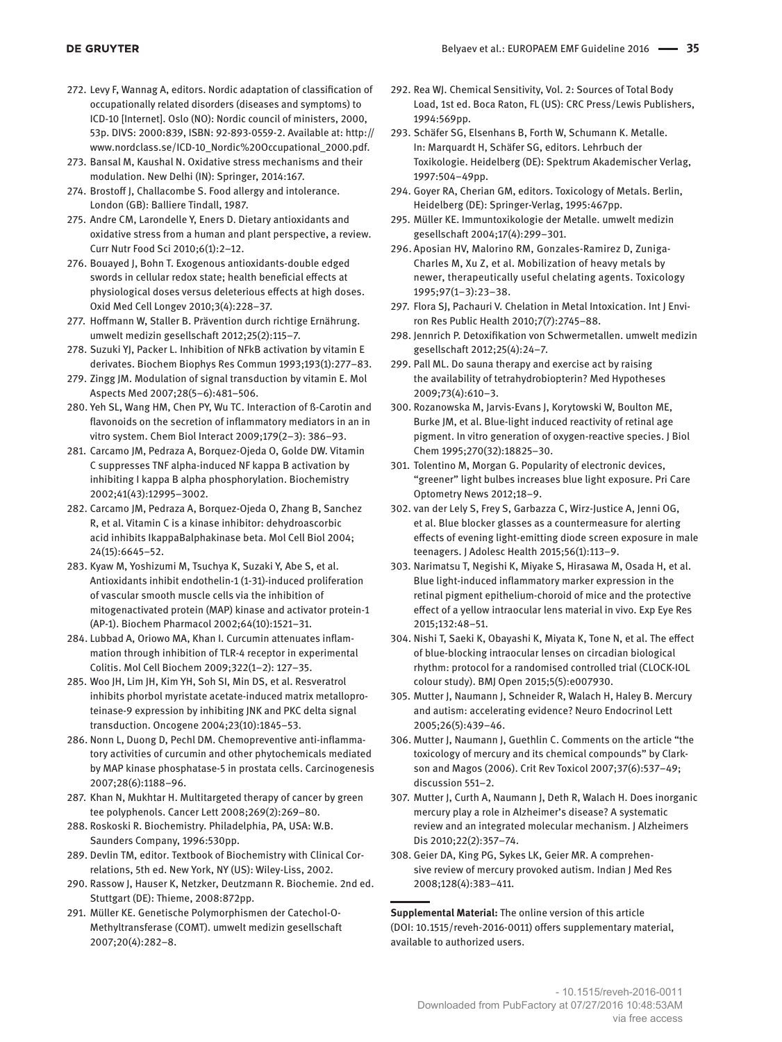272. Levy F, Wannag A, editors. Nordic adaptation of classification of occupationally related disorders (diseases and symptoms) to ICD-10 [Internet]. Oslo (NO): Nordic council of ministers, 2000, 53p. DIVS: 2000:839, ISBN: 92-893-0559-2. Available at: http://www.nordclass.se/ICD-10_Nordic%20Occupational_2000.pdf.
273. Bansal M, Kaushal N. Oxidative stress mechanisms and their modulation. New Delhi (IN): Springer, 2014:167.
274. Brostoff J, Challacombe S. Food allergy and intolerance. London (GB): Balliere Tindall, 1987.
275. Andre CM, Larondelle Y, Eners D. Dietary antioxidants and oxidative stress from a human and plant perspective, a review. Curr Nutr Food Sci 2010;6(1):2–12.
276. Bouayed J, Bohn T. Exogenous antioxidants-double edged swords in cellular redox state; health beneficial effects at physiological doses versus deleterious effects at high doses. Oxid Med Cell Longev 2010;3(4):228–37.
277. Hoffmann W, Staller B. Prävention durch richtige Ernährung. umwelt medizin gesellschaft 2012;25(2):115–7.
278. Suzuki YJ, Packer L. Inhibition of NFkB activation by vitamin E derivates. Biochem Biophys Res Commun 1993;193(1):277–83.
279. Zingg JM. Modulation of signal transduction by vitamin E. Mol Aspects Med 2007;28(5–6):481–506.
280. Yeh SL, Wang HM, Chen PY, Wu TC. Interaction of ß-Carotin and flavonoids on the secretion of inflammatory mediators in an in vitro system. Chem Biol Interact 2009;179(2–3): 386–93.
281. Carcamo JM, Pedraza A, Borquez-Ojeda O, Golde DW. Vitamin C suppresses TNF alpha-induced NF kappa B activation by inhibiting I kappa B alpha phosphorylation. Biochemistry 2002;41(43):12995–3002.
282. Carcamo JM, Pedraza A, Borquez-Ojeda O, Zhang B, Sanchez R, et al. Vitamin C is a kinase inhibitor: dehydroascorbic acid inhibits IkappaBalphakinase beta. Mol Cell Biol 2004; 24(15):6645–52.
283. Kyaw M, Yoshizumi M, Tsuchya K, Suzaki Y, Abe S, et al. Antioxidants inhibit endothelin-1 (1-31)-induced proliferation of vascular smooth muscle cells via the inhibition of mitogenactivated protein (MAP) kinase and activator protein-1 (AP-1). Biochem Pharmacol 2002;64(10):1521–31.
284. Lubbad A, Oriowo MA, Khan I. Curcumin attenuates inflammation through inhibition of TLR-4 receptor in experimental Colitis. Mol Cell Biochem 2009;322(1–2): 127–35.
285. Woo JH, Lim JH, Kim YH, Soh SI, Min DS, et al. Resveratrol inhibits phorbol myristate acetate-induced matrix metalloproteinase-9 expression by inhibiting JNK and PKC delta signal transduction. Oncogene 2004;23(10):1845–53.
286. Nonn L, Duong D, Pechl DM. Chemopreventive anti-inflammatory activities of curcumin and other phytochemicals mediated by MAP kinase phosphatase-5 in prostata cells. Carcinogenesis 2007;28(6):1188–96.
287. Khan N, Mukhtar H. Multitargeted therapy of cancer by green tee polyphenols. Cancer Lett 2008;269(2):269–80.
288. Roskoski R. Biochemistry. Philadelphia, PA, USA: W.B. Saunders Company, 1996:530pp.
289. Devlin TM, editor. Textbook of Biochemistry with Clinical Correlations, 5th ed. New York, NY (US): Wiley-Liss, 2002.
290. Rassow J, Hauser K, Netzker, Deutzmann R. Biochemie. 2nd ed. Stuttgart (DE): Thieme, 2008:872pp.
291. Müller KE. Genetische Polymorphismen der Catechol-O-Methyltransferase (COMT). umwelt medizin gesellschaft 2007;20(4):282–8.
292. Rea WJ. Chemical Sensitivity, Vol. 2: Sources of Total Body Load, 1st ed. Boca Raton, FL (US): CRC Press/Lewis Publishers, 1994:569pp.
293. Schäfer SG, Elsenhans B, Forth W, Schumann K. Metalle. In: Marquardt H, Schäfer SG, editors. Lehrbuch der Toxikologie. Heidelberg (DE): Spektrum Akademischer Verlag, 1997:504–49pp.
294. Goyer RA, Cherian GM, editors. Toxicology of Metals. Berlin, Heidelberg (DE): Springer-Verlag, 1995:467pp.
295. Müller KE. Immuntoxikologie der Metalle. umwelt medizin gesellschaft 2004;17(4):299–301.
296. Aposian HV, Malorino RM, Gonzales-Ramirez D, Zuniga-Charles M, Xu Z, et al. Mobilization of heavy metals by newer, therapeutically useful chelating agents. Toxicology 1995;97(1–3):23–38.
297. Flora SJ, Pachauri V. Chelation in Metal Intoxication. Int J Environ Res Public Health 2010;7(7):2745–88.
298. Jennrich P. Detoxifikation von Schwermetallen. umwelt medizin gesellschaft 2012;25(4):24–7.
299. Pall ML. Do sauna therapy and exercise act by raising the availability of tetrahydrobiopterin? Med Hypotheses 2009;73(4):610–3.
300. Rozanowska M, Jarvis-Evans J, Korytowski W, Boulton ME, Burke JM, et al. Blue-light induced reactivity of retinal age pigment. In vitro generation of oxygen-reactive species. J Biol Chem 1995;270(32):18825–30.
301. Tolentino M, Morgan G. Popularity of electronic devices, "greener" light bulbes increases blue light exposure. Pri Care Optometry News 2012;18–9.
302. van der Lely S, Frey S, Garbazza C, Wirz-Justice A, Jenni OG, et al. Blue blocker glasses as a countermeasure for alerting effects of evening light-emitting diode screen exposure in male teenagers. J Adolesc Health 2015;56(1):113–9.
303. Narimatsu T, Negishi K, Miyake S, Hirasawa M, Osada H, et al. Blue light-induced inflammatory marker expression in the retinal pigment epithelium-choroid of mice and the protective effect of a yellow intraocular lens material in vivo. Exp Eye Res 2015;132:48–51.
304. Nishi T, Saeki K, Obayashi K, Miyata K, Tone N, et al. The effect of blue-blocking intraocular lenses on circadian biological rhythm: protocol for a randomised controlled trial (CLOCK-IOL colour study). BMJ Open 2015;5(5):e007930.
305. Mutter J, Naumann J, Schneider R, Walach H, Haley B. Mercury and autism: accelerating evidence? Neuro Endocrinol Lett 2005;26(5):439–46.
306. Mutter J, Naumann J, Guethlin C. Comments on the article "the toxicology of mercury and its chemical compounds" by Clarkson and Magos (2006). Crit Rev Toxicol 2007;37(6):537–49; discussion 551–2.
307. Mutter J, Curth A, Naumann J, Deth R, Walach H. Does inorganic mercury play a role in Alzheimer's disease? A systematic review and an integrated molecular mechanism. J Alzheimers Dis 2010;22(2):357–74.
308. Geier DA, King PG, Sykes LK, Geier MR. A comprehensive review of mercury provoked autism. Indian J Med Res 2008;128(4):383–411.

**Supplemental Material:** The online version of this article (DOI: 10.1515/reveh-2016-0011) offers supplementary material, available to authorized users.